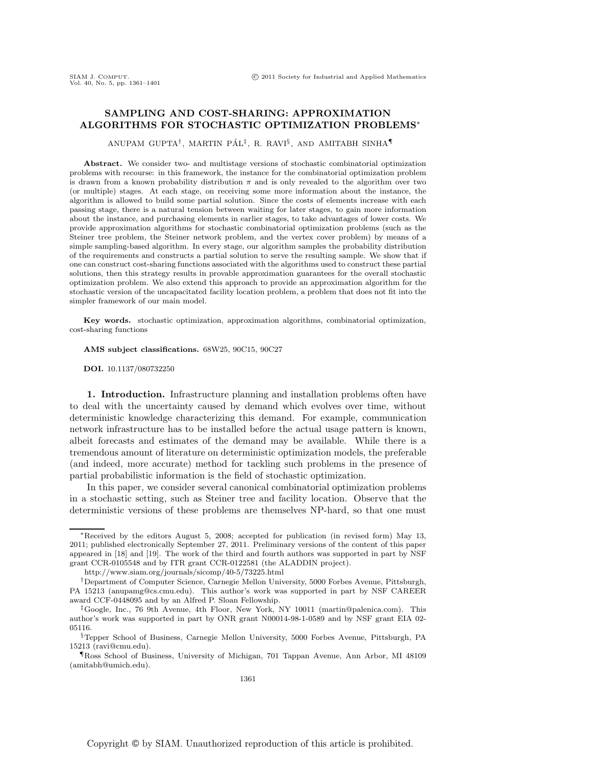# SAMPLING AND COST-SHARING: APPROXIMATION ALGORITHMS FOR STOCHASTIC OPTIMIZATION PROBLEMS*

ANUPAM GUPTA†, MARTIN PÁL‡, R. RAVI§, AND AMITABH SINHA¶

**Abstract.** We consider two- and multistage versions of stochastic combinatorial optimization problems with recourse: in this framework, the instance for the combinatorial optimization problem is drawn from a known probability distribution $\pi$ and is only revealed to the algorithm over two (or multiple) stages. At each stage, on receiving some more information about the instance, the algorithm is allowed to build some partial solution. Since the costs of elements increase with each passing stage, there is a natural tension between waiting for later stages, to gain more information about the instance, and purchasing elements in earlier stages, to take advantages of lower costs. We provide approximation algorithms for stochastic combinatorial optimization problems (such as the Steiner tree problem, the Steiner network problem, and the vertex cover problem) by means of a simple sampling-based algorithm. In every stage, our algorithm samples the probability distribution of the requirements and constructs a partial solution to serve the resulting sample. We show that if one can construct cost-sharing functions associated with the algorithms used to construct these partial solutions, then this strategy results in provable approximation guarantees for the overall stochastic optimization problem. We also extend this approach to provide an approximation algorithm for the stochastic version of the uncapacitated facility location problem, a problem that does not fit into the simpler framework of our main model.

**Key words.** stochastic optimization, approximation algorithms, combinatorial optimization, cost-sharing functions

**AMS subject classifications.** 68W25, 90C15, 90C27

**DOI.** 10.1137/080732250

**1. Introduction.** Infrastructure planning and installation problems often have to deal with the uncertainty caused by demand which evolves over time, without deterministic knowledge characterizing this demand. For example, communication network infrastructure has to be installed before the actual usage pattern is known, albeit forecasts and estimates of the demand may be available. While there is a tremendous amount of literature on deterministic optimization models, the preferable (and indeed, more accurate) method for tackling such problems in the presence of partial probabilistic information is the field of stochastic optimization.

In this paper, we consider several canonical combinatorial optimization problems in a stochastic setting, such as Steiner tree and facility location. Observe that the deterministic versions of these problems are themselves NP-hard, so that one must

---

*Received by the editors August 5, 2008; accepted for publication (in revised form) May 13, 2011; published electronically September 27, 2011. Preliminary versions of the content of this paper appeared in [18] and [19]. The work of the third and fourth authors was supported in part by NSF grant CCR-0105548 and by ITR grant CCR-0122581 (the ALADDIN project).

http://www.siam.org/journals/sicomp/40-5/73225.html

†Department of Computer Science, Carnegie Mellon University, 5000 Forbes Avenue, Pittsburgh, PA 15213 (anupamg@cs.cmu.edu). This author's work was supported in part by NSF CAREER award CCF-0448095 and by an Alfred P. Sloan Fellowship.

‡Google, Inc., 76 9th Avenue, 4th Floor, New York, NY 10011 (martin@palenica.com). This author's work was supported in part by ONR grant N00014-98-1-0589 and by NSF grant EIA 02-05116.

§Tepper School of Business, Carnegie Mellon University, 5000 Forbes Avenue, Pittsburgh, PA 15213 (ravi@cmu.edu).

¶Ross School of Business, University of Michigan, 701 Tappan Avenue, Ann Arbor, MI 48109 (amitabh@umich.edu).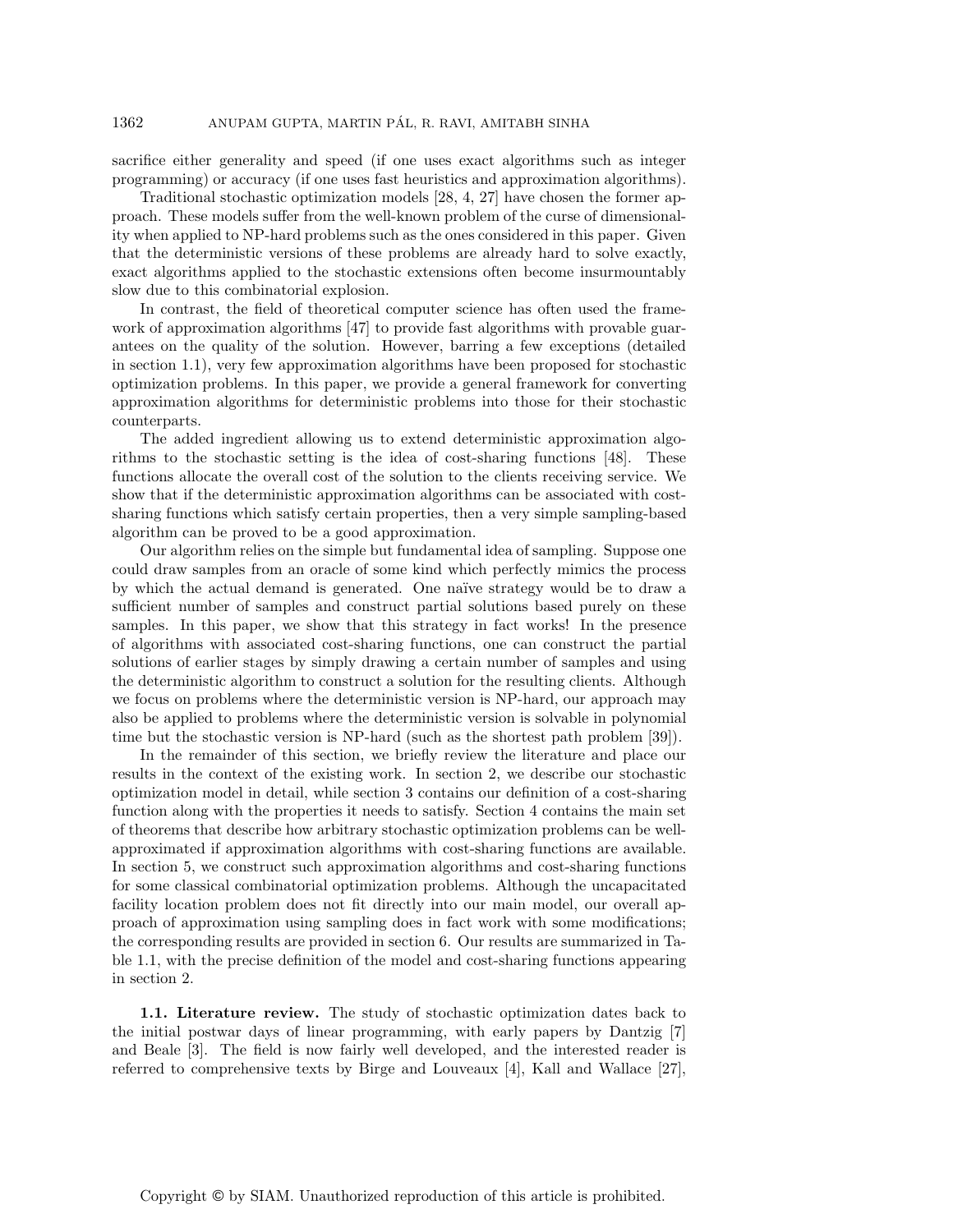sacrifice either generality and speed (if one uses exact algorithms such as integer programming) or accuracy (if one uses fast heuristics and approximation algorithms).

Traditional stochastic optimization models [28, 4, 27] have chosen the former approach. These models suffer from the well-known problem of the curse of dimensionality when applied to NP-hard problems such as the ones considered in this paper. Given that the deterministic versions of these problems are already hard to solve exactly, exact algorithms applied to the stochastic extensions often become insurmountably slow due to this combinatorial explosion.

In contrast, the field of theoretical computer science has often used the framework of approximation algorithms [47] to provide fast algorithms with provable guarantees on the quality of the solution. However, barring a few exceptions (detailed in section 1.1), very few approximation algorithms have been proposed for stochastic optimization problems. In this paper, we provide a general framework for converting approximation algorithms for deterministic problems into those for their stochastic counterparts.

The added ingredient allowing us to extend deterministic approximation algorithms to the stochastic setting is the idea of cost-sharing functions [48]. These functions allocate the overall cost of the solution to the clients receiving service. We show that if the deterministic approximation algorithms can be associated with cost-sharing functions which satisfy certain properties, then a very simple sampling-based algorithm can be proved to be a good approximation.

Our algorithm relies on the simple but fundamental idea of sampling. Suppose one could draw samples from an oracle of some kind which perfectly mimics the process by which the actual demand is generated. One naïve strategy would be to draw a sufficient number of samples and construct partial solutions based purely on these samples. In this paper, we show that this strategy in fact works! In the presence of algorithms with associated cost-sharing functions, one can construct the partial solutions of earlier stages by simply drawing a certain number of samples and using the deterministic algorithm to construct a solution for the resulting clients. Although we focus on problems where the deterministic version is NP-hard, our approach may also be applied to problems where the deterministic version is solvable in polynomial time but the stochastic version is NP-hard (such as the shortest path problem [39]).

In the remainder of this section, we briefly review the literature and place our results in the context of the existing work. In section 2, we describe our stochastic optimization model in detail, while section 3 contains our definition of a cost-sharing function along with the properties it needs to satisfy. Section 4 contains the main set of theorems that describe how arbitrary stochastic optimization problems can be well-approximated if approximation algorithms with cost-sharing functions are available. In section 5, we construct such approximation algorithms and cost-sharing functions for some classical combinatorial optimization problems. Although the uncapacitated facility location problem does not fit directly into our main model, our overall approach of approximation using sampling does in fact work with some modifications; the corresponding results are provided in section 6. Our results are summarized in Table 1.1, with the precise definition of the model and cost-sharing functions appearing in section 2.

**1.1. Literature review.** The study of stochastic optimization dates back to the initial postwar days of linear programming, with early papers by Dantzig [7] and Beale [3]. The field is now fairly well developed, and the interested reader is referred to comprehensive texts by Birge and Louveaux [4], Kall and Wallace [27],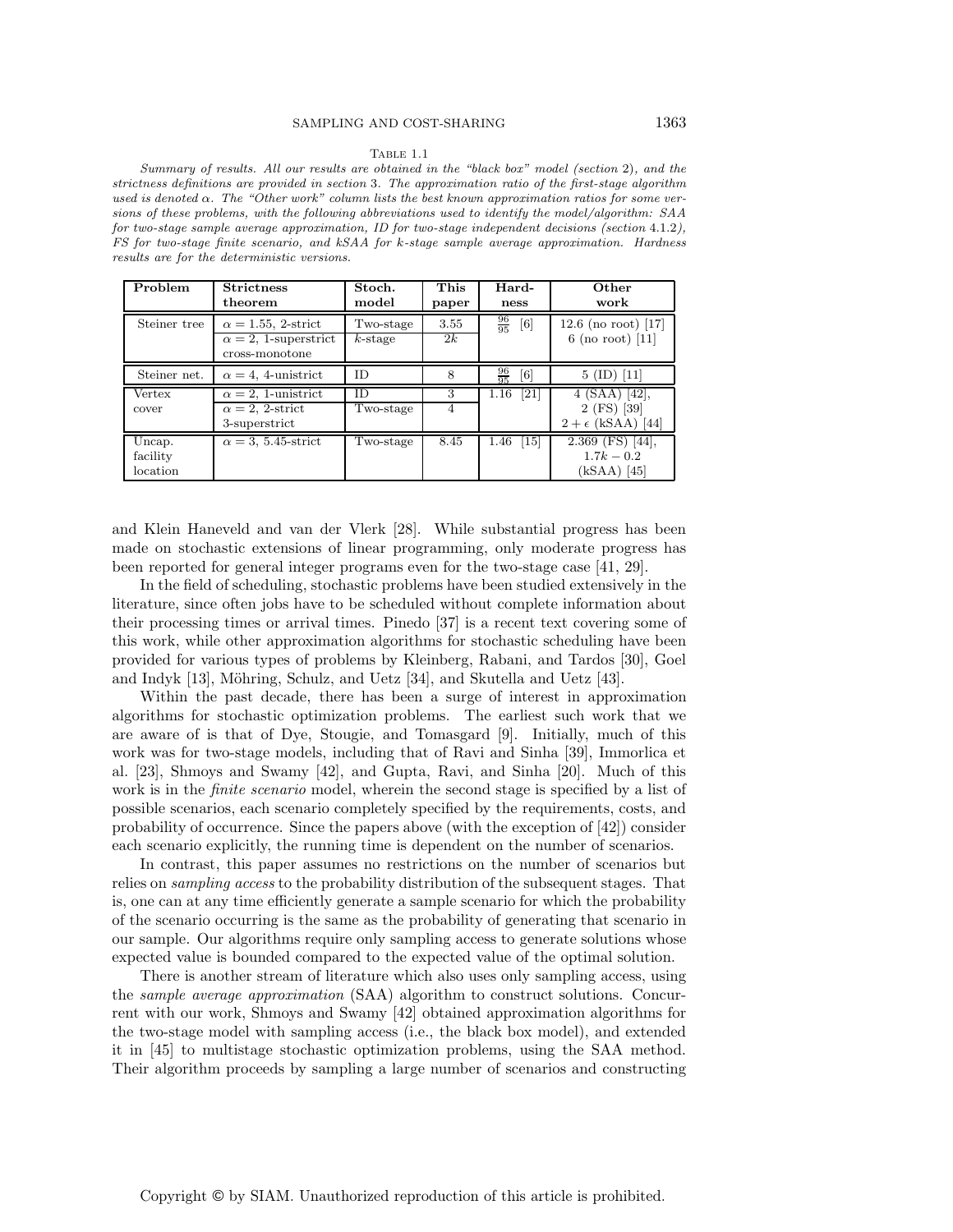Table 1.1

*Summary of results. All our results are obtained in the "black box" model (section 2), and the strictness definitions are provided in section 3. The approximation ratio of the first-stage algorithm used is denoted $\alpha$. The "Other work" column lists the best known approximation ratios for some versions of these problems, with the following abbreviations used to identify the model/algorithm: SAA for two-stage sample average approximation, ID for two-stage independent decisions (section 4.1.2), FS for two-stage finite scenario, and kSAA for k-stage sample average approximation. Hardness results are for the deterministic versions.*

| Problem | Strictness theorem | Stoch. model | This paper | Hard-ness | Other work |
|---|---|---|---|---|---|
| Steiner tree | $\alpha = 1.55$, 2-strict | Two-stage | 3.55 | $\frac{96}{95}$ [6] | 12.6 (no root) [17] |
| | $\alpha = 2$, 1-superstrict cross-monotone | $k$-stage | $2k$ | | 6 (no root) [11] |
| Steiner net. | $\alpha = 4$, 4-unistrict | ID | 8 | $\frac{96}{95}$ [6] | 5 (ID) [11] |
| Vertex cover | $\alpha = 2$, 1-unistrict | ID | 3 | 1.16 [21] | 4 (SAA) [42], |
| | $\alpha = 2$, 2-strict 3-superstrict | Two-stage | 4 | | 2 (FS) [39] $2 + \epsilon$ (kSAA) [44] |
| Uncap. facility location | $\alpha = 3$, 5.45-strict | Two-stage | 8.45 | 1.46 [15] | 2.369 (FS) [44], $1.7k - 0.2$ (kSAA) [45] |

and Klein Haneveld and van der Vlerk [28]. While substantial progress has been made on stochastic extensions of linear programming, only moderate progress has been reported for general integer programs even for the two-stage case [41, 29].

In the field of scheduling, stochastic problems have been studied extensively in the literature, since often jobs have to be scheduled without complete information about their processing times or arrival times. Pinedo [37] is a recent text covering some of this work, while other approximation algorithms for stochastic scheduling have been provided for various types of problems by Kleinberg, Rabani, and Tardos [30], Goel and Indyk [13], Möhring, Schulz, and Uetz [34], and Skutella and Uetz [43].

Within the past decade, there has been a surge of interest in approximation algorithms for stochastic optimization problems. The earliest such work that we are aware of is that of Dye, Stougie, and Tomasgard [9]. Initially, much of this work was for two-stage models, including that of Ravi and Sinha [39], Immorlica et al. [23], Shmoys and Swamy [42], and Gupta, Ravi, and Sinha [20]. Much of this work is in the *finite scenario* model, wherein the second stage is specified by a list of possible scenarios, each scenario completely specified by the requirements, costs, and probability of occurrence. Since the papers above (with the exception of [42]) consider each scenario explicitly, the running time is dependent on the number of scenarios.

In contrast, this paper assumes no restrictions on the number of scenarios but relies on *sampling access* to the probability distribution of the subsequent stages. That is, one can at any time efficiently generate a sample scenario for which the probability of the scenario occurring is the same as the probability of generating that scenario in our sample. Our algorithms require only sampling access to generate solutions whose expected value is bounded compared to the expected value of the optimal solution.

There is another stream of literature which also uses only sampling access, using the *sample average approximation* (SAA) algorithm to construct solutions. Concurrent with our work, Shmoys and Swamy [42] obtained approximation algorithms for the two-stage model with sampling access (i.e., the black box model), and extended it in [45] to multistage stochastic optimization problems, using the SAA method. Their algorithm proceeds by sampling a large number of scenarios and constructing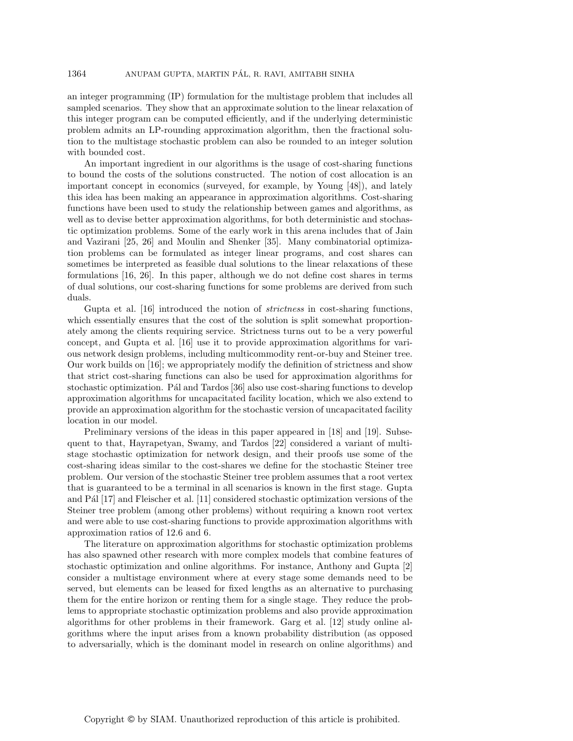an integer programming (IP) formulation for the multistage problem that includes all sampled scenarios. They show that an approximate solution to the linear relaxation of this integer program can be computed efficiently, and if the underlying deterministic problem admits an LP-rounding approximation algorithm, then the fractional solution to the multistage stochastic problem can also be rounded to an integer solution with bounded cost.

An important ingredient in our algorithms is the usage of cost-sharing functions to bound the costs of the solutions constructed. The notion of cost allocation is an important concept in economics (surveyed, for example, by Young [48]), and lately this idea has been making an appearance in approximation algorithms. Cost-sharing functions have been used to study the relationship between games and algorithms, as well as to devise better approximation algorithms, for both deterministic and stochastic optimization problems. Some of the early work in this arena includes that of Jain and Vazirani [25, 26] and Moulin and Shenker [35]. Many combinatorial optimization problems can be formulated as integer linear programs, and cost shares can sometimes be interpreted as feasible dual solutions to the linear relaxations of these formulations [16, 26]. In this paper, although we do not define cost shares in terms of dual solutions, our cost-sharing functions for some problems are derived from such duals.

Gupta et al. [16] introduced the notion of *strictness* in cost-sharing functions, which essentially ensures that the cost of the solution is split somewhat proportionately among the clients requiring service. Strictness turns out to be a very powerful concept, and Gupta et al. [16] use it to provide approximation algorithms for various network design problems, including multicommodity rent-or-buy and Steiner tree. Our work builds on [16]; we appropriately modify the definition of strictness and show that strict cost-sharing functions can also be used for approximation algorithms for stochastic optimization. Pál and Tardos [36] also use cost-sharing functions to develop approximation algorithms for uncapacitated facility location, which we also extend to provide an approximation algorithm for the stochastic version of uncapacitated facility location in our model.

Preliminary versions of the ideas in this paper appeared in [18] and [19]. Subsequent to that, Hayrapetyan, Swamy, and Tardos [22] considered a variant of multistage stochastic optimization for network design, and their proofs use some of the cost-sharing ideas similar to the cost-shares we define for the stochastic Steiner tree problem. Our version of the stochastic Steiner tree problem assumes that a root vertex that is guaranteed to be a terminal in all scenarios is known in the first stage. Gupta and Pál [17] and Fleischer et al. [11] considered stochastic optimization versions of the Steiner tree problem (among other problems) without requiring a known root vertex and were able to use cost-sharing functions to provide approximation algorithms with approximation ratios of 12.6 and 6.

The literature on approximation algorithms for stochastic optimization problems has also spawned other research with more complex models that combine features of stochastic optimization and online algorithms. For instance, Anthony and Gupta [2] consider a multistage environment where at every stage some demands need to be served, but elements can be leased for fixed lengths as an alternative to purchasing them for the entire horizon or renting them for a single stage. They reduce the problems to appropriate stochastic optimization problems and also provide approximation algorithms for other problems in their framework. Garg et al. [12] study online algorithms where the input arises from a known probability distribution (as opposed to adversarially, which is the dominant model in research on online algorithms) and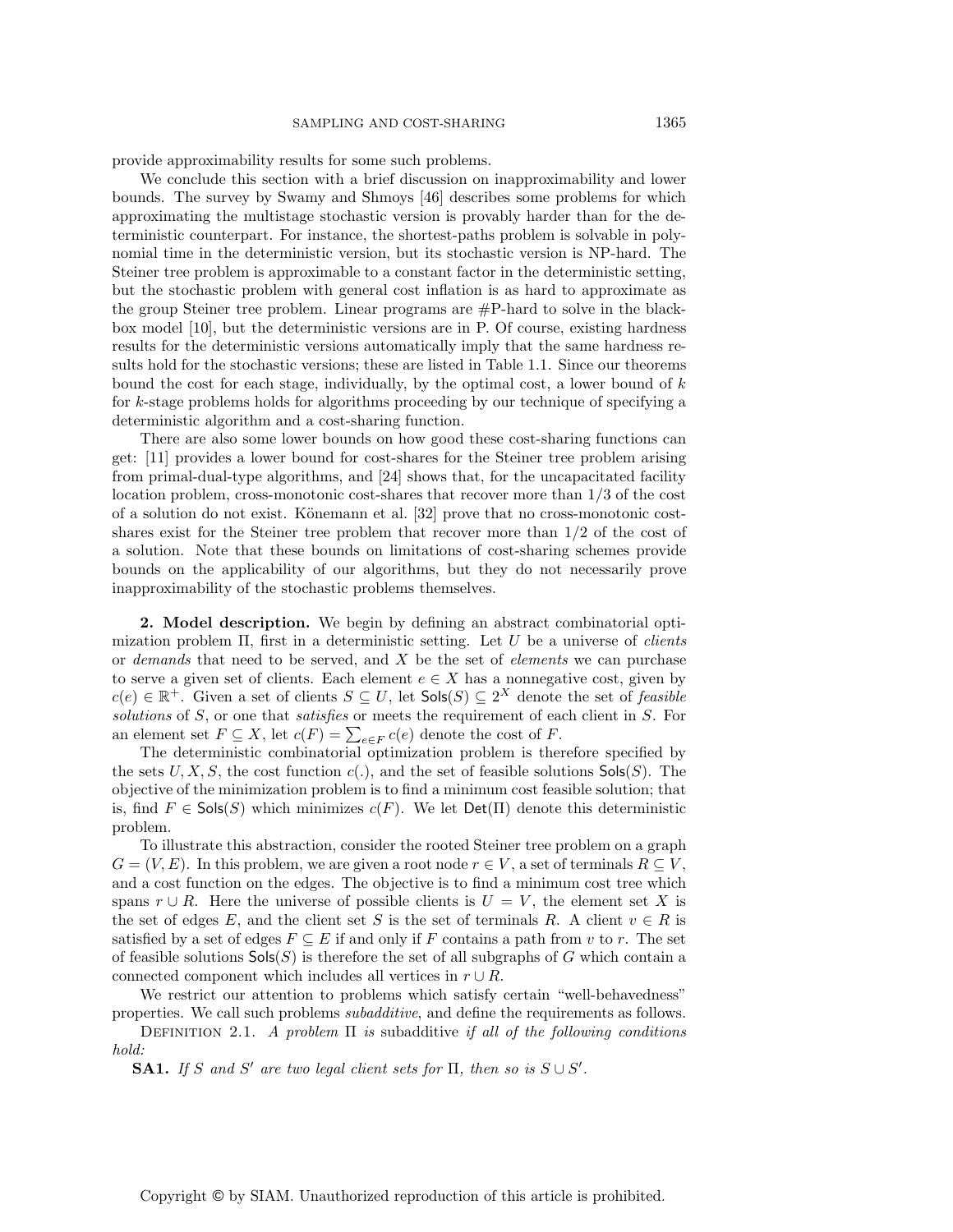provide approximability results for some such problems.

We conclude this section with a brief discussion on inapproximability and lower bounds. The survey by Swamy and Shmoys [46] describes some problems for which approximating the multistage stochastic version is provably harder than for the deterministic counterpart. For instance, the shortest-paths problem is solvable in polynomial time in the deterministic version, but its stochastic version is NP-hard. The Steiner tree problem is approximable to a constant factor in the deterministic setting, but the stochastic problem with general cost inflation is as hard to approximate as the group Steiner tree problem. Linear programs are #P-hard to solve in the black-box model [10], but the deterministic versions are in P. Of course, existing hardness results for the deterministic versions automatically imply that the same hardness results hold for the stochastic versions; these are listed in Table 1.1. Since our theorems bound the cost for each stage, individually, by the optimal cost, a lower bound of $k$ for $k$-stage problems holds for algorithms proceeding by our technique of specifying a deterministic algorithm and a cost-sharing function.

There are also some lower bounds on how good these cost-sharing functions can get: [11] provides a lower bound for cost-shares for the Steiner tree problem arising from primal-dual-type algorithms, and [24] shows that, for the uncapacitated facility location problem, cross-monotonic cost-shares that recover more than $1/3$ of the cost of a solution do not exist. Könemann et al. [32] prove that no cross-monotonic cost-shares exist for the Steiner tree problem that recover more than $1/2$ of the cost of a solution. Note that these bounds on limitations of cost-sharing schemes provide bounds on the applicability of our algorithms, but they do not necessarily prove inapproximability of the stochastic problems themselves.

## 2. Model description.

We begin by defining an abstract combinatorial optimization problem $\Pi$, first in a deterministic setting. Let $U$ be a universe of *clients* or *demands* that need to be served, and $X$ be the set of *elements* we can purchase to serve a given set of clients. Each element $e \in X$ has a nonnegative cost, given by $c(e) \in \mathbb{R}^+$. Given a set of clients $S \subseteq U$, let $\mathsf{Sols}(S) \subseteq 2^X$ denote the set of *feasible solutions* of $S$, or one that *satisfies* or meets the requirement of each client in $S$. For an element set $F \subseteq X$, let $c(F) = \sum_{e \in F} c(e)$ denote the cost of $F$.

The deterministic combinatorial optimization problem is therefore specified by the sets $U, X, S$, the cost function $c(.)$, and the set of feasible solutions $\mathsf{Sols}(S)$. The objective of the minimization problem is to find a minimum cost feasible solution; that is, find $F \in \mathsf{Sols}(S)$ which minimizes $c(F)$. We let $\mathsf{Det}(\Pi)$ denote this deterministic problem.

To illustrate this abstraction, consider the rooted Steiner tree problem on a graph $G = (V, E)$. In this problem, we are given a root node $r \in V$, a set of terminals $R \subseteq V$, and a cost function on the edges. The objective is to find a minimum cost tree which spans $r \cup R$. Here the universe of possible clients is $U = V$, the element set $X$ is the set of edges $E$, and the client set $S$ is the set of terminals $R$. A client $v \in R$ is satisfied by a set of edges $F \subseteq E$ if and only if $F$ contains a path from $v$ to $r$. The set of feasible solutions $\mathsf{Sols}(S)$ is therefore the set of all subgraphs of $G$ which contain a connected component which includes all vertices in $r \cup R$.

We restrict our attention to problems which satisfy certain "well-behavedness" properties. We call such problems *subadditive*, and define the requirements as follows.

Definition 2.1. *A problem $\Pi$ is* subadditive *if all of the following conditions hold:*

**SA1.** *If $S$ and $S'$ are two legal client sets for $\Pi$, then so is $S \cup S'$.*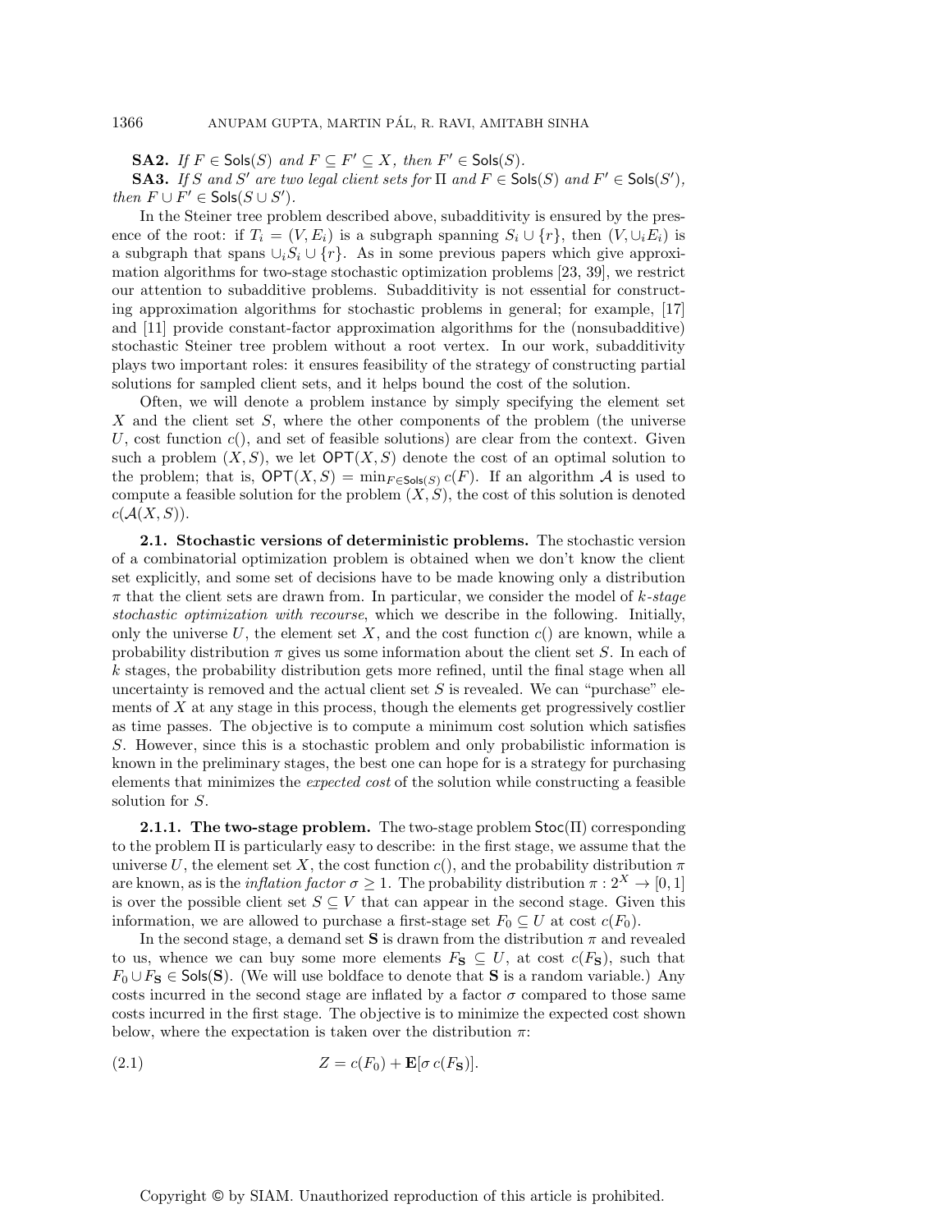**SA2.** *If $F \in \mathsf{Sols}(S)$ and $F \subseteq F' \subseteq X$, then $F' \in \mathsf{Sols}(S)$.*

**SA3.** *If $S$ and $S'$ are two legal client sets for $\Pi$ and $F \in \mathsf{Sols}(S)$ and $F' \in \mathsf{Sols}(S')$, then $F \cup F' \in \mathsf{Sols}(S \cup S')$.*

In the Steiner tree problem described above, subadditivity is ensured by the presence of the root: if $T_i = (V, E_i)$ is a subgraph spanning $S_i \cup \{r\}$, then $(V, \cup_i E_i)$ is a subgraph that spans $\cup_i S_i \cup \{r\}$. As in some previous papers which give approximation algorithms for two-stage stochastic optimization problems [23, 39], we restrict our attention to subadditive problems. Subadditivity is not essential for constructing approximation algorithms for stochastic problems in general; for example, [17] and [11] provide constant-factor approximation algorithms for the (nonsubadditive) stochastic Steiner tree problem without a root vertex. In our work, subadditivity plays two important roles: it ensures feasibility of the strategy of constructing partial solutions for sampled client sets, and it helps bound the cost of the solution.

Often, we will denote a problem instance by simply specifying the element set $X$ and the client set $S$, where the other components of the problem (the universe $U$, cost function $c()$, and set of feasible solutions) are clear from the context. Given such a problem $(X, S)$, we let $\mathsf{OPT}(X, S)$ denote the cost of an optimal solution to the problem; that is, $\mathsf{OPT}(X, S) = \min_{F \in \mathsf{Sols}(S)} c(F)$. If an algorithm $\mathcal{A}$ is used to compute a feasible solution for the problem $(X, S)$, the cost of this solution is denoted $c(\mathcal{A}(X, S))$.

### 2.1. Stochastic versions of deterministic problems.

The stochastic version of a combinatorial optimization problem is obtained when we don't know the client set explicitly, and some set of decisions have to be made knowing only a distribution $\pi$ that the client sets are drawn from. In particular, we consider the model of *$k$-stage stochastic optimization with recourse*, which we describe in the following. Initially, only the universe $U$, the element set $X$, and the cost function $c()$ are known, while a probability distribution $\pi$ gives us some information about the client set $S$. In each of $k$ stages, the probability distribution gets more refined, until the final stage when all uncertainty is removed and the actual client set $S$ is revealed. We can "purchase" elements of $X$ at any stage in this process, though the elements get progressively costlier as time passes. The objective is to compute a minimum cost solution which satisfies $S$. However, since this is a stochastic problem and only probabilistic information is known in the preliminary stages, the best one can hope for is a strategy for purchasing elements that minimizes the *expected cost* of the solution while constructing a feasible solution for $S$.

#### 2.1.1. The two-stage problem.

The two-stage problem $\mathsf{Stoc}(\Pi)$ corresponding to the problem $\Pi$ is particularly easy to describe: in the first stage, we assume that the universe $U$, the element set $X$, the cost function $c()$, and the probability distribution $\pi$ are known, as is the *inflation factor* $\sigma \geq 1$. The probability distribution $\pi : 2^X \to [0, 1]$ is over the possible client set $S \subseteq V$ that can appear in the second stage. Given this information, we are allowed to purchase a first-stage set $F_0 \subseteq U$ at cost $c(F_0)$.

In the second stage, a demand set $\mathbf{S}$ is drawn from the distribution $\pi$ and revealed to us, whence we can buy some more elements $F_{\mathbf{S}} \subseteq U$, at cost $c(F_{\mathbf{S}})$, such that $F_0 \cup F_{\mathbf{S}} \in \mathsf{Sols}(\mathbf{S})$. (We will use boldface to denote that $\mathbf{S}$ is a random variable.) Any costs incurred in the second stage are inflated by a factor $\sigma$ compared to those same costs incurred in the first stage. The objective is to minimize the expected cost shown below, where the expectation is taken over the distribution $\pi$:

$$Z = c(F_0) + \mathbf{E}[\sigma\, c(F_{\mathbf{S}})]. \tag{2.1}$$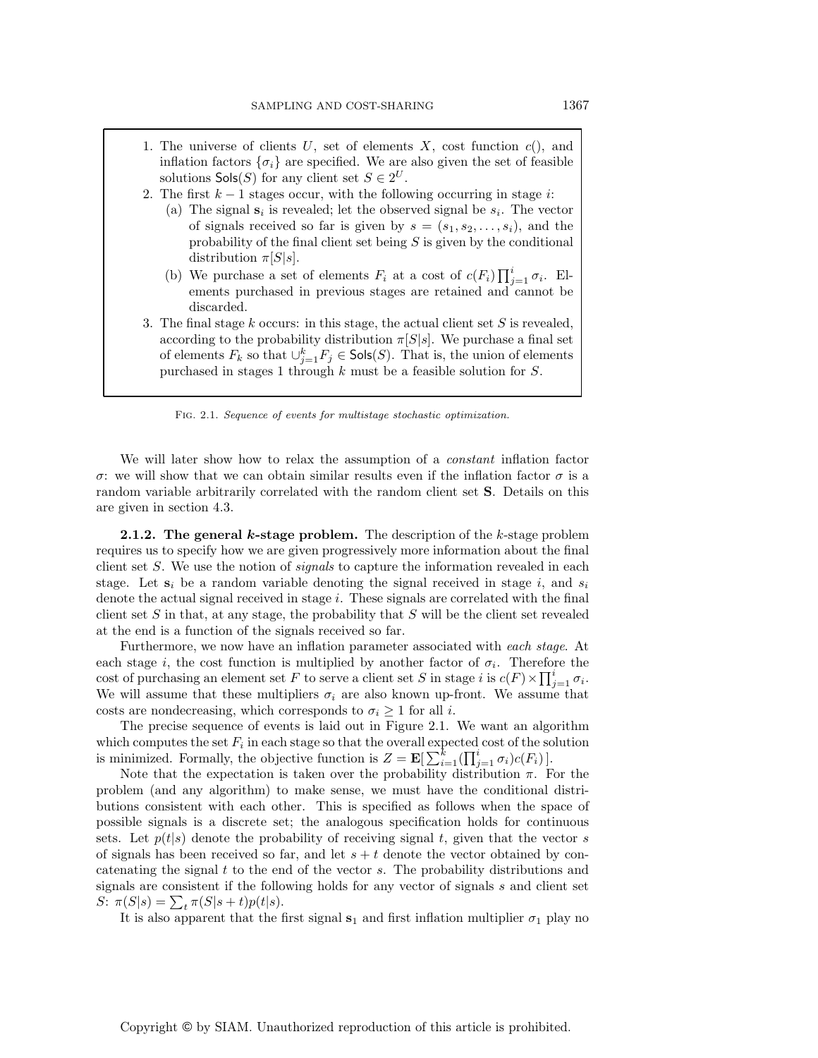1. The universe of clients $U$, set of elements $X$, cost function $c()$, and inflation factors $\{\sigma_i\}$ are specified. We are also given the set of feasible solutions $\mathsf{Sols}(S)$ for any client set $S \in 2^U$.
2. The first $k-1$ stages occur, with the following occurring in stage $i$:
   (a) The signal $\mathbf{s}_i$ is revealed; let the observed signal be $s_i$. The vector of signals received so far is given by $s = (s_1, s_2, \ldots, s_i)$, and the probability of the final client set being $S$ is given by the conditional distribution $\pi[S|s]$.
   (b) We purchase a set of elements $F_i$ at a cost of $c(F_i) \prod_{j=1}^{i} \sigma_i$. Elements purchased in previous stages are retained and cannot be discarded.
3. The final stage $k$ occurs: in this stage, the actual client set $S$ is revealed, according to the probability distribution $\pi[S|s]$. We purchase a final set of elements $F_k$ so that $\cup_{j=1}^{k} F_j \in \mathsf{Sols}(S)$. That is, the union of elements purchased in stages 1 through $k$ must be a feasible solution for $S$.

Fig. 2.1. *Sequence of events for multistage stochastic optimization.*

We will later show how to relax the assumption of a *constant* inflation factor $\sigma$: we will show that we can obtain similar results even if the inflation factor $\sigma$ is a random variable arbitrarily correlated with the random client set $\mathbf{S}$. Details on this are given in section 4.3.

**2.1.2. The general *k*-stage problem.** The description of the $k$-stage problem requires us to specify how we are given progressively more information about the final client set $S$. We use the notion of *signals* to capture the information revealed in each stage. Let $\mathbf{s}_i$ be a random variable denoting the signal received in stage $i$, and $s_i$ denote the actual signal received in stage $i$. These signals are correlated with the final client set $S$ in that, at any stage, the probability that $S$ will be the client set revealed at the end is a function of the signals received so far.

Furthermore, we now have an inflation parameter associated with *each stage*. At each stage $i$, the cost function is multiplied by another factor of $\sigma_i$. Therefore the cost of purchasing an element set $F$ to serve a client set $S$ in stage $i$ is $c(F) \times \prod_{j=1}^{i} \sigma_i$. We will assume that these multipliers $\sigma_i$ are also known up-front. We assume that costs are nondecreasing, which corresponds to $\sigma_i \geq 1$ for all $i$.

The precise sequence of events is laid out in Figure 2.1. We want an algorithm which computes the set $F_i$ in each stage so that the overall expected cost of the solution is minimized. Formally, the objective function is $Z = \mathbf{E}[\sum_{i=1}^{k} (\prod_{j=1}^{i} \sigma_i) c(F_i)]$.

Note that the expectation is taken over the probability distribution $\pi$. For the problem (and any algorithm) to make sense, we must have the conditional distributions consistent with each other. This is specified as follows when the space of possible signals is a discrete set; the analogous specification holds for continuous sets. Let $p(t|s)$ denote the probability of receiving signal $t$, given that the vector $s$ of signals has been received so far, and let $s + t$ denote the vector obtained by concatenating the signal $t$ to the end of the vector $s$. The probability distributions and signals are consistent if the following holds for any vector of signals $s$ and client set $S$: $\pi(S|s) = \sum_t \pi(S|s+t) p(t|s)$.

It is also apparent that the first signal $\mathbf{s}_1$ and first inflation multiplier $\sigma_1$ play no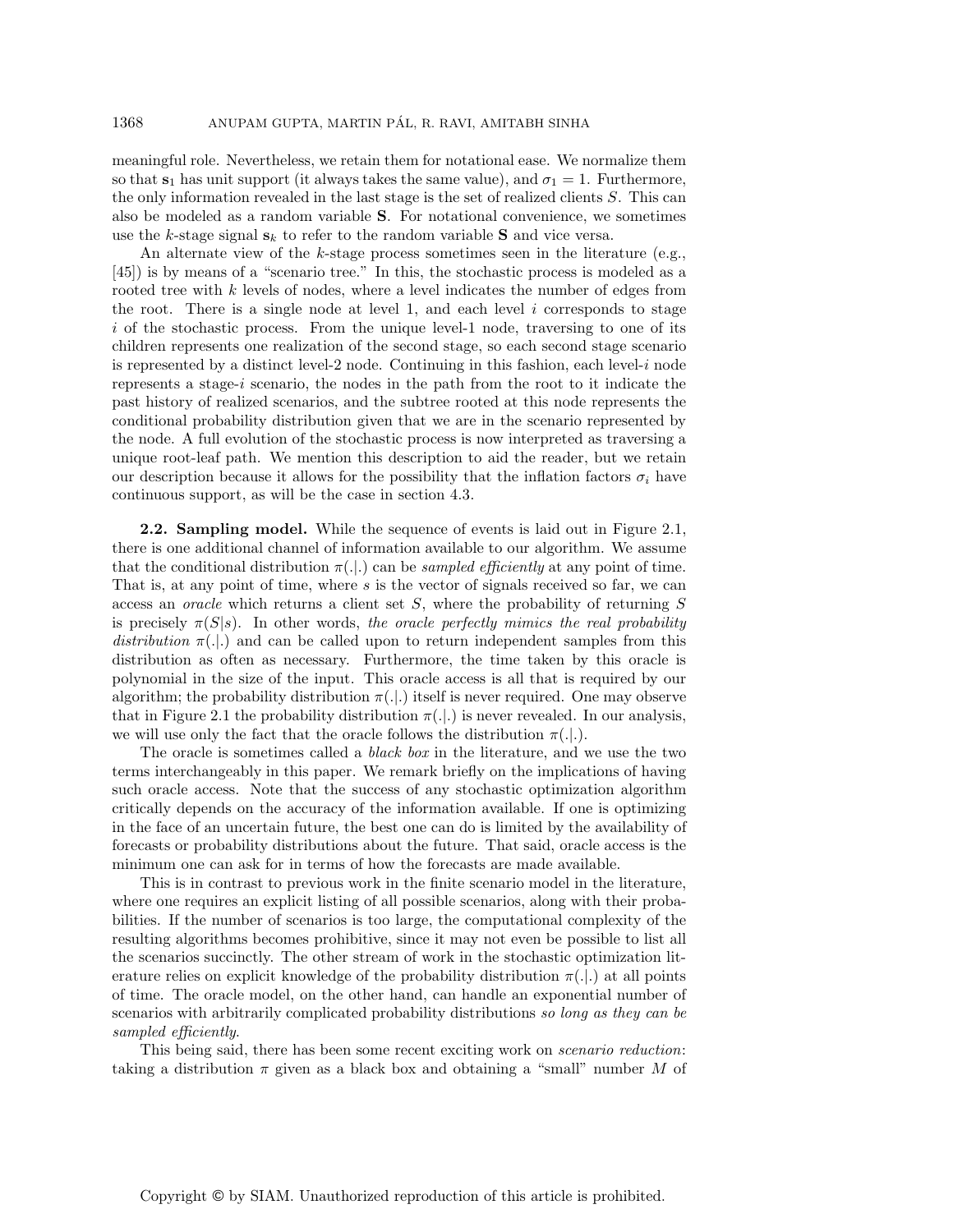meaningful role. Nevertheless, we retain them for notational ease. We normalize them so that $\mathbf{s}_1$ has unit support (it always takes the same value), and $\sigma_1 = 1$. Furthermore, the only information revealed in the last stage is the set of realized clients $S$. This can also be modeled as a random variable $\mathbf{S}$. For notational convenience, we sometimes use the $k$-stage signal $\mathbf{s}_k$ to refer to the random variable $\mathbf{S}$ and vice versa.

An alternate view of the $k$-stage process sometimes seen in the literature (e.g., [45]) is by means of a "scenario tree." In this, the stochastic process is modeled as a rooted tree with $k$ levels of nodes, where a level indicates the number of edges from the root. There is a single node at level 1, and each level $i$ corresponds to stage $i$ of the stochastic process. From the unique level-1 node, traversing to one of its children represents one realization of the second stage, so each second stage scenario is represented by a distinct level-2 node. Continuing in this fashion, each level-$i$ node represents a stage-$i$ scenario, the nodes in the path from the root to it indicate the past history of realized scenarios, and the subtree rooted at this node represents the conditional probability distribution given that we are in the scenario represented by the node. A full evolution of the stochastic process is now interpreted as traversing a unique root-leaf path. We mention this description to aid the reader, but we retain our description because it allows for the possibility that the inflation factors $\sigma_i$ have continuous support, as will be the case in section 4.3.

**2.2. Sampling model.** While the sequence of events is laid out in Figure 2.1, there is one additional channel of information available to our algorithm. We assume that the conditional distribution $\pi(.|.)$ can be *sampled efficiently* at any point of time. That is, at any point of time, where $s$ is the vector of signals received so far, we can access an *oracle* which returns a client set $S$, where the probability of returning $S$ is precisely $\pi(S|s)$. In other words, *the oracle perfectly mimics the real probability distribution* $\pi(.|.)$ and can be called upon to return independent samples from this distribution as often as necessary. Furthermore, the time taken by this oracle is polynomial in the size of the input. This oracle access is all that is required by our algorithm; the probability distribution $\pi(.|.)$ itself is never required. One may observe that in Figure 2.1 the probability distribution $\pi(.|.)$ is never revealed. In our analysis, we will use only the fact that the oracle follows the distribution $\pi(.|.)$.

The oracle is sometimes called a *black box* in the literature, and we use the two terms interchangeably in this paper. We remark briefly on the implications of having such oracle access. Note that the success of any stochastic optimization algorithm critically depends on the accuracy of the information available. If one is optimizing in the face of an uncertain future, the best one can do is limited by the availability of forecasts or probability distributions about the future. That said, oracle access is the minimum one can ask for in terms of how the forecasts are made available.

This is in contrast to previous work in the finite scenario model in the literature, where one requires an explicit listing of all possible scenarios, along with their probabilities. If the number of scenarios is too large, the computational complexity of the resulting algorithms becomes prohibitive, since it may not even be possible to list all the scenarios succinctly. The other stream of work in the stochastic optimization literature relies on explicit knowledge of the probability distribution $\pi(.|.)$ at all points of time. The oracle model, on the other hand, can handle an exponential number of scenarios with arbitrarily complicated probability distributions *so long as they can be sampled efficiently*.

This being said, there has been some recent exciting work on *scenario reduction*: taking a distribution $\pi$ given as a black box and obtaining a "small" number $M$ of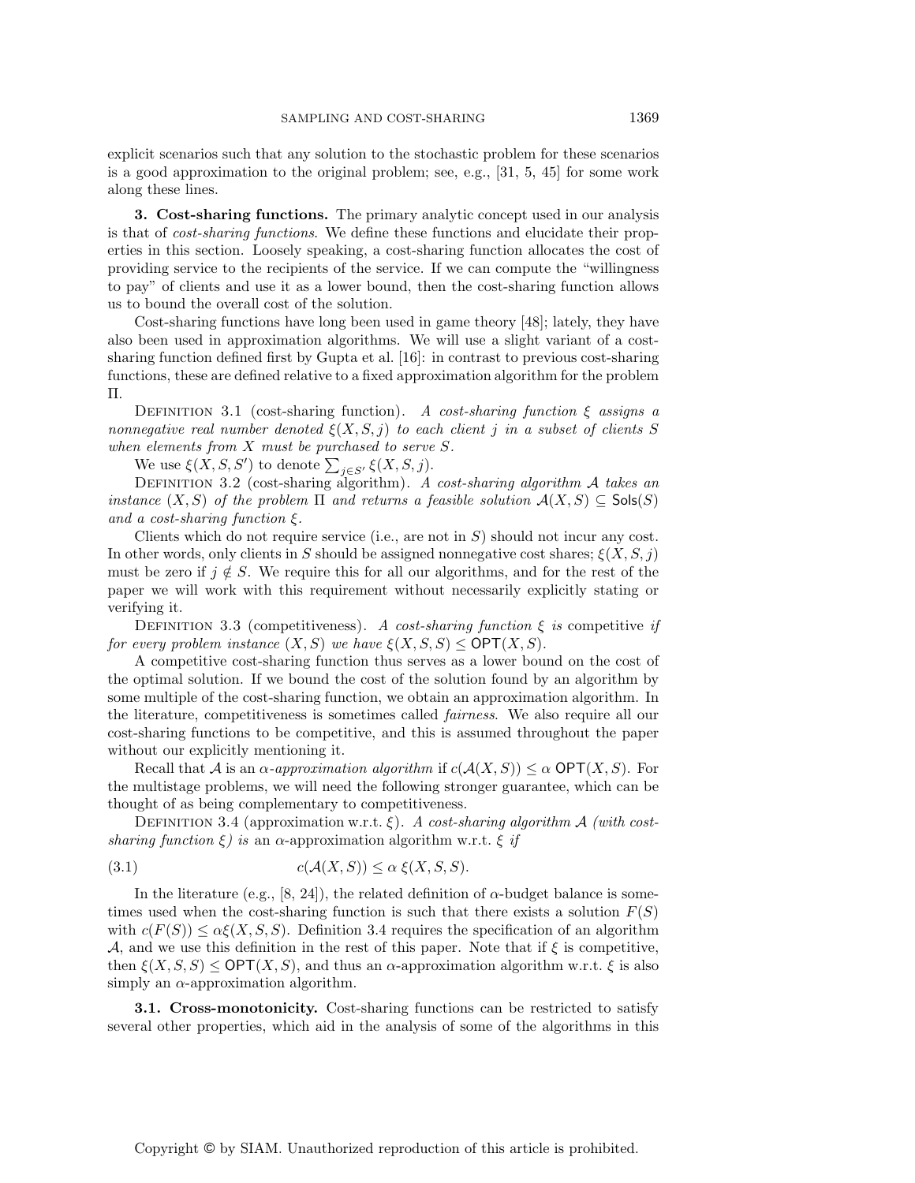explicit scenarios such that any solution to the stochastic problem for these scenarios is a good approximation to the original problem; see, e.g., [31, 5, 45] for some work along these lines.

## 3. Cost-sharing functions.

The primary analytic concept used in our analysis is that of *cost-sharing functions*. We define these functions and elucidate their properties in this section. Loosely speaking, a cost-sharing function allocates the cost of providing service to the recipients of the service. If we can compute the "willingness to pay" of clients and use it as a lower bound, then the cost-sharing function allows us to bound the overall cost of the solution.

Cost-sharing functions have long been used in game theory [48]; lately, they have also been used in approximation algorithms. We will use a slight variant of a cost-sharing function defined first by Gupta et al. [16]: in contrast to previous cost-sharing functions, these are defined relative to a fixed approximation algorithm for the problem $\Pi$.

Definition 3.1 (cost-sharing function). *A cost-sharing function $\xi$ assigns a nonnegative real number denoted $\xi(X, S, j)$ to each client $j$ in a subset of clients $S$ when elements from $X$ must be purchased to serve $S$.*

We use $\xi(X, S, S')$ to denote $\sum_{j \in S'} \xi(X, S, j)$.

Definition 3.2 (cost-sharing algorithm). *A cost-sharing algorithm $\mathcal{A}$ takes an instance $(X, S)$ of the problem $\Pi$ and returns a feasible solution $\mathcal{A}(X, S) \subseteq \mathsf{Sols}(S)$ and a cost-sharing function $\xi$.*

Clients which do not require service (i.e., are not in $S$) should not incur any cost. In other words, only clients in $S$ should be assigned nonnegative cost shares; $\xi(X, S, j)$ must be zero if $j \notin S$. We require this for all our algorithms, and for the rest of the paper we will work with this requirement without necessarily explicitly stating or verifying it.

Definition 3.3 (competitiveness). *A cost-sharing function $\xi$ is* competitive *if for every problem instance $(X, S)$ we have $\xi(X, S, S) \leq \mathsf{OPT}(X, S)$.*

A competitive cost-sharing function thus serves as a lower bound on the cost of the optimal solution. If we bound the cost of the solution found by an algorithm by some multiple of the cost-sharing function, we obtain an approximation algorithm. In the literature, competitiveness is sometimes called *fairness*. We also require all our cost-sharing functions to be competitive, and this is assumed throughout the paper without our explicitly mentioning it.

Recall that $\mathcal{A}$ is an *$\alpha$-approximation algorithm* if $c(\mathcal{A}(X, S)) \leq \alpha \, \mathsf{OPT}(X, S)$. For the multistage problems, we will need the following stronger guarantee, which can be thought of as being complementary to competitiveness.

Definition 3.4 (approximation w.r.t. $\xi$). *A cost-sharing algorithm $\mathcal{A}$ (with cost-sharing function $\xi$) is* an $\alpha$-approximation algorithm w.r.t. $\xi$ *if*

$$c(\mathcal{A}(X, S)) \leq \alpha \, \xi(X, S, S). \tag{3.1}$$

In the literature (e.g., [8, 24]), the related definition of $\alpha$-budget balance is sometimes used when the cost-sharing function is such that there exists a solution $F(S)$ with $c(F(S)) \leq \alpha \xi(X, S, S)$. Definition 3.4 requires the specification of an algorithm $\mathcal{A}$, and we use this definition in the rest of this paper. Note that if $\xi$ is competitive, then $\xi(X, S, S) \leq \mathsf{OPT}(X, S)$, and thus an $\alpha$-approximation algorithm w.r.t. $\xi$ is also simply an $\alpha$-approximation algorithm.

### 3.1. Cross-monotonicity.

Cost-sharing functions can be restricted to satisfy several other properties, which aid in the analysis of some of the algorithms in this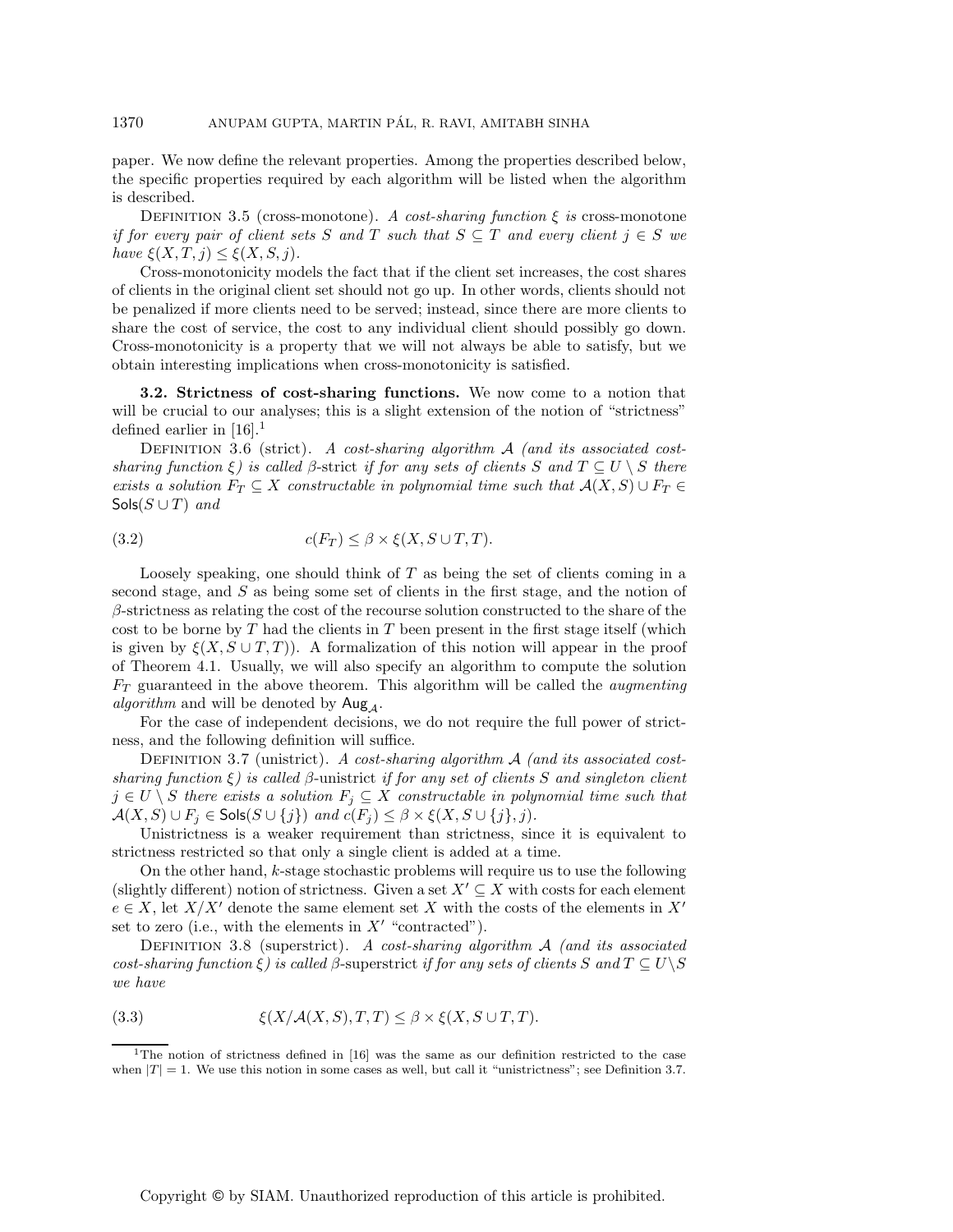paper. We now define the relevant properties. Among the properties described below, the specific properties required by each algorithm will be listed when the algorithm is described.

Definition 3.5 (cross-monotone). *A cost-sharing function $\xi$ is* cross-monotone *if for every pair of client sets $S$ and $T$ such that $S \subseteq T$ and every client $j \in S$ we have $\xi(X, T, j) \leq \xi(X, S, j)$.*

Cross-monotonicity models the fact that if the client set increases, the cost shares of clients in the original client set should not go up. In other words, clients should not be penalized if more clients need to be served; instead, since there are more clients to share the cost of service, the cost to any individual client should possibly go down. Cross-monotonicity is a property that we will not always be able to satisfy, but we obtain interesting implications when cross-monotonicity is satisfied.

**3.2. Strictness of cost-sharing functions.** We now come to a notion that will be crucial to our analyses; this is a slight extension of the notion of "strictness" defined earlier in [16].[1]

Definition 3.6 (strict). *A cost-sharing algorithm $\mathcal{A}$ (and its associated cost-sharing function $\xi$) is called* $\beta$-strict *if for any sets of clients $S$ and $T \subseteq U \setminus S$ there exists a solution $F_T \subseteq X$ constructable in polynomial time such that $\mathcal{A}(X, S) \cup F_T \in \mathsf{Sols}(S \cup T)$ and*

$$c(F_T) \leq \beta \times \xi(X, S \cup T, T). \tag{3.2}$$

Loosely speaking, one should think of $T$ as being the set of clients coming in a second stage, and $S$ as being some set of clients in the first stage, and the notion of $\beta$-strictness as relating the cost of the recourse solution constructed to the share of the cost to be borne by $T$ had the clients in $T$ been present in the first stage itself (which is given by $\xi(X, S \cup T, T)$). A formalization of this notion will appear in the proof of Theorem 4.1. Usually, we will also specify an algorithm to compute the solution $F_T$ guaranteed in the above theorem. This algorithm will be called the *augmenting algorithm* and will be denoted by $\mathsf{Aug}_{\mathcal{A}}$.

For the case of independent decisions, we do not require the full power of strictness, and the following definition will suffice.

Definition 3.7 (unistrict). *A cost-sharing algorithm $\mathcal{A}$ (and its associated cost-sharing function $\xi$) is called* $\beta$-unistrict *if for any set of clients $S$ and singleton client $j \in U \setminus S$ there exists a solution $F_j \subseteq X$ constructable in polynomial time such that $\mathcal{A}(X, S) \cup F_j \in \mathsf{Sols}(S \cup \{j\})$ and $c(F_j) \leq \beta \times \xi(X, S \cup \{j\}, j)$.*

Unistrictness is a weaker requirement than strictness, since it is equivalent to strictness restricted so that only a single client is added at a time.

On the other hand, $k$-stage stochastic problems will require us to use the following (slightly different) notion of strictness. Given a set $X' \subseteq X$ with costs for each element $e \in X$, let $X/X'$ denote the same element set $X$ with the costs of the elements in $X'$ set to zero (i.e., with the elements in $X'$ "contracted").

Definition 3.8 (superstrict). *A cost-sharing algorithm $\mathcal{A}$ (and its associated cost-sharing function $\xi$) is called* $\beta$-superstrict *if for any sets of clients $S$ and $T \subseteq U \setminus S$ we have*

$$\xi(X/\mathcal{A}(X, S), T, T) \leq \beta \times \xi(X, S \cup T, T). \tag{3.3}$$

[1] The notion of strictness defined in [16] was the same as our definition restricted to the case when $|T| = 1$. We use this notion in some cases as well, but call it "unistrictness"; see Definition 3.7.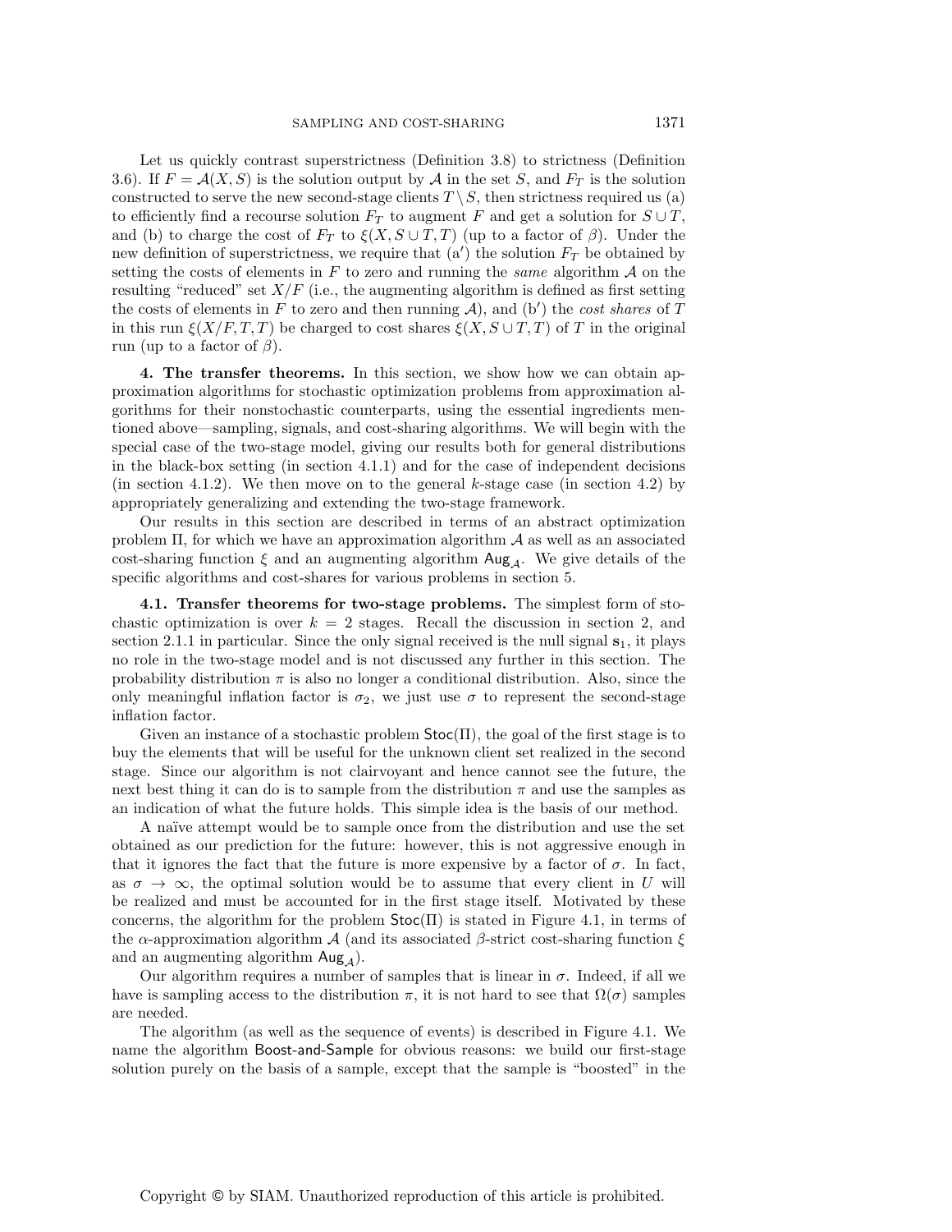Let us quickly contrast superstrictness (Definition 3.8) to strictness (Definition 3.6). If $F = \mathcal{A}(X, S)$ is the solution output by $\mathcal{A}$ in the set $S$, and $F_T$ is the solution constructed to serve the new second-stage clients $T \setminus S$, then strictness required us (a) to efficiently find a recourse solution $F_T$ to augment $F$ and get a solution for $S \cup T$, and (b) to charge the cost of $F_T$ to $\xi(X, S \cup T, T)$ (up to a factor of $\beta$). Under the new definition of superstrictness, we require that (a′) the solution $F_T$ be obtained by setting the costs of elements in $F$ to zero and running the *same* algorithm $\mathcal{A}$ on the resulting "reduced" set $X/F$ (i.e., the augmenting algorithm is defined as first setting the costs of elements in $F$ to zero and then running $\mathcal{A}$), and (b′) the *cost shares* of $T$ in this run $\xi(X/F, T, T)$ be charged to cost shares $\xi(X, S \cup T, T)$ of $T$ in the original run (up to a factor of $\beta$).

**4. The transfer theorems.** In this section, we show how we can obtain approximation algorithms for stochastic optimization problems from approximation algorithms for their nonstochastic counterparts, using the essential ingredients mentioned above—sampling, signals, and cost-sharing algorithms. We will begin with the special case of the two-stage model, giving our results both for general distributions in the black-box setting (in section 4.1.1) and for the case of independent decisions (in section 4.1.2). We then move on to the general $k$-stage case (in section 4.2) by appropriately generalizing and extending the two-stage framework.

Our results in this section are described in terms of an abstract optimization problem $\Pi$, for which we have an approximation algorithm $\mathcal{A}$ as well as an associated cost-sharing function $\xi$ and an augmenting algorithm $\mathsf{Aug}_{\mathcal{A}}$. We give details of the specific algorithms and cost-shares for various problems in section 5.

**4.1. Transfer theorems for two-stage problems.** The simplest form of stochastic optimization is over $k = 2$ stages. Recall the discussion in section 2, and section 2.1.1 in particular. Since the only signal received is the null signal $\mathbf{s}_1$, it plays no role in the two-stage model and is not discussed any further in this section. The probability distribution $\pi$ is also no longer a conditional distribution. Also, since the only meaningful inflation factor is $\sigma_2$, we just use $\sigma$ to represent the second-stage inflation factor.

Given an instance of a stochastic problem $\mathsf{Stoc}(\Pi)$, the goal of the first stage is to buy the elements that will be useful for the unknown client set realized in the second stage. Since our algorithm is not clairvoyant and hence cannot see the future, the next best thing it can do is to sample from the distribution $\pi$ and use the samples as an indication of what the future holds. This simple idea is the basis of our method.

A naïve attempt would be to sample once from the distribution and use the set obtained as our prediction for the future: however, this is not aggressive enough in that it ignores the fact that the future is more expensive by a factor of $\sigma$. In fact, as $\sigma \to \infty$, the optimal solution would be to assume that every client in $U$ will be realized and must be accounted for in the first stage itself. Motivated by these concerns, the algorithm for the problem $\mathsf{Stoc}(\Pi)$ is stated in Figure 4.1, in terms of the $\alpha$-approximation algorithm $\mathcal{A}$ (and its associated $\beta$-strict cost-sharing function $\xi$ and an augmenting algorithm $\mathsf{Aug}_{\mathcal{A}}$).

Our algorithm requires a number of samples that is linear in $\sigma$. Indeed, if all we have is sampling access to the distribution $\pi$, it is not hard to see that $\Omega(\sigma)$ samples are needed.

The algorithm (as well as the sequence of events) is described in Figure 4.1. We name the algorithm $\mathsf{Boost\text{-}and\text{-}Sample}$ for obvious reasons: we build our first-stage solution purely on the basis of a sample, except that the sample is "boosted" in the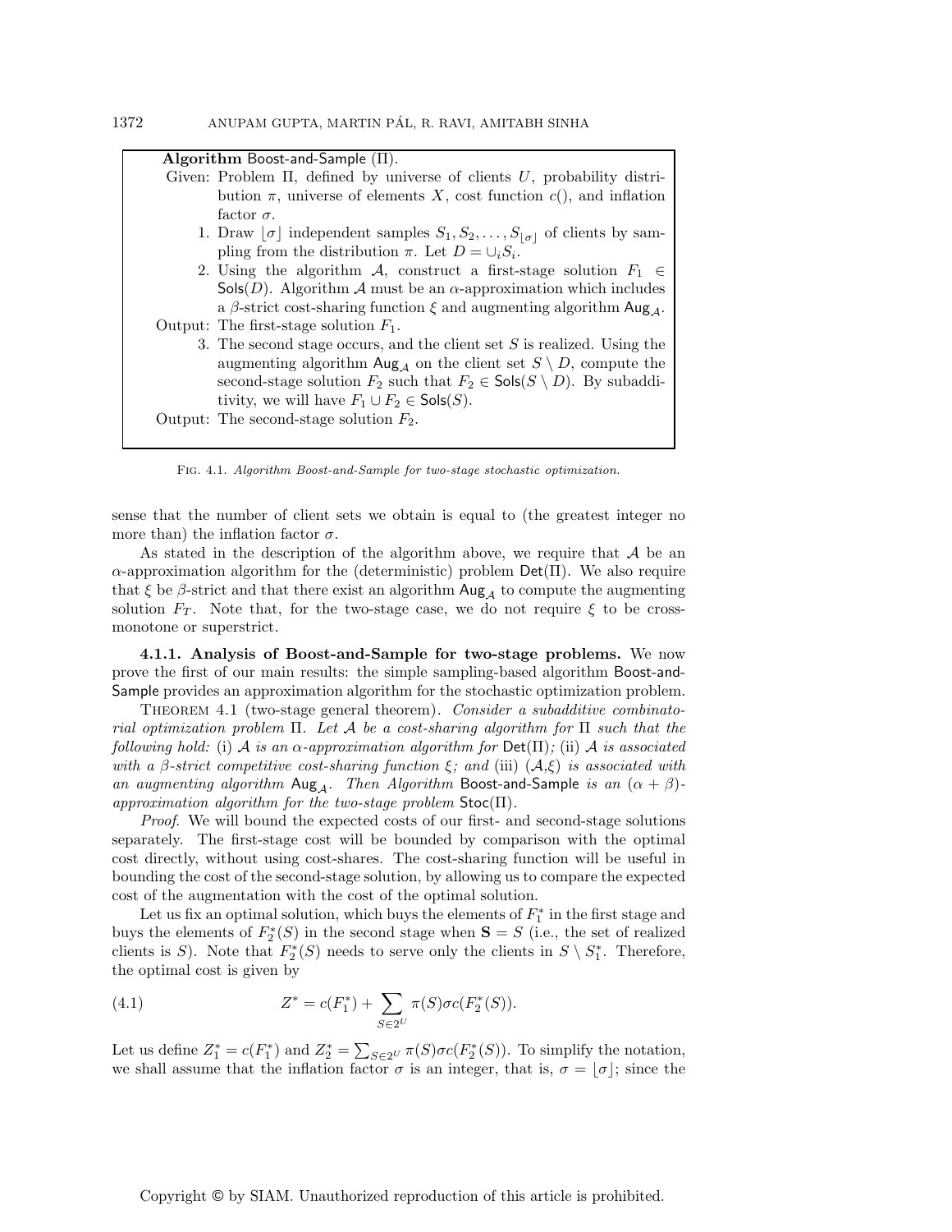**Algorithm** Boost-and-Sample ($\Pi$).

Given: Problem $\Pi$, defined by universe of clients $U$, probability distribution $\pi$, universe of elements $X$, cost function $c()$, and inflation factor $\sigma$.

1. Draw $\lfloor \sigma \rfloor$ independent samples $S_1, S_2, \ldots, S_{\lfloor \sigma \rfloor}$ of clients by sampling from the distribution $\pi$. Let $D = \cup_i S_i$.
2. Using the algorithm $\mathcal{A}$, construct a first-stage solution $F_1 \in \mathsf{Sols}(D)$. Algorithm $\mathcal{A}$ must be an $\alpha$-approximation which includes a $\beta$-strict cost-sharing function $\xi$ and augmenting algorithm $\mathsf{Aug}_{\mathcal{A}}$.

Output: The first-stage solution $F_1$.

3. The second stage occurs, and the client set $S$ is realized. Using the augmenting algorithm $\mathsf{Aug}_{\mathcal{A}}$ on the client set $S \setminus D$, compute the second-stage solution $F_2$ such that $F_2 \in \mathsf{Sols}(S \setminus D)$. By subadditivity, we will have $F_1 \cup F_2 \in \mathsf{Sols}(S)$.

Output: The second-stage solution $F_2$.

Fig. 4.1. *Algorithm Boost-and-Sample for two-stage stochastic optimization.*

sense that the number of client sets we obtain is equal to (the greatest integer no more than) the inflation factor $\sigma$.

As stated in the description of the algorithm above, we require that $\mathcal{A}$ be an $\alpha$-approximation algorithm for the (deterministic) problem $\mathsf{Det}(\Pi)$. We also require that $\xi$ be $\beta$-strict and that there exist an algorithm $\mathsf{Aug}_{\mathcal{A}}$ to compute the augmenting solution $F_T$. Note that, for the two-stage case, we do not require $\xi$ to be cross-monotone or superstrict.

**4.1.1. Analysis of Boost-and-Sample for two-stage problems.** We now prove the first of our main results: the simple sampling-based algorithm Boost-and-Sample provides an approximation algorithm for the stochastic optimization problem.

Theorem 4.1 (two-stage general theorem). *Consider a subadditive combinatorial optimization problem $\Pi$. Let $\mathcal{A}$ be a cost-sharing algorithm for $\Pi$ such that the following hold:* (i) *$\mathcal{A}$ is an $\alpha$-approximation algorithm for* $\mathsf{Det}(\Pi)$*;* (ii) *$\mathcal{A}$ is associated with a $\beta$-strict competitive cost-sharing function $\xi$; and* (iii) *$(\mathcal{A},\xi)$ is associated with an augmenting algorithm $\mathsf{Aug}_{\mathcal{A}}$. Then Algorithm* Boost-and-Sample *is an $(\alpha + \beta)$-approximation algorithm for the two-stage problem* $\mathsf{Stoc}(\Pi)$.

*Proof.* We will bound the expected costs of our first- and second-stage solutions separately. The first-stage cost will be bounded by comparison with the optimal cost directly, without using cost-shares. The cost-sharing function will be useful in bounding the cost of the second-stage solution, by allowing us to compare the expected cost of the augmentation with the cost of the optimal solution.

Let us fix an optimal solution, which buys the elements of $F_1^*$ in the first stage and buys the elements of $F_2^*(S)$ in the second stage when $\mathbf{S} = S$ (i.e., the set of realized clients is $S$). Note that $F_2^*(S)$ needs to serve only the clients in $S \setminus S_1^*$. Therefore, the optimal cost is given by

$$Z^* = c(F_1^*) + \sum_{S \in 2^U} \pi(S) \sigma c(F_2^*(S)). \tag{4.1}$$

Let us define $Z_1^* = c(F_1^*)$ and $Z_2^* = \sum_{S \in 2^U} \pi(S) \sigma c(F_2^*(S))$. To simplify the notation, we shall assume that the inflation factor $\sigma$ is an integer, that is, $\sigma = \lfloor \sigma \rfloor$; since the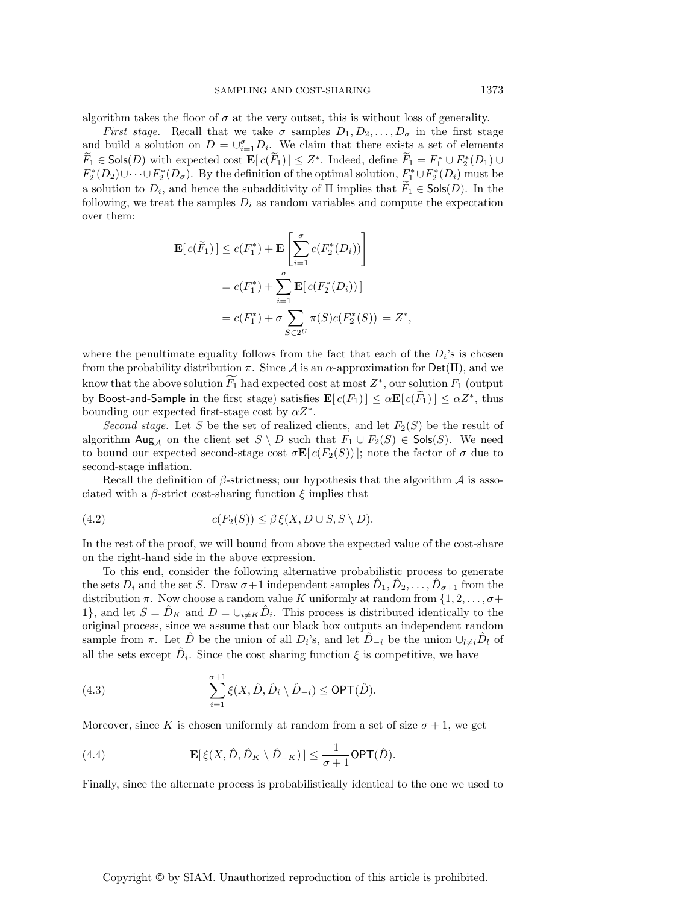algorithm takes the floor of $\sigma$ at the very outset, this is without loss of generality.

*First stage.* Recall that we take $\sigma$ samples $D_1, D_2, \ldots, D_\sigma$ in the first stage and build a solution on $D = \cup_{i=1}^{\sigma} D_i$. We claim that there exists a set of elements $\widetilde{F}_1 \in \mathsf{Sols}(D)$ with expected cost $\mathbf{E}[\, c(\widetilde{F}_1)\,] \leq Z^*$. Indeed, define $\widetilde{F}_1 = F_1^* \cup F_2^*(D_1) \cup F_2^*(D_2) \cup \cdots \cup F_2^*(D_\sigma)$. By the definition of the optimal solution, $F_1^* \cup F_2^*(D_i)$ must be a solution to $D_i$, and hence the subadditivity of $\Pi$ implies that $\widetilde{F}_1 \in \mathsf{Sols}(D)$. In the following, we treat the samples $D_i$ as random variables and compute the expectation over them:

$$
\begin{aligned}
\mathbf{E}[\, c(\widetilde{F}_1)\,] &\leq c(F_1^*) + \mathbf{E}\left[\sum_{i=1}^{\sigma} c(F_2^*(D_i))\right] \\
&= c(F_1^*) + \sum_{i=1}^{\sigma} \mathbf{E}[\, c(F_2^*(D_i))\,] \\
&= c(F_1^*) + \sigma \sum_{S \in 2^U} \pi(S) c(F_2^*(S)) \;=\; Z^*,
\end{aligned}
$$

where the penultimate equality follows from the fact that each of the $D_i$'s is chosen from the probability distribution $\pi$. Since $\mathcal{A}$ is an $\alpha$-approximation for $\mathsf{Det}(\Pi)$, and we know that the above solution $\widetilde{F}_1$ had expected cost at most $Z^*$, our solution $F_1$ (output by Boost-and-Sample in the first stage) satisfies $\mathbf{E}[\, c(F_1)\,] \leq \alpha \mathbf{E}[\, c(\widetilde{F}_1)\,] \leq \alpha Z^*$, thus bounding our expected first-stage cost by $\alpha Z^*$.

*Second stage.* Let $S$ be the set of realized clients, and let $F_2(S)$ be the result of algorithm $\mathsf{Aug}_{\mathcal{A}}$ on the client set $S \setminus D$ such that $F_1 \cup F_2(S) \in \mathsf{Sols}(S)$. We need to bound our expected second-stage cost $\sigma \mathbf{E}[\, c(F_2(S))\,]$; note the factor of $\sigma$ due to second-stage inflation.

Recall the definition of $\beta$-strictness; our hypothesis that the algorithm $\mathcal{A}$ is associated with a $\beta$-strict cost-sharing function $\xi$ implies that

$$
c(F_2(S)) \leq \beta\, \xi(X, D \cup S, S \setminus D). \tag{4.2}
$$

In the rest of the proof, we will bound from above the expected value of the cost-share on the right-hand side in the above expression.

To this end, consider the following alternative probabilistic process to generate the sets $D_i$ and the set $S$. Draw $\sigma+1$ independent samples $\hat{D}_1, \hat{D}_2, \ldots, \hat{D}_{\sigma+1}$ from the distribution $\pi$. Now choose a random value $K$ uniformly at random from $\{1, 2, \ldots, \sigma+1\}$, and let $S = \hat{D}_K$ and $D = \cup_{i \neq K} \hat{D}_i$. This process is distributed identically to the original process, since we assume that our black box outputs an independent random sample from $\pi$. Let $\hat{D}$ be the union of all $D_i$'s, and let $\hat{D}_{-i}$ be the union $\cup_{l \neq i} \hat{D}_l$ of all the sets except $\hat{D}_i$. Since the cost sharing function $\xi$ is competitive, we have

$$
\sum_{i=1}^{\sigma+1} \xi(X, \hat{D}, \hat{D}_i \setminus \hat{D}_{-i}) \leq \mathsf{OPT}(\hat{D}). \tag{4.3}
$$

Moreover, since $K$ is chosen uniformly at random from a set of size $\sigma + 1$, we get

$$
\mathbf{E}[\, \xi(X, \hat{D}, \hat{D}_K \setminus \hat{D}_{-K})\,] \leq \frac{1}{\sigma+1} \mathsf{OPT}(\hat{D}). \tag{4.4}
$$

Finally, since the alternate process is probabilistically identical to the one we used to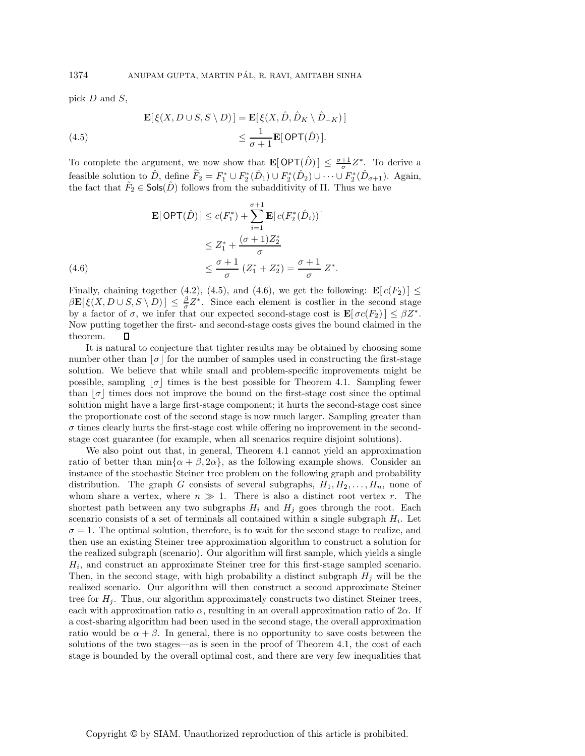pick $D$ and $S$,

$$
\begin{aligned}
\mathbf{E}[\,\xi(X, D \cup S, S \setminus D)\,] &= \mathbf{E}[\,\xi(X, \hat{D}, \hat{D}_K \setminus \hat{D}_{-K})\,] \\
&\leq \frac{1}{\sigma+1}\mathbf{E}[\,\mathsf{OPT}(\hat{D})\,]. \qquad (4.5)
\end{aligned}
$$

To complete the argument, we now show that $\mathbf{E}[\,\mathsf{OPT}(\hat{D})\,] \leq \frac{\sigma+1}{\sigma} Z^*$. To derive a feasible solution to $\hat{D}$, define $\widetilde{F}_2 = F_1^* \cup F_2^*(\hat{D}_1) \cup F_2^*(\hat{D}_2) \cup \cdots \cup F_2^*(\hat{D}_{\sigma+1})$. Again, the fact that $\tilde{F}_2 \in \mathsf{Sols}(\hat{D})$ follows from the subadditivity of $\Pi$. Thus we have

$$
\begin{aligned}
\mathbf{E}[\,\mathsf{OPT}(\hat{D})\,] &\leq c(F_1^*) + \sum_{i=1}^{\sigma+1} \mathbf{E}[\,c(F_2^*(\hat{D}_i))\,] \\
&\leq Z_1^* + \frac{(\sigma+1)Z_2^*}{\sigma} \\
&\leq \frac{\sigma+1}{\sigma}\,(Z_1^* + Z_2^*) = \frac{\sigma+1}{\sigma}\,Z^*. \qquad (4.6)
\end{aligned}
$$

Finally, chaining together (4.2), (4.5), and (4.6), we get the following: $\mathbf{E}[\,c(F_2)\,] \leq \beta\mathbf{E}[\,\xi(X, D \cup S, S \setminus D)\,] \leq \frac{\beta}{\sigma} Z^*$. Since each element is costlier in the second stage by a factor of $\sigma$, we infer that our expected second-stage cost is $\mathbf{E}[\,\sigma c(F_2)\,] \leq \beta Z^*$. Now putting together the first- and second-stage costs gives the bound claimed in the theorem. ∎

It is natural to conjecture that tighter results may be obtained by choosing some number other than $\lfloor \sigma \rfloor$ for the number of samples used in constructing the first-stage solution. We believe that while small and problem-specific improvements might be possible, sampling $\lfloor \sigma \rfloor$ times is the best possible for Theorem 4.1. Sampling fewer than $\lfloor \sigma \rfloor$ times does not improve the bound on the first-stage cost since the optimal solution might have a large first-stage component; it hurts the second-stage cost since the proportionate cost of the second stage is now much larger. Sampling greater than $\sigma$ times clearly hurts the first-stage cost while offering no improvement in the second-stage cost guarantee (for example, when all scenarios require disjoint solutions).

We also point out that, in general, Theorem 4.1 cannot yield an approximation ratio of better than $\min\{\alpha + \beta, 2\alpha\}$, as the following example shows. Consider an instance of the stochastic Steiner tree problem on the following graph and probability distribution. The graph $G$ consists of several subgraphs, $H_1, H_2, \ldots, H_n$, none of whom share a vertex, where $n \gg 1$. There is also a distinct root vertex $r$. The shortest path between any two subgraphs $H_i$ and $H_j$ goes through the root. Each scenario consists of a set of terminals all contained within a single subgraph $H_i$. Let $\sigma = 1$. The optimal solution, therefore, is to wait for the second stage to realize, and then use an existing Steiner tree approximation algorithm to construct a solution for the realized subgraph (scenario). Our algorithm will first sample, which yields a single $H_i$, and construct an approximate Steiner tree for this first-stage sampled scenario. Then, in the second stage, with high probability a distinct subgraph $H_j$ will be the realized scenario. Our algorithm will then construct a second approximate Steiner tree for $H_j$. Thus, our algorithm approximately constructs two distinct Steiner trees, each with approximation ratio $\alpha$, resulting in an overall approximation ratio of $2\alpha$. If a cost-sharing algorithm had been used in the second stage, the overall approximation ratio would be $\alpha + \beta$. In general, there is no opportunity to save costs between the solutions of the two stages—as is seen in the proof of Theorem 4.1, the cost of each stage is bounded by the overall optimal cost, and there are very few inequalities that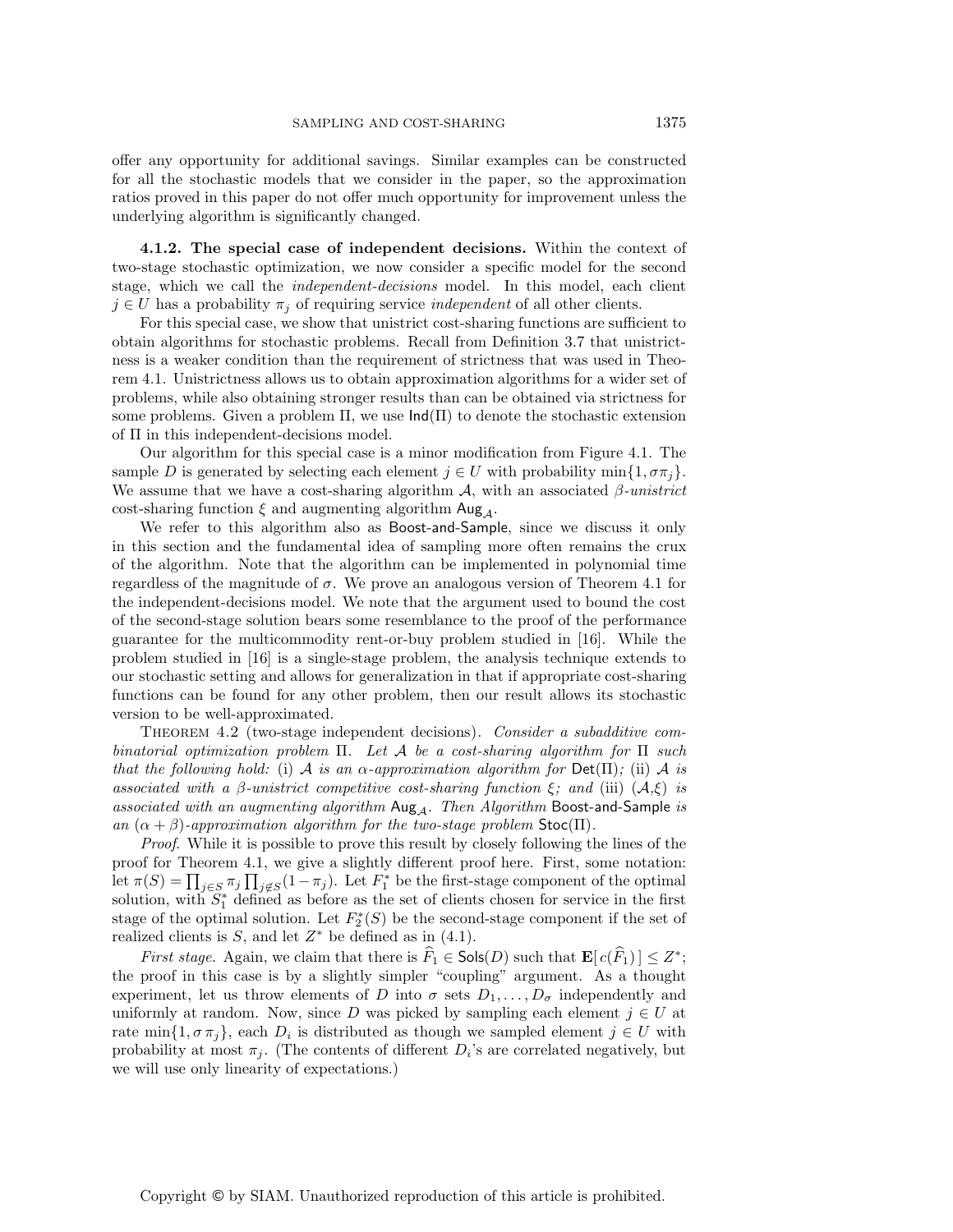offer any opportunity for additional savings. Similar examples can be constructed for all the stochastic models that we consider in the paper, so the approximation ratios proved in this paper do not offer much opportunity for improvement unless the underlying algorithm is significantly changed.

#### 4.1.2. The special case of independent decisions.

Within the context of two-stage stochastic optimization, we now consider a specific model for the second stage, which we call the *independent-decisions* model. In this model, each client $j \in U$ has a probability $\pi_j$ of requiring service *independent* of all other clients.

For this special case, we show that unistrict cost-sharing functions are sufficient to obtain algorithms for stochastic problems. Recall from Definition 3.7 that unistrictness is a weaker condition than the requirement of strictness that was used in Theorem 4.1. Unistrictness allows us to obtain approximation algorithms for a wider set of problems, while also obtaining stronger results than can be obtained via strictness for some problems. Given a problem $\Pi$, we use $\mathsf{Ind}(\Pi)$ to denote the stochastic extension of $\Pi$ in this independent-decisions model.

Our algorithm for this special case is a minor modification from Figure 4.1. The sample $D$ is generated by selecting each element $j \in U$ with probability $\min\{1, \sigma\pi_j\}$. We assume that we have a cost-sharing algorithm $\mathcal{A}$, with an associated $\beta$-*unistrict* cost-sharing function $\xi$ and augmenting algorithm $\mathsf{Aug}_{\mathcal{A}}$.

We refer to this algorithm also as Boost-and-Sample, since we discuss it only in this section and the fundamental idea of sampling more often remains the crux of the algorithm. Note that the algorithm can be implemented in polynomial time regardless of the magnitude of $\sigma$. We prove an analogous version of Theorem 4.1 for the independent-decisions model. We note that the argument used to bound the cost of the second-stage solution bears some resemblance to the proof of the performance guarantee for the multicommodity rent-or-buy problem studied in [16]. While the problem studied in [16] is a single-stage problem, the analysis technique extends to our stochastic setting and allows for generalization in that if appropriate cost-sharing functions can be found for any other problem, then our result allows its stochastic version to be well-approximated.

THEOREM 4.2 (two-stage independent decisions). *Consider a subadditive combinatorial optimization problem $\Pi$. Let $\mathcal{A}$ be a cost-sharing algorithm for $\Pi$ such that the following hold:* (i) *$\mathcal{A}$ is an $\alpha$-approximation algorithm for $\mathsf{Det}(\Pi)$;* (ii) *$\mathcal{A}$ is associated with a $\beta$-unistrict competitive cost-sharing function $\xi$; and* (iii) *$(\mathcal{A},\xi)$ is associated with an augmenting algorithm $\mathsf{Aug}_{\mathcal{A}}$. Then Algorithm* Boost-and-Sample *is an $(\alpha+\beta)$-approximation algorithm for the two-stage problem $\mathsf{Stoc}(\Pi)$.*

*Proof.* While it is possible to prove this result by closely following the lines of the proof for Theorem 4.1, we give a slightly different proof here. First, some notation: let $\pi(S) = \prod_{j\in S}\pi_j \prod_{j\notin S}(1-\pi_j)$. Let $F_1^*$ be the first-stage component of the optimal solution, with $S_1^*$ defined as before as the set of clients chosen for service in the first stage of the optimal solution. Let $F_2^*(S)$ be the second-stage component if the set of realized clients is $S$, and let $Z^*$ be defined as in (4.1).

*First stage.* Again, we claim that there is $\widehat{F}_1 \in \mathsf{Sols}(D)$ such that $\mathbf{E}[\,c(\widehat{F}_1)\,] \le Z^*$; the proof in this case is by a slightly simpler "coupling" argument. As a thought experiment, let us throw elements of $D$ into $\sigma$ sets $D_1, \ldots, D_\sigma$ independently and uniformly at random. Now, since $D$ was picked by sampling each element $j \in U$ at rate $\min\{1, \sigma\,\pi_j\}$, each $D_i$ is distributed as though we sampled element $j \in U$ with probability at most $\pi_j$. (The contents of different $D_i$'s are correlated negatively, but we will use only linearity of expectations.)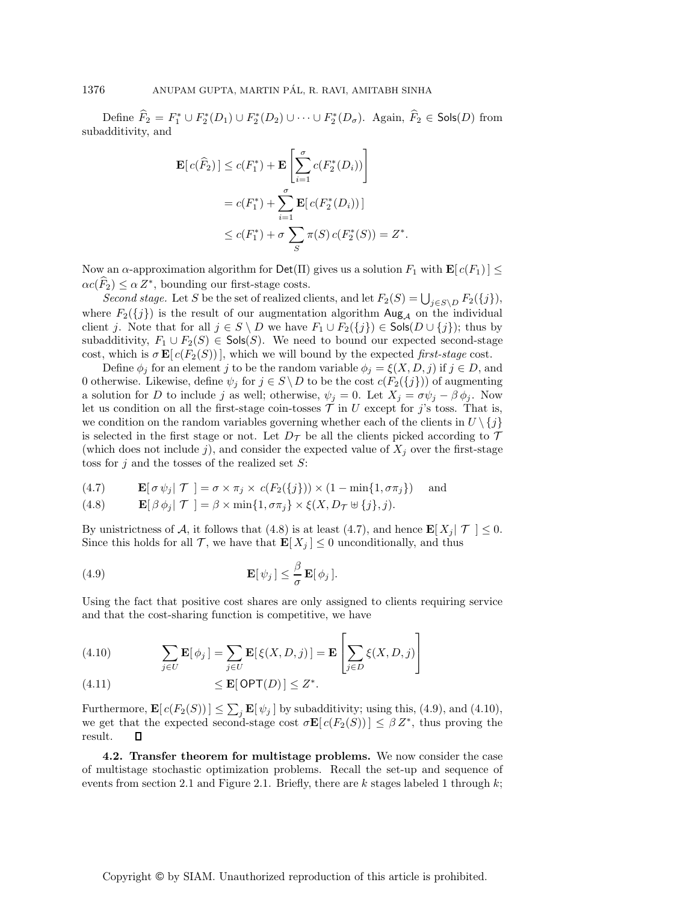Define $\widehat{F}_2 = F_1^* \cup F_2^*(D_1) \cup F_2^*(D_2) \cup \cdots \cup F_2^*(D_\sigma)$. Again, $\widehat{F}_2 \in \mathsf{Sols}(D)$ from subadditivity, and

$$
\begin{aligned}
\mathbf{E}[\, c(\widehat{F}_2)\,] &\le c(F_1^*) + \mathbf{E}\left[\sum_{i=1}^{\sigma} c(F_2^*(D_i))\right] \\
&= c(F_1^*) + \sum_{i=1}^{\sigma} \mathbf{E}[\, c(F_2^*(D_i))\,] \\
&\le c(F_1^*) + \sigma \sum_S \pi(S)\, c(F_2^*(S)) = Z^*.
\end{aligned}
$$

Now an $\alpha$-approximation algorithm for $\mathsf{Det}(\Pi)$ gives us a solution $F_1$ with $\mathbf{E}[\, c(F_1)\,] \le \alpha c(\widehat{F}_2) \le \alpha\, Z^*$, bounding our first-stage costs.

*Second stage.* Let $S$ be the set of realized clients, and let $F_2(S) = \bigcup_{j \in S \setminus D} F_2(\{j\})$, where $F_2(\{j\})$ is the result of our augmentation algorithm $\mathsf{Aug}_{\mathcal{A}}$ on the individual client $j$. Note that for all $j \in S \setminus D$ we have $F_1 \cup F_2(\{j\}) \in \mathsf{Sols}(D \cup \{j\})$; thus by subadditivity, $F_1 \cup F_2(S) \in \mathsf{Sols}(S)$. We need to bound our expected second-stage cost, which is $\sigma\, \mathbf{E}[\, c(F_2(S))\,]$, which we will bound by the expected *first-stage* cost.

Define $\phi_j$ for an element $j$ to be the random variable $\phi_j = \xi(X, D, j)$ if $j \in D$, and 0 otherwise. Likewise, define $\psi_j$ for $j \in S \setminus D$ to be the cost $c(F_2(\{j\}))$ of augmenting a solution for $D$ to include $j$ as well; otherwise, $\psi_j = 0$. Let $X_j = \sigma \psi_j - \beta\, \phi_j$. Now let us condition on all the first-stage coin-tosses $\mathcal{T}$ in $U$ except for $j$'s toss. That is, we condition on the random variables governing whether each of the clients in $U \setminus \{j\}$ is selected in the first stage or not. Let $D_{\mathcal{T}}$ be all the clients picked according to $\mathcal{T}$ (which does not include $j$), and consider the expected value of $X_j$ over the first-stage toss for $j$ and the tosses of the realized set $S$:

$$
\mathbf{E}[\, \sigma\, \psi_j \,|\, \mathcal{T}\ \,] = \sigma \times \pi_j \times c(F_2(\{j\})) \times (1 - \min\{1, \sigma \pi_j\}) \quad \text{and} \tag{4.7}
$$

$$
\mathbf{E}[\, \beta\, \phi_j \,|\, \mathcal{T}\ \,] = \beta \times \min\{1, \sigma \pi_j\} \times \xi(X, D_{\mathcal{T}} \uplus \{j\}, j). \tag{4.8}
$$

By unistrictness of $\mathcal{A}$, it follows that (4.8) is at least (4.7), and hence $\mathbf{E}[\, X_j \,|\, \mathcal{T}\ \,] \le 0$. Since this holds for all $\mathcal{T}$, we have that $\mathbf{E}[\, X_j\,] \le 0$ unconditionally, and thus

$$
\mathbf{E}[\, \psi_j\,] \le \frac{\beta}{\sigma}\, \mathbf{E}[\, \phi_j\,]. \tag{4.9}
$$

Using the fact that positive cost shares are only assigned to clients requiring service and that the cost-sharing function is competitive, we have

$$
\sum_{j \in U} \mathbf{E}[\, \phi_j\,] = \sum_{j \in U} \mathbf{E}[\, \xi(X, D, j)\,] = \mathbf{E}\left[\sum_{j \in D} \xi(X, D, j)\right] \tag{4.10}
$$

$$
\le \mathbf{E}[\, \mathsf{OPT}(D)\,] \le Z^*. \tag{4.11}
$$

Furthermore, $\mathbf{E}[\, c(F_2(S))\,] \le \sum_j \mathbf{E}[\, \psi_j\,]$ by subadditivity; using this, (4.9), and (4.10), we get that the expected second-stage cost $\sigma \mathbf{E}[\, c(F_2(S))\,] \le \beta\, Z^*$, thus proving the result. $\square$

**4.2. Transfer theorem for multistage problems.** We now consider the case of multistage stochastic optimization problems. Recall the set-up and sequence of events from section 2.1 and Figure 2.1. Briefly, there are $k$ stages labeled 1 through $k$;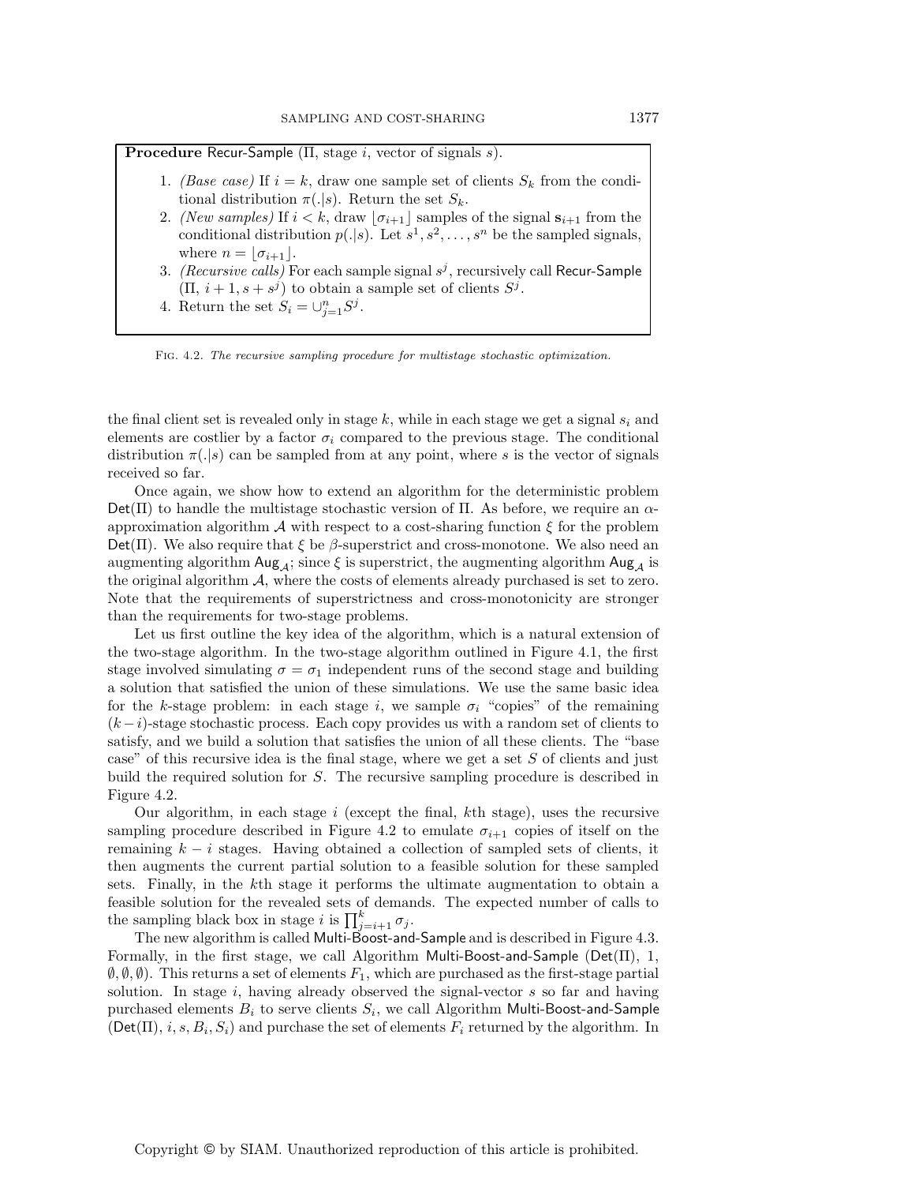**Procedure** Recur-Sample ($\Pi$, stage $i$, vector of signals $s$).

1. *(Base case)* If $i = k$, draw one sample set of clients $S_k$ from the conditional distribution $\pi(.|s)$. Return the set $S_k$.
2. *(New samples)* If $i < k$, draw $\lfloor \sigma_{i+1} \rfloor$ samples of the signal $\mathbf{s}_{i+1}$ from the conditional distribution $p(.|s)$. Let $s^1, s^2, \ldots, s^n$ be the sampled signals, where $n = \lfloor \sigma_{i+1} \rfloor$.
3. *(Recursive calls)* For each sample signal $s^j$, recursively call Recur-Sample ($\Pi$, $i+1, s + s^j$) to obtain a sample set of clients $S^j$.
4. Return the set $S_i = \cup_{j=1}^{n} S^j$.

Fig. 4.2. *The recursive sampling procedure for multistage stochastic optimization.*

the final client set is revealed only in stage $k$, while in each stage we get a signal $s_i$ and elements are costlier by a factor $\sigma_i$ compared to the previous stage. The conditional distribution $\pi(.|s)$ can be sampled from at any point, where $s$ is the vector of signals received so far.

Once again, we show how to extend an algorithm for the deterministic problem $\mathsf{Det}(\Pi)$ to handle the multistage stochastic version of $\Pi$. As before, we require an $\alpha$-approximation algorithm $\mathcal{A}$ with respect to a cost-sharing function $\xi$ for the problem $\mathsf{Det}(\Pi)$. We also require that $\xi$ be $\beta$-superstrict and cross-monotone. We also need an augmenting algorithm $\mathsf{Aug}_{\mathcal{A}}$; since $\xi$ is superstrict, the augmenting algorithm $\mathsf{Aug}_{\mathcal{A}}$ is the original algorithm $\mathcal{A}$, where the costs of elements already purchased is set to zero. Note that the requirements of superstrictness and cross-monotonicity are stronger than the requirements for two-stage problems.

Let us first outline the key idea of the algorithm, which is a natural extension of the two-stage algorithm. In the two-stage algorithm outlined in Figure 4.1, the first stage involved simulating $\sigma = \sigma_1$ independent runs of the second stage and building a solution that satisfied the union of these simulations. We use the same basic idea for the $k$-stage problem: in each stage $i$, we sample $\sigma_i$ "copies" of the remaining $(k-i)$-stage stochastic process. Each copy provides us with a random set of clients to satisfy, and we build a solution that satisfies the union of all these clients. The "base case" of this recursive idea is the final stage, where we get a set $S$ of clients and just build the required solution for $S$. The recursive sampling procedure is described in Figure 4.2.

Our algorithm, in each stage $i$ (except the final, $k$th stage), uses the recursive sampling procedure described in Figure 4.2 to emulate $\sigma_{i+1}$ copies of itself on the remaining $k - i$ stages. Having obtained a collection of sampled sets of clients, it then augments the current partial solution to a feasible solution for these sampled sets. Finally, in the $k$th stage it performs the ultimate augmentation to obtain a feasible solution for the revealed sets of demands. The expected number of calls to the sampling black box in stage $i$ is $\prod_{j=i+1}^{k} \sigma_j$.

The new algorithm is called Multi-Boost-and-Sample and is described in Figure 4.3. Formally, in the first stage, we call Algorithm Multi-Boost-and-Sample ($\mathsf{Det}(\Pi)$, 1, $\emptyset, \emptyset, \emptyset$). This returns a set of elements $F_1$, which are purchased as the first-stage partial solution. In stage $i$, having already observed the signal-vector $s$ so far and having purchased elements $B_i$ to serve clients $S_i$, we call Algorithm Multi-Boost-and-Sample ($\mathsf{Det}(\Pi)$, $i, s, B_i, S_i$) and purchase the set of elements $F_i$ returned by the algorithm. In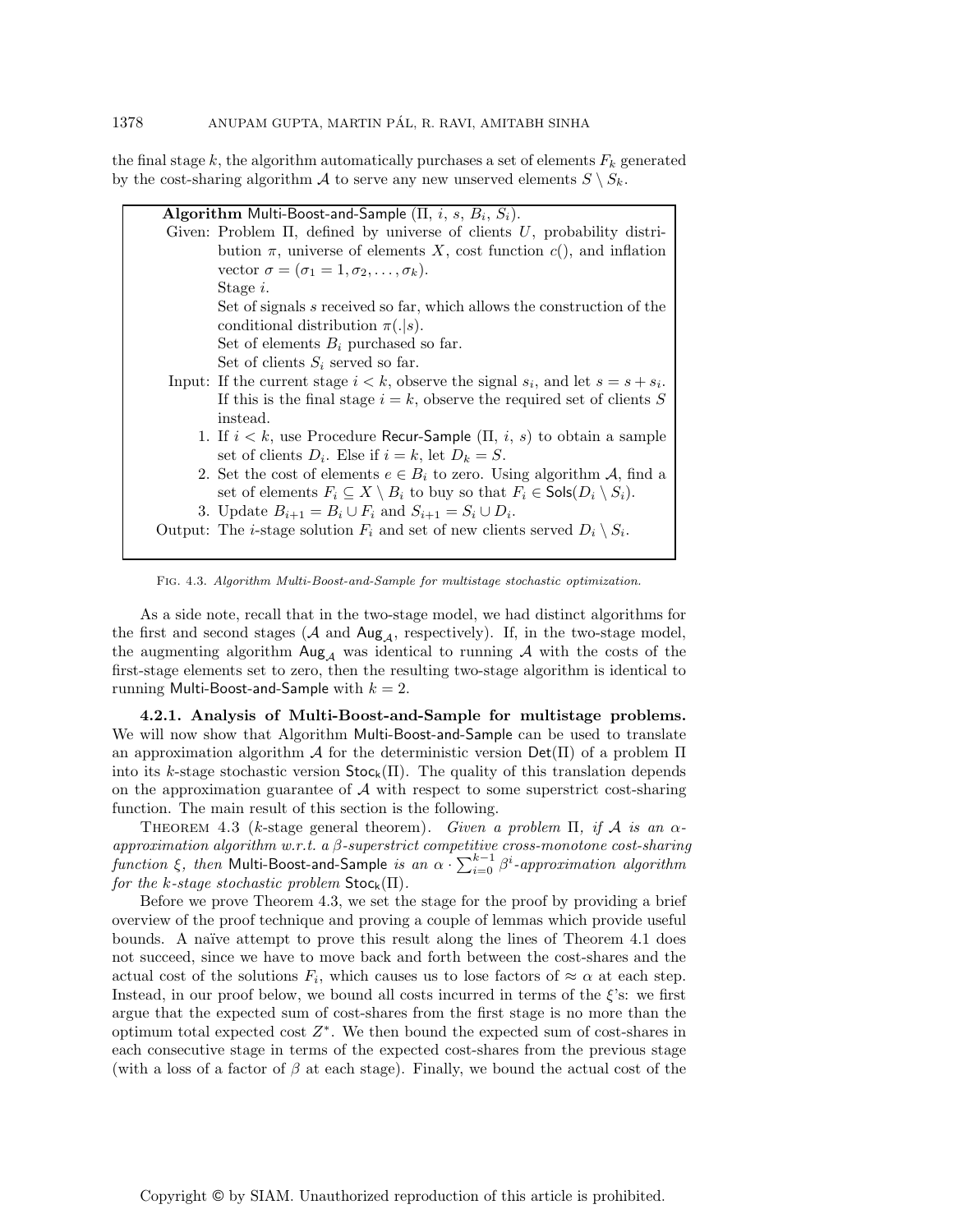the final stage $k$, the algorithm automatically purchases a set of elements $F_k$ generated by the cost-sharing algorithm $\mathcal{A}$ to serve any new unserved elements $S \setminus S_k$.

**Algorithm** Multi-Boost-and-Sample ($\Pi$, $i$, $s$, $B_i$, $S_i$).

Given: Problem $\Pi$, defined by universe of clients $U$, probability distribution $\pi$, universe of elements $X$, cost function $c()$, and inflation vector $\sigma = (\sigma_1 = 1, \sigma_2, \ldots, \sigma_k)$.
Stage $i$.
Set of signals $s$ received so far, which allows the construction of the conditional distribution $\pi(.|s)$.
Set of elements $B_i$ purchased so far.
Set of clients $S_i$ served so far.

Input: If the current stage $i < k$, observe the signal $s_i$, and let $s = s + s_i$. If this is the final stage $i = k$, observe the required set of clients $S$ instead.

1. If $i < k$, use Procedure Recur-Sample ($\Pi$, $i$, $s$) to obtain a sample set of clients $D_i$. Else if $i = k$, let $D_k = S$.
2. Set the cost of elements $e \in B_i$ to zero. Using algorithm $\mathcal{A}$, find a set of elements $F_i \subseteq X \setminus B_i$ to buy so that $F_i \in \mathsf{Sols}(D_i \setminus S_i)$.
3. Update $B_{i+1} = B_i \cup F_i$ and $S_{i+1} = S_i \cup D_i$.

Output: The $i$-stage solution $F_i$ and set of new clients served $D_i \setminus S_i$.

Fig. 4.3. *Algorithm Multi-Boost-and-Sample for multistage stochastic optimization.*

As a side note, recall that in the two-stage model, we had distinct algorithms for the first and second stages ($\mathcal{A}$ and $\mathsf{Aug}_{\mathcal{A}}$, respectively). If, in the two-stage model, the augmenting algorithm $\mathsf{Aug}_{\mathcal{A}}$ was identical to running $\mathcal{A}$ with the costs of the first-stage elements set to zero, then the resulting two-stage algorithm is identical to running Multi-Boost-and-Sample with $k = 2$.

**4.2.1. Analysis of Multi-Boost-and-Sample for multistage problems.** We will now show that Algorithm Multi-Boost-and-Sample can be used to translate an approximation algorithm $\mathcal{A}$ for the deterministic version $\mathsf{Det}(\Pi)$ of a problem $\Pi$ into its $k$-stage stochastic version $\mathsf{Stoc_k}(\Pi)$. The quality of this translation depends on the approximation guarantee of $\mathcal{A}$ with respect to some superstrict cost-sharing function. The main result of this section is the following.

Theorem 4.3 ($k$-stage general theorem). *Given a problem $\Pi$, if $\mathcal{A}$ is an $\alpha$-approximation algorithm w.r.t. a $\beta$-superstrict competitive cross-monotone cost-sharing function $\xi$, then* Multi-Boost-and-Sample *is an $\alpha \cdot \sum_{i=0}^{k-1} \beta^i$-approximation algorithm for the $k$-stage stochastic problem $\mathsf{Stoc_k}(\Pi)$.*

Before we prove Theorem 4.3, we set the stage for the proof by providing a brief overview of the proof technique and proving a couple of lemmas which provide useful bounds. A naïve attempt to prove this result along the lines of Theorem 4.1 does not succeed, since we have to move back and forth between the cost-shares and the actual cost of the solutions $F_i$, which causes us to lose factors of $\approx \alpha$ at each step. Instead, in our proof below, we bound all costs incurred in terms of the $\xi$'s: we first argue that the expected sum of cost-shares from the first stage is no more than the optimum total expected cost $Z^*$. We then bound the expected sum of cost-shares in each consecutive stage in terms of the expected cost-shares from the previous stage (with a loss of a factor of $\beta$ at each stage). Finally, we bound the actual cost of the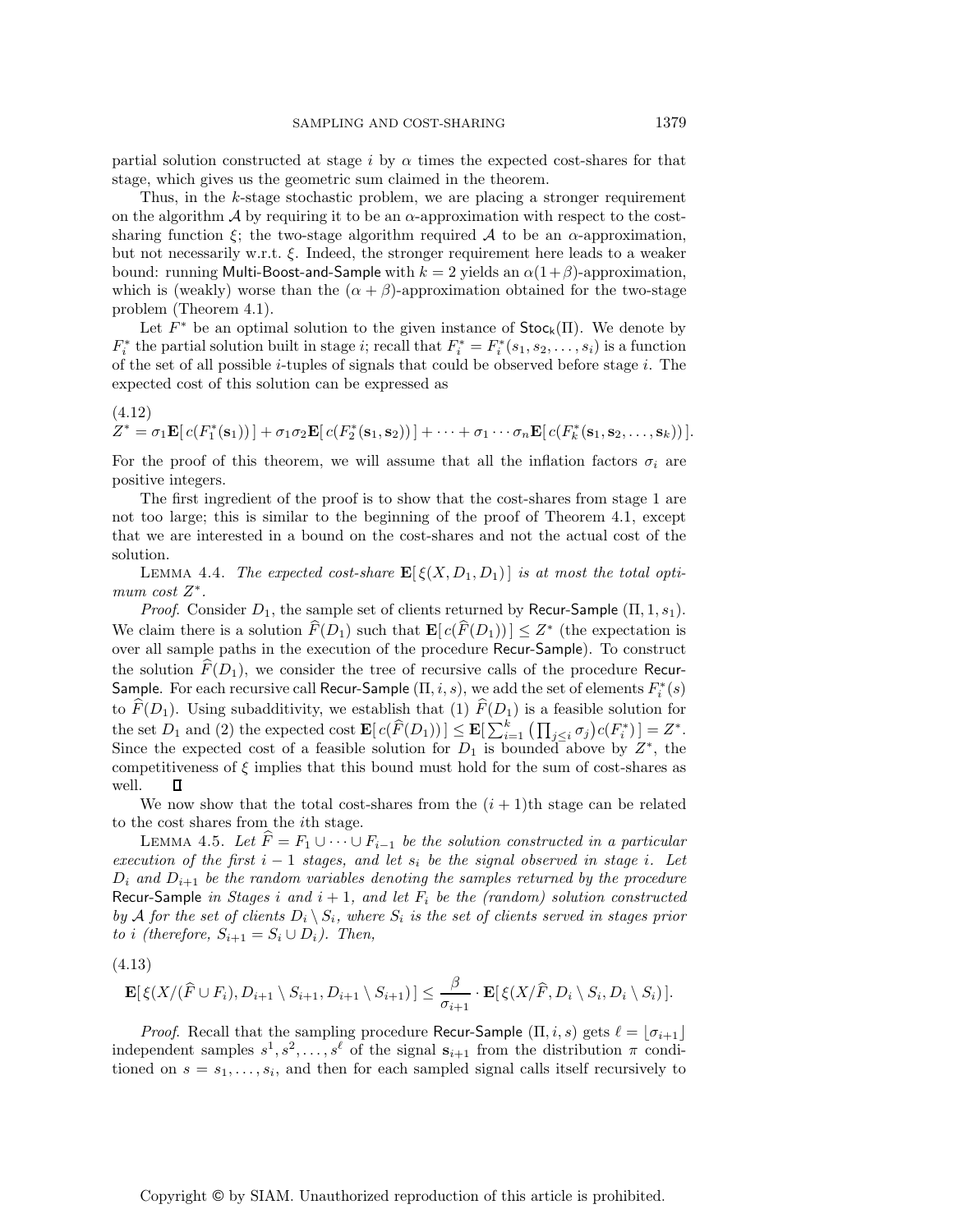partial solution constructed at stage $i$ by $\alpha$ times the expected cost-shares for that stage, which gives us the geometric sum claimed in the theorem.

Thus, in the $k$-stage stochastic problem, we are placing a stronger requirement on the algorithm $\mathcal{A}$ by requiring it to be an $\alpha$-approximation with respect to the cost-sharing function $\xi$; the two-stage algorithm required $\mathcal{A}$ to be an $\alpha$-approximation, but not necessarily w.r.t. $\xi$. Indeed, the stronger requirement here leads to a weaker bound: running Multi-Boost-and-Sample with $k = 2$ yields an $\alpha(1+\beta)$-approximation, which is (weakly) worse than the $(\alpha + \beta)$-approximation obtained for the two-stage problem (Theorem 4.1).

Let $F^*$ be an optimal solution to the given instance of $\mathsf{Stoc_k}(\Pi)$. We denote by $F_i^*$ the partial solution built in stage $i$; recall that $F_i^* = F_i^*(s_1, s_2, \ldots, s_i)$ is a function of the set of all possible $i$-tuples of signals that could be observed before stage $i$. The expected cost of this solution can be expressed as

(4.12)

$$Z^* = \sigma_1 \mathbf{E}[\, c(F_1^*(\mathbf{s}_1))\,] + \sigma_1\sigma_2 \mathbf{E}[\, c(F_2^*(\mathbf{s}_1, \mathbf{s}_2))\,] + \cdots + \sigma_1 \cdots \sigma_n \mathbf{E}[\, c(F_k^*(\mathbf{s}_1, \mathbf{s}_2, \ldots, \mathbf{s}_k))\,].$$

For the proof of this theorem, we will assume that all the inflation factors $\sigma_i$ are positive integers.

The first ingredient of the proof is to show that the cost-shares from stage 1 are not too large; this is similar to the beginning of the proof of Theorem 4.1, except that we are interested in a bound on the cost-shares and not the actual cost of the solution.

LEMMA 4.4. *The expected cost-share* $\mathbf{E}[\, \xi(X, D_1, D_1)\,]$ *is at most the total optimum cost* $Z^*$.

*Proof*. Consider $D_1$, the sample set of clients returned by Recur-Sample $(\Pi, 1, s_1)$. We claim there is a solution $\widehat{F}(D_1)$ such that $\mathbf{E}[\, c(\widehat{F}(D_1))\,] \le Z^*$ (the expectation is over all sample paths in the execution of the procedure Recur-Sample). To construct the solution $\widehat{F}(D_1)$, we consider the tree of recursive calls of the procedure Recur-Sample. For each recursive call Recur-Sample $(\Pi, i, s)$, we add the set of elements $F_i^*(s)$ to $\widehat{F}(D_1)$. Using subadditivity, we establish that (1) $\widehat{F}(D_1)$ is a feasible solution for the set $D_1$ and (2) the expected cost $\mathbf{E}[\, c(\widehat{F}(D_1))\,] \le \mathbf{E}[\sum_{i=1}^{k} \big(\prod_{j\le i} \sigma_j\big) c(F_i^*)\,] = Z^*$. Since the expected cost of a feasible solution for $D_1$ is bounded above by $Z^*$, the competitiveness of $\xi$ implies that this bound must hold for the sum of cost-shares as well. ∎

We now show that the total cost-shares from the $(i+1)$th stage can be related to the cost shares from the $i$th stage.

LEMMA 4.5. *Let* $\widehat{F} = F_1 \cup \cdots \cup F_{i-1}$ *be the solution constructed in a particular execution of the first* $i-1$ *stages, and let* $s_i$ *be the signal observed in stage* $i$. *Let* $D_i$ *and* $D_{i+1}$ *be the random variables denoting the samples returned by the procedure* Recur-Sample *in Stages* $i$ *and* $i+1$, *and let* $F_i$ *be the (random) solution constructed by* $\mathcal{A}$ *for the set of clients* $D_i \setminus S_i$, *where* $S_i$ *is the set of clients served in stages prior to* $i$ *(therefore,* $S_{i+1} = S_i \cup D_i$*). Then,*

(4.13)

$$\mathbf{E}[\, \xi(X/(\widehat{F} \cup F_i), D_{i+1} \setminus S_{i+1}, D_{i+1} \setminus S_{i+1})\,] \le \frac{\beta}{\sigma_{i+1}} \cdot \mathbf{E}[\, \xi(X/\widehat{F}, D_i \setminus S_i, D_i \setminus S_i)\,].$$

*Proof*. Recall that the sampling procedure Recur-Sample $(\Pi, i, s)$ gets $\ell = \lfloor \sigma_{i+1} \rfloor$ independent samples $s^1, s^2, \ldots, s^\ell$ of the signal $\mathbf{s}_{i+1}$ from the distribution $\pi$ conditioned on $s = s_1, \ldots, s_i$, and then for each sampled signal calls itself recursively to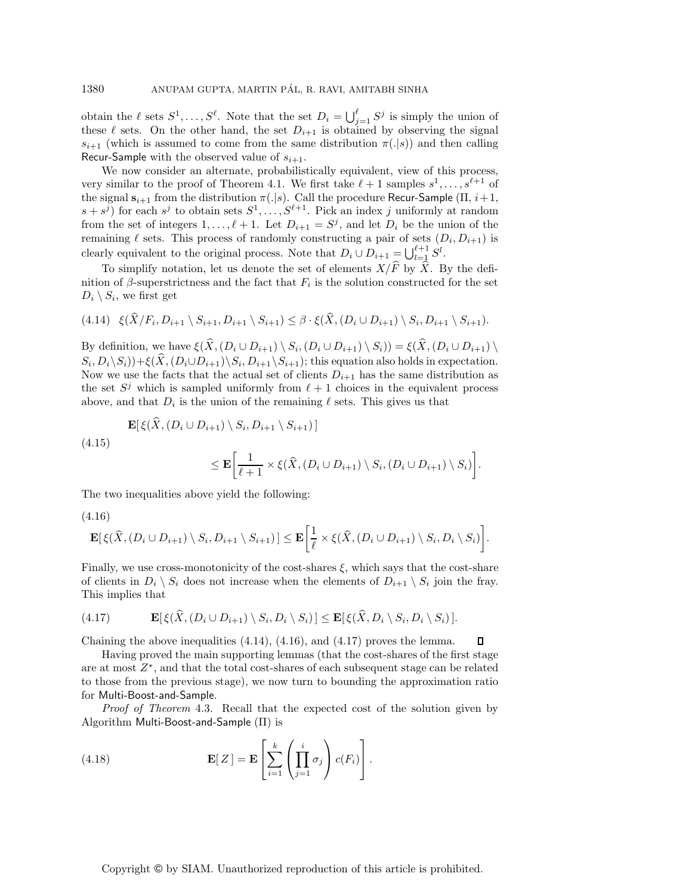obtain the $\ell$ sets $S^1, \ldots, S^\ell$. Note that the set $D_i = \bigcup_{j=1}^{\ell} S^j$ is simply the union of these $\ell$ sets. On the other hand, the set $D_{i+1}$ is obtained by observing the signal $s_{i+1}$ (which is assumed to come from the same distribution $\pi(.|s)$) and then calling Recur-Sample with the observed value of $s_{i+1}$.

We now consider an alternate, probabilistically equivalent, view of this process, very similar to the proof of Theorem 4.1. We first take $\ell + 1$ samples $s^1, \ldots, s^{\ell+1}$ of the signal $\mathbf{s}_{i+1}$ from the distribution $\pi(.|s)$. Call the procedure Recur-Sample $(\Pi, i+1, s + s^j)$ for each $s^j$ to obtain sets $S^1, \ldots, S^{\ell+1}$. Pick an index $j$ uniformly at random from the set of integers $1, \ldots, \ell + 1$. Let $D_{i+1} = S^j$, and let $D_i$ be the union of the remaining $\ell$ sets. This process of randomly constructing a pair of sets $(D_i, D_{i+1})$ is clearly equivalent to the original process. Note that $D_i \cup D_{i+1} = \bigcup_{l=1}^{\ell+1} S^l$.

To simplify notation, let us denote the set of elements $X/\widehat{F}$ by $\widehat{X}$. By the definition of $\beta$-superstrictness and the fact that $F_i$ is the solution constructed for the set $D_i \setminus S_i$, we first get

$$\xi(\widehat{X}/F_i, D_{i+1} \setminus S_{i+1}, D_{i+1} \setminus S_{i+1}) \leq \beta \cdot \xi(\widehat{X}, (D_i \cup D_{i+1}) \setminus S_i, D_{i+1} \setminus S_{i+1}). \tag{4.14}$$

By definition, we have $\xi(\widehat{X}, (D_i \cup D_{i+1}) \setminus S_i, (D_i \cup D_{i+1}) \setminus S_i)) = \xi(\widehat{X}, (D_i \cup D_{i+1}) \setminus S_i, D_i \setminus S_i)) + \xi(\widehat{X}, (D_i \cup D_{i+1}) \setminus S_i, D_{i+1} \setminus S_{i+1})$; this equation also holds in expectation. Now we use the facts that the actual set of clients $D_{i+1}$ has the same distribution as the set $S^j$ which is sampled uniformly from $\ell + 1$ choices in the equivalent process above, and that $D_i$ is the union of the remaining $\ell$ sets. This gives us that

$$\begin{aligned} &\mathbf{E}[\, \xi(\widehat{X}, (D_i \cup D_{i+1}) \setminus S_i, D_{i+1} \setminus S_{i+1}) \,] \\ &\qquad \leq \mathbf{E}\left[ \frac{1}{\ell + 1} \times \xi(\widehat{X}, (D_i \cup D_{i+1}) \setminus S_i, (D_i \cup D_{i+1}) \setminus S_i) \right]. \end{aligned} \tag{4.15}$$

The two inequalities above yield the following:

$$\mathbf{E}[\, \xi(\widehat{X}, (D_i \cup D_{i+1}) \setminus S_i, D_{i+1} \setminus S_{i+1}) \,] \leq \mathbf{E}\left[ \frac{1}{\ell} \times \xi(\widehat{X}, (D_i \cup D_{i+1}) \setminus S_i, D_i \setminus S_i) \right]. \tag{4.16}$$

Finally, we use cross-monotonicity of the cost-shares $\xi$, which says that the cost-share of clients in $D_i \setminus S_i$ does not increase when the elements of $D_{i+1} \setminus S_i$ join the fray. This implies that

$$\mathbf{E}[\, \xi(\widehat{X}, (D_i \cup D_{i+1}) \setminus S_i, D_i \setminus S_i) \,] \leq \mathbf{E}[\, \xi(\widehat{X}, D_i \setminus S_i, D_i \setminus S_i) \,]. \tag{4.17}$$

Chaining the above inequalities (4.14), (4.16), and (4.17) proves the lemma. ∎

Having proved the main supporting lemmas (that the cost-shares of the first stage are at most $Z^*$, and that the total cost-shares of each subsequent stage can be related to those from the previous stage), we now turn to bounding the approximation ratio for Multi-Boost-and-Sample.

*Proof of Theorem* 4.3. Recall that the expected cost of the solution given by Algorithm Multi-Boost-and-Sample $(\Pi)$ is

$$\mathbf{E}[\, Z \,] = \mathbf{E}\left[ \sum_{i=1}^{k} \left( \prod_{j=1}^{i} \sigma_j \right) c(F_i) \right]. \tag{4.18}$$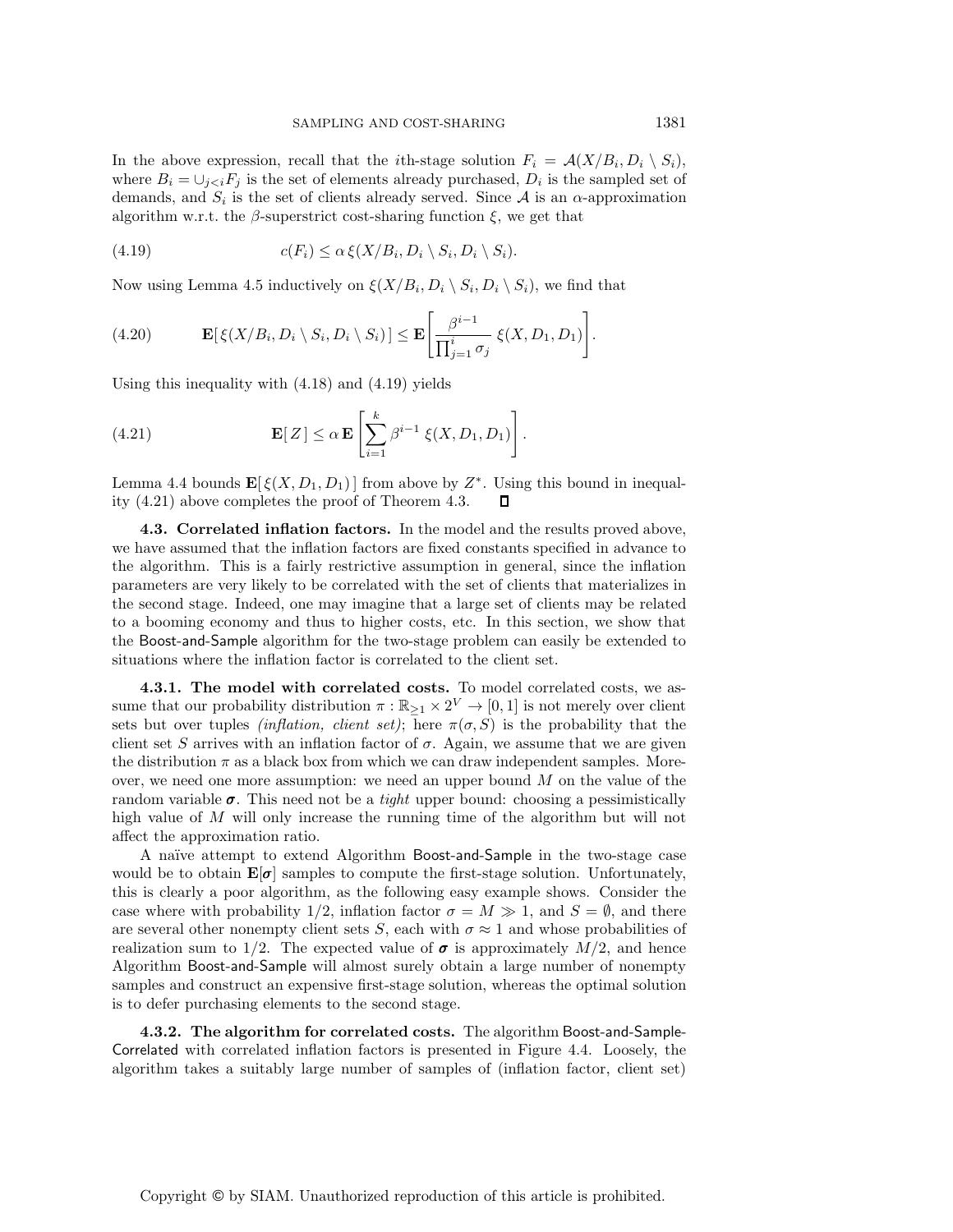In the above expression, recall that the $i$th-stage solution $F_i = \mathcal{A}(X/B_i, D_i \setminus S_i)$, where $B_i = \cup_{j<i} F_j$ is the set of elements already purchased, $D_i$ is the sampled set of demands, and $S_i$ is the set of clients already served. Since $\mathcal{A}$ is an $\alpha$-approximation algorithm w.r.t. the $\beta$-superstrict cost-sharing function $\xi$, we get that

$$c(F_i) \leq \alpha \, \xi(X/B_i, D_i \setminus S_i, D_i \setminus S_i). \tag{4.19}$$

Now using Lemma 4.5 inductively on $\xi(X/B_i, D_i \setminus S_i, D_i \setminus S_i)$, we find that

$$\mathbf{E}[\, \xi(X/B_i, D_i \setminus S_i, D_i \setminus S_i)\,] \leq \mathbf{E}\left[ \frac{\beta^{i-1}}{\prod_{j=1}^{i} \sigma_j} \, \xi(X, D_1, D_1) \right]. \tag{4.20}$$

Using this inequality with (4.18) and (4.19) yields

$$\mathbf{E}[\, Z\,] \leq \alpha \, \mathbf{E}\left[ \sum_{i=1}^{k} \beta^{i-1} \, \xi(X, D_1, D_1) \right]. \tag{4.21}$$

Lemma 4.4 bounds $\mathbf{E}[\, \xi(X, D_1, D_1)\,]$ from above by $Z^*$. Using this bound in inequality (4.21) above completes the proof of Theorem 4.3. $\square$

**4.3. Correlated inflation factors.** In the model and the results proved above, we have assumed that the inflation factors are fixed constants specified in advance to the algorithm. This is a fairly restrictive assumption in general, since the inflation parameters are very likely to be correlated with the set of clients that materializes in the second stage. Indeed, one may imagine that a large set of clients may be related to a booming economy and thus to higher costs, etc. In this section, we show that the Boost-and-Sample algorithm for the two-stage problem can easily be extended to situations where the inflation factor is correlated to the client set.

**4.3.1. The model with correlated costs.** To model correlated costs, we assume that our probability distribution $\pi : \mathbb{R}_{\geq 1} \times 2^V \to [0, 1]$ is not merely over client sets but over tuples *(inflation, client set)*; here $\pi(\sigma, S)$ is the probability that the client set $S$ arrives with an inflation factor of $\sigma$. Again, we assume that we are given the distribution $\pi$ as a black box from which we can draw independent samples. Moreover, we need one more assumption: we need an upper bound $M$ on the value of the random variable $\boldsymbol{\sigma}$. This need not be a *tight* upper bound: choosing a pessimistically high value of $M$ will only increase the running time of the algorithm but will not affect the approximation ratio.

A naïve attempt to extend Algorithm Boost-and-Sample in the two-stage case would be to obtain $\mathbf{E}[\boldsymbol{\sigma}]$ samples to compute the first-stage solution. Unfortunately, this is clearly a poor algorithm, as the following easy example shows. Consider the case where with probability 1/2, inflation factor $\sigma = M \gg 1$, and $S = \emptyset$, and there are several other nonempty client sets $S$, each with $\sigma \approx 1$ and whose probabilities of realization sum to 1/2. The expected value of $\boldsymbol{\sigma}$ is approximately $M/2$, and hence Algorithm Boost-and-Sample will almost surely obtain a large number of nonempty samples and construct an expensive first-stage solution, whereas the optimal solution is to defer purchasing elements to the second stage.

**4.3.2. The algorithm for correlated costs.** The algorithm Boost-and-Sample-Correlated with correlated inflation factors is presented in Figure 4.4. Loosely, the algorithm takes a suitably large number of samples of (inflation factor, client set)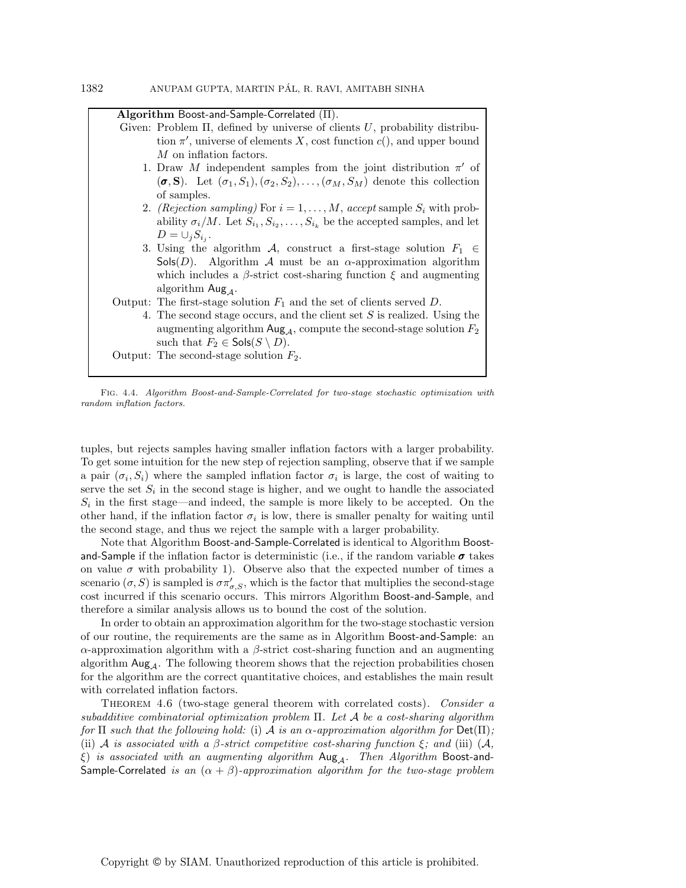**Algorithm** Boost-and-Sample-Correlated ($\Pi$).

Given: Problem $\Pi$, defined by universe of clients $U$, probability distribution $\pi'$, universe of elements $X$, cost function $c()$, and upper bound $M$ on inflation factors.

1. Draw $M$ independent samples from the joint distribution $\pi'$ of $(\boldsymbol{\sigma}, \mathbf{S})$. Let $(\sigma_1, S_1), (\sigma_2, S_2), \ldots, (\sigma_M, S_M)$ denote this collection of samples.
2. *(Rejection sampling)* For $i = 1, \ldots, M$, *accept* sample $S_i$ with probability $\sigma_i/M$. Let $S_{i_1}, S_{i_2}, \ldots, S_{i_k}$ be the accepted samples, and let $D = \cup_j S_{i_j}$.
3. Using the algorithm $\mathcal{A}$, construct a first-stage solution $F_1 \in \mathsf{Sols}(D)$. Algorithm $\mathcal{A}$ must be an $\alpha$-approximation algorithm which includes a $\beta$-strict cost-sharing function $\xi$ and augmenting algorithm $\mathsf{Aug}_{\mathcal{A}}$.

Output: The first-stage solution $F_1$ and the set of clients served $D$.

4. The second stage occurs, and the client set $S$ is realized. Using the augmenting algorithm $\mathsf{Aug}_{\mathcal{A}}$, compute the second-stage solution $F_2$ such that $F_2 \in \mathsf{Sols}(S \setminus D)$.

Output: The second-stage solution $F_2$.

Fig. 4.4. *Algorithm Boost-and-Sample-Correlated for two-stage stochastic optimization with random inflation factors.*

tuples, but rejects samples having smaller inflation factors with a larger probability. To get some intuition for the new step of rejection sampling, observe that if we sample a pair $(\sigma_i, S_i)$ where the sampled inflation factor $\sigma_i$ is large, the cost of waiting to serve the set $S_i$ in the second stage is higher, and we ought to handle the associated $S_i$ in the first stage—and indeed, the sample is more likely to be accepted. On the other hand, if the inflation factor $\sigma_i$ is low, there is smaller penalty for waiting until the second stage, and thus we reject the sample with a larger probability.

Note that Algorithm Boost-and-Sample-Correlated is identical to Algorithm Boost-and-Sample if the inflation factor is deterministic (i.e., if the random variable $\boldsymbol{\sigma}$ takes on value $\sigma$ with probability 1). Observe also that the expected number of times a scenario $(\sigma, S)$ is sampled is $\sigma\pi'_{\sigma,S}$, which is the factor that multiplies the second-stage cost incurred if this scenario occurs. This mirrors Algorithm Boost-and-Sample, and therefore a similar analysis allows us to bound the cost of the solution.

In order to obtain an approximation algorithm for the two-stage stochastic version of our routine, the requirements are the same as in Algorithm Boost-and-Sample: an $\alpha$-approximation algorithm with a $\beta$-strict cost-sharing function and an augmenting algorithm $\mathsf{Aug}_{\mathcal{A}}$. The following theorem shows that the rejection probabilities chosen for the algorithm are the correct quantitative choices, and establishes the main result with correlated inflation factors.

Theorem 4.6 (two-stage general theorem with correlated costs). *Consider a subadditive combinatorial optimization problem $\Pi$. Let $\mathcal{A}$ be a cost-sharing algorithm for $\Pi$ such that the following hold:* (i) *$\mathcal{A}$ is an $\alpha$-approximation algorithm for $\mathsf{Det}(\Pi)$;* (ii) *$\mathcal{A}$ is associated with a $\beta$-strict competitive cost-sharing function $\xi$; and* (iii) *$(\mathcal{A}, \xi)$ is associated with an augmenting algorithm $\mathsf{Aug}_{\mathcal{A}}$. Then Algorithm* Boost-and-Sample-Correlated *is an $(\alpha + \beta)$-approximation algorithm for the two-stage problem*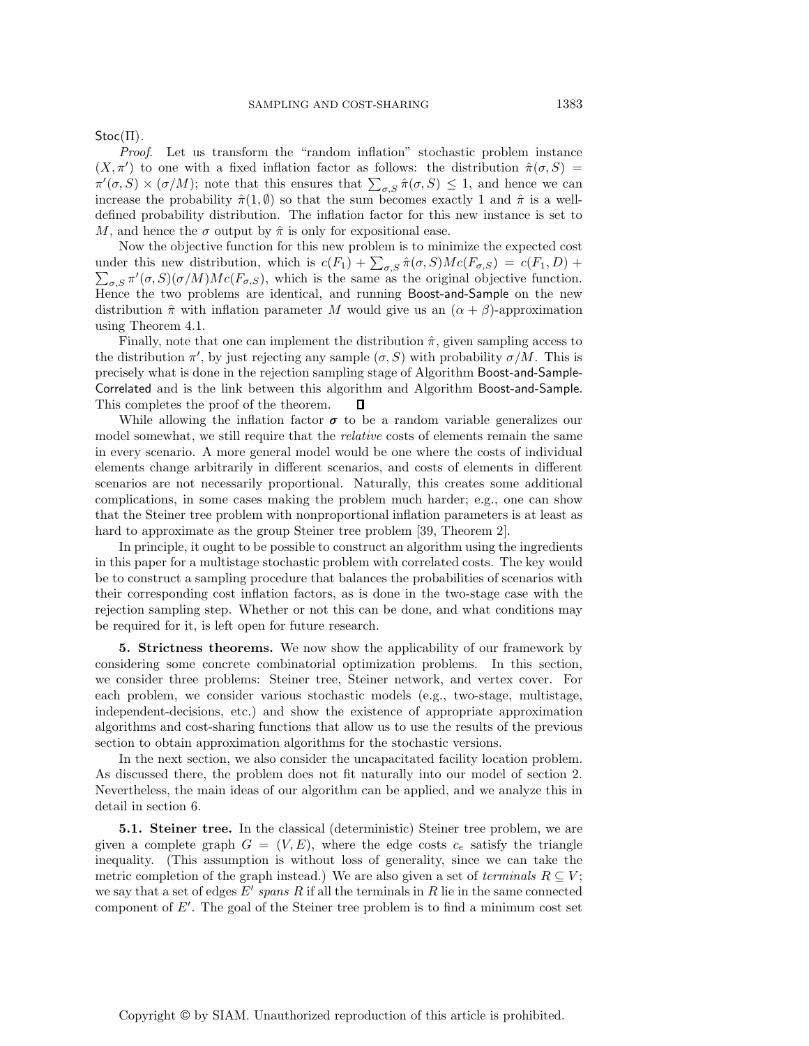Stoc(Π).

*Proof.* Let us transform the "random inflation" stochastic problem instance $(X, \pi')$ to one with a fixed inflation factor as follows: the distribution $\hat{\pi}(\sigma, S) = \pi'(\sigma, S) \times (\sigma/M)$; note that this ensures that $\sum_{\sigma,S} \hat{\pi}(\sigma, S) \leq 1$, and hence we can increase the probability $\hat{\pi}(1, \emptyset)$ so that the sum becomes exactly 1 and $\hat{\pi}$ is a well-defined probability distribution. The inflation factor for this new instance is set to $M$, and hence the $\sigma$ output by $\hat{\pi}$ is only for expositional ease.

Now the objective function for this new problem is to minimize the expected cost under this new distribution, which is $c(F_1) + \sum_{\sigma,S} \hat{\pi}(\sigma, S) M c(F_{\sigma,S}) = c(F_1, D) + \sum_{\sigma,S} \pi'(\sigma, S)(\sigma/M) M c(F_{\sigma,S})$, which is the same as the original objective function. Hence the two problems are identical, and running Boost-and-Sample on the new distribution $\hat{\pi}$ with inflation parameter $M$ would give us an $(\alpha + \beta)$-approximation using Theorem 4.1.

Finally, note that one can implement the distribution $\hat{\pi}$, given sampling access to the distribution $\pi'$, by just rejecting any sample $(\sigma, S)$ with probability $\sigma/M$. This is precisely what is done in the rejection sampling stage of Algorithm Boost-and-Sample-Correlated and is the link between this algorithm and Algorithm Boost-and-Sample. This completes the proof of the theorem. ∎

While allowing the inflation factor $\boldsymbol{\sigma}$ to be a random variable generalizes our model somewhat, we still require that the *relative* costs of elements remain the same in every scenario. A more general model would be one where the costs of individual elements change arbitrarily in different scenarios, and costs of elements in different scenarios are not necessarily proportional. Naturally, this creates some additional complications, in some cases making the problem much harder; e.g., one can show that the Steiner tree problem with nonproportional inflation parameters is at least as hard to approximate as the group Steiner tree problem [39, Theorem 2].

In principle, it ought to be possible to construct an algorithm using the ingredients in this paper for a multistage stochastic problem with correlated costs. The key would be to construct a sampling procedure that balances the probabilities of scenarios with their corresponding cost inflation factors, as is done in the two-stage case with the rejection sampling step. Whether or not this can be done, and what conditions may be required for it, is left open for future research.

## 5. Strictness theorems.

We now show the applicability of our framework by considering some concrete combinatorial optimization problems. In this section, we consider three problems: Steiner tree, Steiner network, and vertex cover. For each problem, we consider various stochastic models (e.g., two-stage, multistage, independent-decisions, etc.) and show the existence of appropriate approximation algorithms and cost-sharing functions that allow us to use the results of the previous section to obtain approximation algorithms for the stochastic versions.

In the next section, we also consider the uncapacitated facility location problem. As discussed there, the problem does not fit naturally into our model of section 2. Nevertheless, the main ideas of our algorithm can be applied, and we analyze this in detail in section 6.

### 5.1. Steiner tree.

In the classical (deterministic) Steiner tree problem, we are given a complete graph $G = (V, E)$, where the edge costs $c_e$ satisfy the triangle inequality. (This assumption is without loss of generality, since we can take the metric completion of the graph instead.) We are also given a set of *terminals* $R \subseteq V$; we say that a set of edges $E'$ *spans* $R$ if all the terminals in $R$ lie in the same connected component of $E'$. The goal of the Steiner tree problem is to find a minimum cost set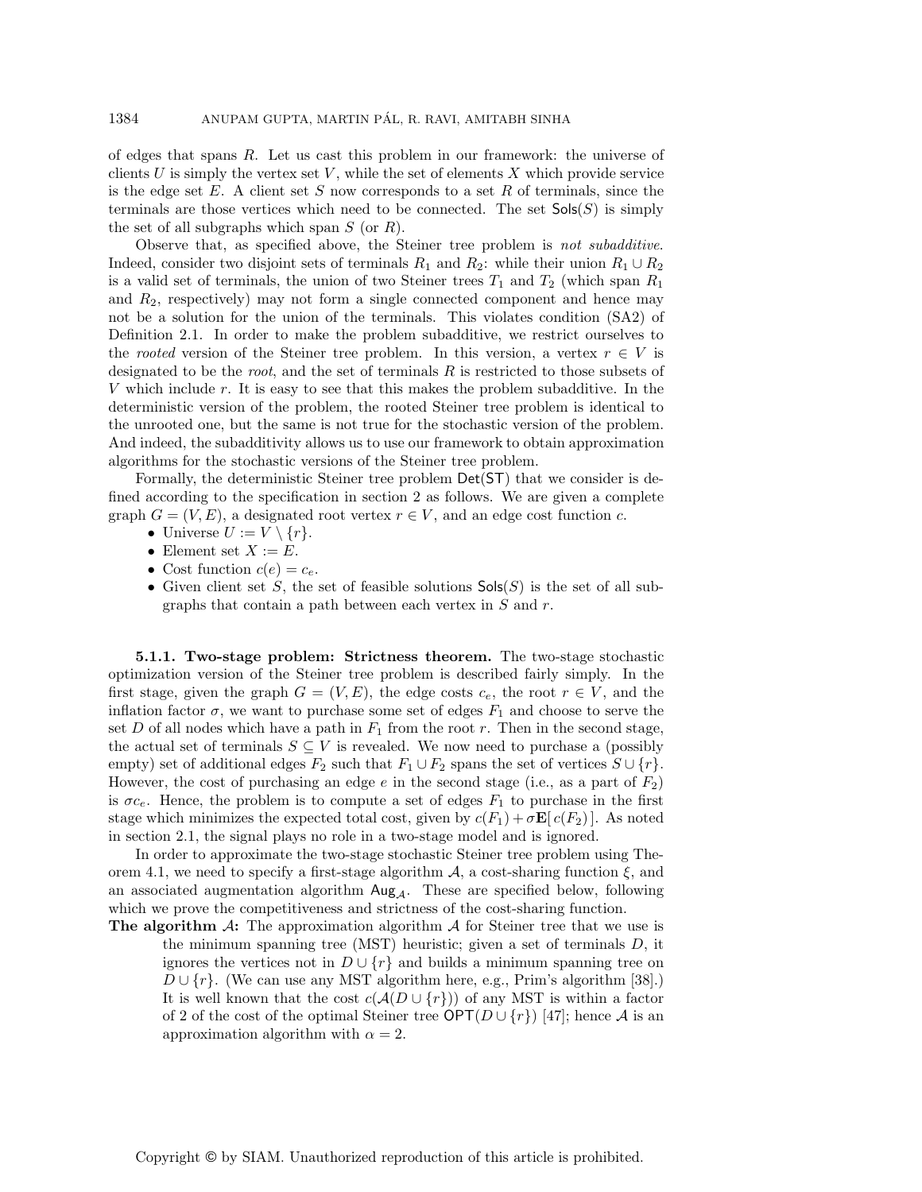of edges that spans $R$. Let us cast this problem in our framework: the universe of clients $U$ is simply the vertex set $V$, while the set of elements $X$ which provide service is the edge set $E$. A client set $S$ now corresponds to a set $R$ of terminals, since the terminals are those vertices which need to be connected. The set $\mathsf{Sols}(S)$ is simply the set of all subgraphs which span $S$ (or $R$).

Observe that, as specified above, the Steiner tree problem is *not subadditive*. Indeed, consider two disjoint sets of terminals $R_1$ and $R_2$: while their union $R_1 \cup R_2$ is a valid set of terminals, the union of two Steiner trees $T_1$ and $T_2$ (which span $R_1$ and $R_2$, respectively) may not form a single connected component and hence may not be a solution for the union of the terminals. This violates condition (SA2) of Definition 2.1. In order to make the problem subadditive, we restrict ourselves to the *rooted* version of the Steiner tree problem. In this version, a vertex $r \in V$ is designated to be the *root*, and the set of terminals $R$ is restricted to those subsets of $V$ which include $r$. It is easy to see that this makes the problem subadditive. In the deterministic version of the problem, the rooted Steiner tree problem is identical to the unrooted one, but the same is not true for the stochastic version of the problem. And indeed, the subadditivity allows us to use our framework to obtain approximation algorithms for the stochastic versions of the Steiner tree problem.

Formally, the deterministic Steiner tree problem $\mathsf{Det(ST)}$ that we consider is defined according to the specification in section 2 as follows. We are given a complete graph $G = (V, E)$, a designated root vertex $r \in V$, and an edge cost function $c$.

- Universe $U := V \setminus \{r\}$.
- Element set $X := E$.
- Cost function $c(e) = c_e$.
- Given client set $S$, the set of feasible solutions $\mathsf{Sols}(S)$ is the set of all subgraphs that contain a path between each vertex in $S$ and $r$.

**5.1.1. Two-stage problem: Strictness theorem.** The two-stage stochastic optimization version of the Steiner tree problem is described fairly simply. In the first stage, given the graph $G = (V, E)$, the edge costs $c_e$, the root $r \in V$, and the inflation factor $\sigma$, we want to purchase some set of edges $F_1$ and choose to serve the set $D$ of all nodes which have a path in $F_1$ from the root $r$. Then in the second stage, the actual set of terminals $S \subseteq V$ is revealed. We now need to purchase a (possibly empty) set of additional edges $F_2$ such that $F_1 \cup F_2$ spans the set of vertices $S \cup \{r\}$. However, the cost of purchasing an edge $e$ in the second stage (i.e., as a part of $F_2$) is $\sigma c_e$. Hence, the problem is to compute a set of edges $F_1$ to purchase in the first stage which minimizes the expected total cost, given by $c(F_1) + \sigma \mathbf{E}[\, c(F_2)\,]$. As noted in section 2.1, the signal plays no role in a two-stage model and is ignored.

In order to approximate the two-stage stochastic Steiner tree problem using Theorem 4.1, we need to specify a first-stage algorithm $\mathcal{A}$, a cost-sharing function $\xi$, and an associated augmentation algorithm $\mathsf{Aug}_{\mathcal{A}}$. These are specified below, following which we prove the competitiveness and strictness of the cost-sharing function.

**The algorithm $\mathcal{A}$:** The approximation algorithm $\mathcal{A}$ for Steiner tree that we use is the minimum spanning tree (MST) heuristic; given a set of terminals $D$, it ignores the vertices not in $D \cup \{r\}$ and builds a minimum spanning tree on $D \cup \{r\}$. (We can use any MST algorithm here, e.g., Prim's algorithm [38].) It is well known that the cost $c(\mathcal{A}(D \cup \{r\}))$ of any MST is within a factor of 2 of the cost of the optimal Steiner tree $\mathsf{OPT}(D \cup \{r\})$ [47]; hence $\mathcal{A}$ is an approximation algorithm with $\alpha = 2$.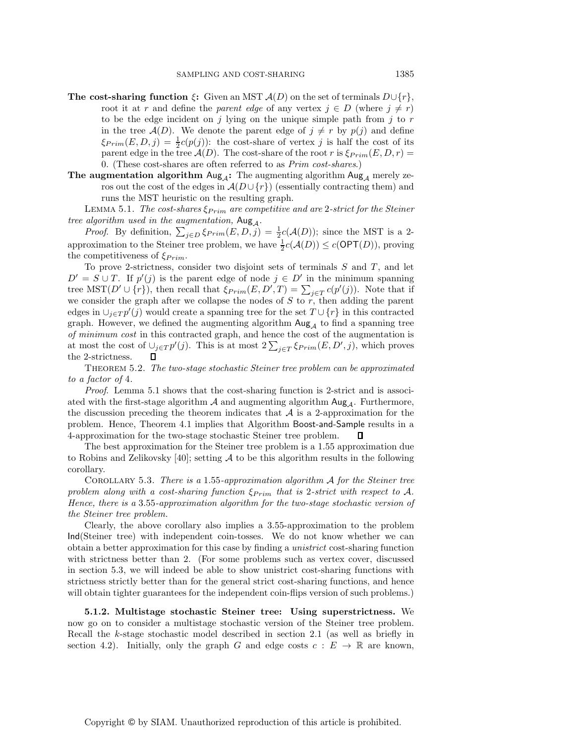**The cost-sharing function** $\xi$**:** Given an MST $\mathcal{A}(D)$ on the set of terminals $D \cup \{r\}$, root it at $r$ and define the *parent edge* of any vertex $j \in D$ (where $j \neq r$) to be the edge incident on $j$ lying on the unique simple path from $j$ to $r$ in the tree $\mathcal{A}(D)$. We denote the parent edge of $j \neq r$ by $p(j)$ and define $\xi_{Prim}(E, D, j) = \frac{1}{2}c(p(j))$: the cost-share of vertex $j$ is half the cost of its parent edge in the tree $\mathcal{A}(D)$. The cost-share of the root $r$ is $\xi_{Prim}(E, D, r) = 0$. (These cost-shares are often referred to as *Prim cost-shares*.)

**The augmentation algorithm** $\mathsf{Aug}_{\mathcal{A}}$**:** The augmenting algorithm $\mathsf{Aug}_{\mathcal{A}}$ merely zeros out the cost of the edges in $\mathcal{A}(D \cup \{r\})$ (essentially contracting them) and runs the MST heuristic on the resulting graph.

LEMMA 5.1. *The cost-shares $\xi_{Prim}$ are competitive and are 2-strict for the Steiner tree algorithm used in the augmentation,* $\mathsf{Aug}_{\mathcal{A}}$.

*Proof*. By definition, $\sum_{j \in D} \xi_{Prim}(E, D, j) = \frac{1}{2}c(\mathcal{A}(D))$; since the MST is a 2-approximation to the Steiner tree problem, we have $\frac{1}{2}c(\mathcal{A}(D)) \leq c(\mathsf{OPT}(D))$, proving the competitiveness of $\xi_{Prim}$.

To prove 2-strictness, consider two disjoint sets of terminals $S$ and $T$, and let $D' = S \cup T$. If $p'(j)$ is the parent edge of node $j \in D'$ in the minimum spanning tree $\mathrm{MST}(D' \cup \{r\})$, then recall that $\xi_{Prim}(E, D', T) = \sum_{j \in T} c(p'(j))$. Note that if we consider the graph after we collapse the nodes of $S$ to $r$, then adding the parent edges in $\cup_{j \in T} p'(j)$ would create a spanning tree for the set $T \cup \{r\}$ in this contracted graph. However, we defined the augmenting algorithm $\mathsf{Aug}_{\mathcal{A}}$ to find a spanning tree *of minimum cost* in this contracted graph, and hence the cost of the augmentation is at most the cost of $\cup_{j \in T} p'(j)$. This is at most $2 \sum_{j \in T} \xi_{Prim}(E, D', j)$, which proves the 2-strictness. ∎

THEOREM 5.2. *The two-stage stochastic Steiner tree problem can be approximated to a factor of* 4.

*Proof*. Lemma 5.1 shows that the cost-sharing function is 2-strict and is associated with the first-stage algorithm $\mathcal{A}$ and augmenting algorithm $\mathsf{Aug}_{\mathcal{A}}$. Furthermore, the discussion preceding the theorem indicates that $\mathcal{A}$ is a 2-approximation for the problem. Hence, Theorem 4.1 implies that Algorithm Boost-and-Sample results in a 4-approximation for the two-stage stochastic Steiner tree problem. ∎

The best approximation for the Steiner tree problem is a 1.55 approximation due to Robins and Zelikovsky [40]; setting $\mathcal{A}$ to be this algorithm results in the following corollary.

COROLLARY 5.3. *There is a* 1.55*-approximation algorithm $\mathcal{A}$ for the Steiner tree problem along with a cost-sharing function $\xi_{Prim}$ that is 2-strict with respect to $\mathcal{A}$. Hence, there is a* 3.55*-approximation algorithm for the two-stage stochastic version of the Steiner tree problem.*

Clearly, the above corollary also implies a 3.55-approximation to the problem Ind(Steiner tree) with independent coin-tosses. We do not know whether we can obtain a better approximation for this case by finding a *unistrict* cost-sharing function with strictness better than 2. (For some problems such as vertex cover, discussed in section 5.3, we will indeed be able to show unistrict cost-sharing functions with strictness strictly better than for the general strict cost-sharing functions, and hence will obtain tighter guarantees for the independent coin-flips version of such problems.)

**5.1.2. Multistage stochastic Steiner tree: Using superstrictness.** We now go on to consider a multistage stochastic version of the Steiner tree problem. Recall the $k$-stage stochastic model described in section 2.1 (as well as briefly in section 4.2). Initially, only the graph $G$ and edge costs $c : E \to \mathbb{R}$ are known,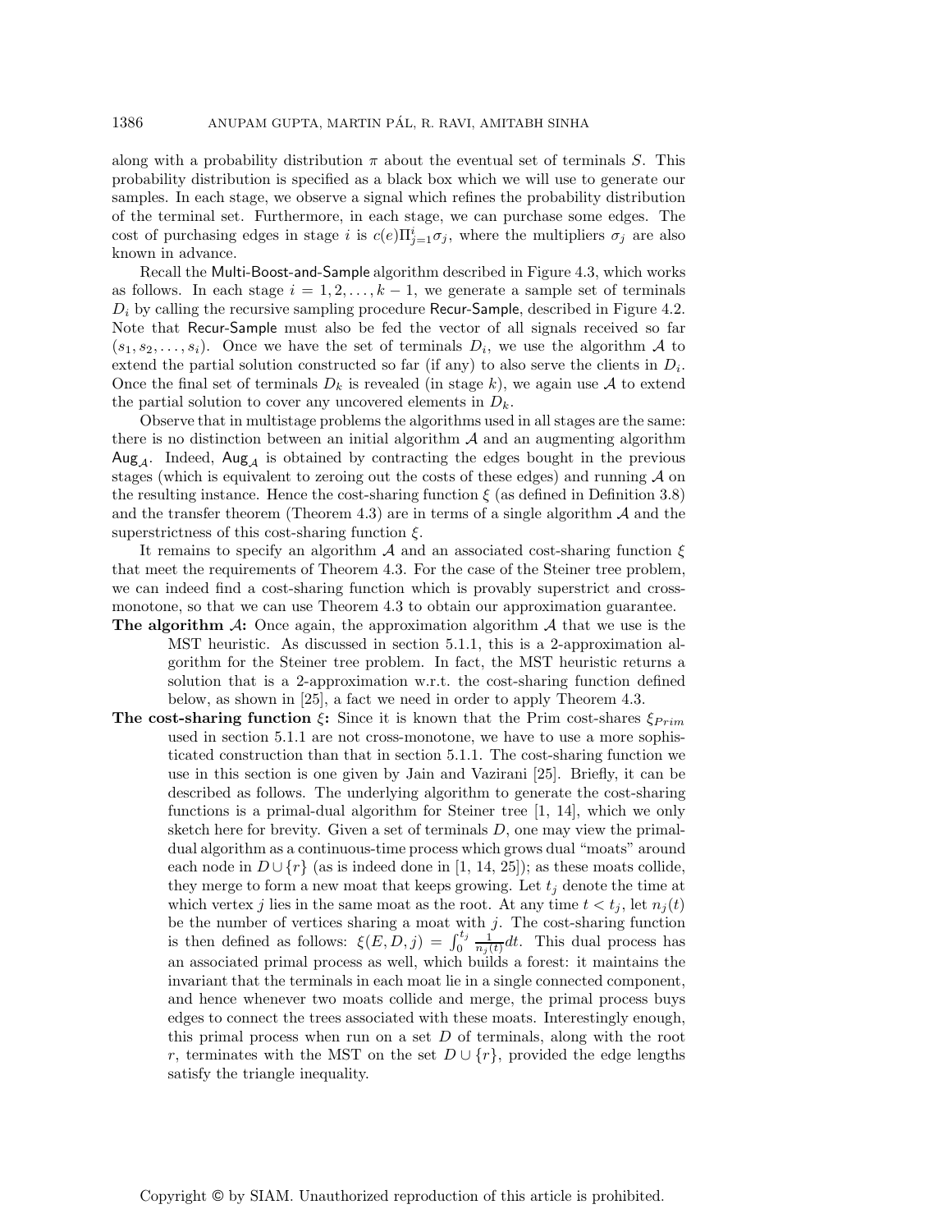along with a probability distribution $\pi$ about the eventual set of terminals $S$. This probability distribution is specified as a black box which we will use to generate our samples. In each stage, we observe a signal which refines the probability distribution of the terminal set. Furthermore, in each stage, we can purchase some edges. The cost of purchasing edges in stage $i$ is $c(e)\Pi_{j=1}^{i}\sigma_j$, where the multipliers $\sigma_j$ are also known in advance.

Recall the Multi-Boost-and-Sample algorithm described in Figure 4.3, which works as follows. In each stage $i = 1, 2, \ldots, k-1$, we generate a sample set of terminals $D_i$ by calling the recursive sampling procedure Recur-Sample, described in Figure 4.2. Note that Recur-Sample must also be fed the vector of all signals received so far $(s_1, s_2, \ldots, s_i)$. Once we have the set of terminals $D_i$, we use the algorithm $\mathcal{A}$ to extend the partial solution constructed so far (if any) to also serve the clients in $D_i$. Once the final set of terminals $D_k$ is revealed (in stage $k$), we again use $\mathcal{A}$ to extend the partial solution to cover any uncovered elements in $D_k$.

Observe that in multistage problems the algorithms used in all stages are the same: there is no distinction between an initial algorithm $\mathcal{A}$ and an augmenting algorithm $\mathsf{Aug}_{\mathcal{A}}$. Indeed, $\mathsf{Aug}_{\mathcal{A}}$ is obtained by contracting the edges bought in the previous stages (which is equivalent to zeroing out the costs of these edges) and running $\mathcal{A}$ on the resulting instance. Hence the cost-sharing function $\xi$ (as defined in Definition 3.8) and the transfer theorem (Theorem 4.3) are in terms of a single algorithm $\mathcal{A}$ and the superstrictness of this cost-sharing function $\xi$.

It remains to specify an algorithm $\mathcal{A}$ and an associated cost-sharing function $\xi$ that meet the requirements of Theorem 4.3. For the case of the Steiner tree problem, we can indeed find a cost-sharing function which is provably superstrict and cross-monotone, so that we can use Theorem 4.3 to obtain our approximation guarantee.

**The algorithm $\mathcal{A}$:** Once again, the approximation algorithm $\mathcal{A}$ that we use is the MST heuristic. As discussed in section 5.1.1, this is a 2-approximation algorithm for the Steiner tree problem. In fact, the MST heuristic returns a solution that is a 2-approximation w.r.t. the cost-sharing function defined below, as shown in [25], a fact we need in order to apply Theorem 4.3.

**The cost-sharing function $\xi$:** Since it is known that the Prim cost-shares $\xi_{Prim}$ used in section 5.1.1 are not cross-monotone, we have to use a more sophisticated construction than that in section 5.1.1. The cost-sharing function we use in this section is one given by Jain and Vazirani [25]. Briefly, it can be described as follows. The underlying algorithm to generate the cost-sharing functions is a primal-dual algorithm for Steiner tree [1, 14], which we only sketch here for brevity. Given a set of terminals $D$, one may view the primal-dual algorithm as a continuous-time process which grows dual "moats" around each node in $D \cup \{r\}$ (as is indeed done in [1, 14, 25]); as these moats collide, they merge to form a new moat that keeps growing. Let $t_j$ denote the time at which vertex $j$ lies in the same moat as the root. At any time $t < t_j$, let $n_j(t)$ be the number of vertices sharing a moat with $j$. The cost-sharing function is then defined as follows: $\xi(E, D, j) = \int_0^{t_j} \frac{1}{n_j(t)} dt$. This dual process has an associated primal process as well, which builds a forest: it maintains the invariant that the terminals in each moat lie in a single connected component, and hence whenever two moats collide and merge, the primal process buys edges to connect the trees associated with these moats. Interestingly enough, this primal process when run on a set $D$ of terminals, along with the root $r$, terminates with the MST on the set $D \cup \{r\}$, provided the edge lengths satisfy the triangle inequality.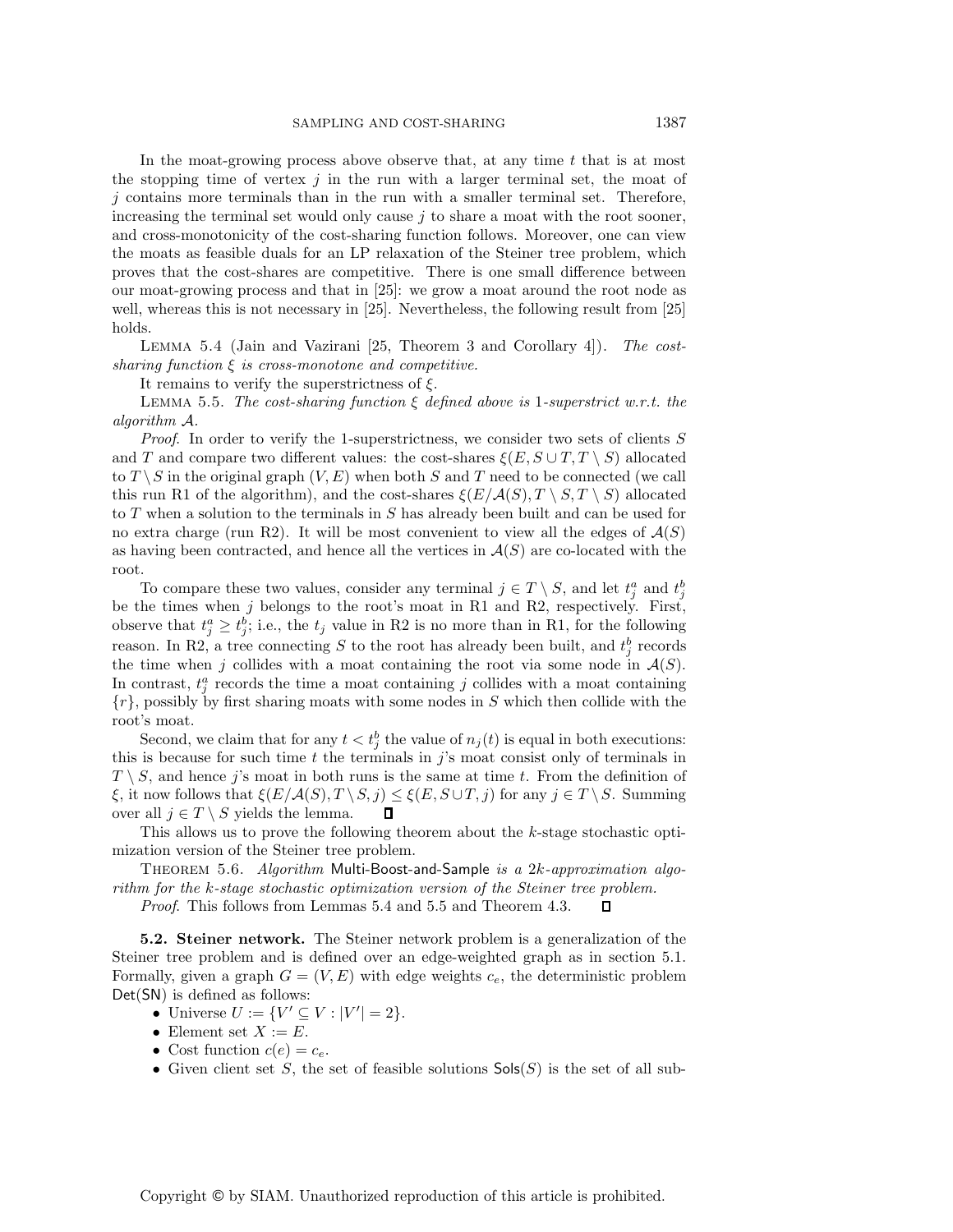In the moat-growing process above observe that, at any time $t$ that is at most the stopping time of vertex $j$ in the run with a larger terminal set, the moat of $j$ contains more terminals than in the run with a smaller terminal set. Therefore, increasing the terminal set would only cause $j$ to share a moat with the root sooner, and cross-monotonicity of the cost-sharing function follows. Moreover, one can view the moats as feasible duals for an LP relaxation of the Steiner tree problem, which proves that the cost-shares are competitive. There is one small difference between our moat-growing process and that in [25]: we grow a moat around the root node as well, whereas this is not necessary in [25]. Nevertheless, the following result from [25] holds.

Lemma 5.4 (Jain and Vazirani [25, Theorem 3 and Corollary 4]). *The cost-sharing function $\xi$ is cross-monotone and competitive.*

It remains to verify the superstrictness of $\xi$.

Lemma 5.5. *The cost-sharing function $\xi$ defined above is 1-superstrict w.r.t. the algorithm $\mathcal{A}$.*

*Proof.* In order to verify the 1-superstrictness, we consider two sets of clients $S$ and $T$ and compare two different values: the cost-shares $\xi(E, S \cup T, T \setminus S)$ allocated to $T \setminus S$ in the original graph $(V, E)$ when both $S$ and $T$ need to be connected (we call this run R1 of the algorithm), and the cost-shares $\xi(E/\mathcal{A}(S), T \setminus S, T \setminus S)$ allocated to $T$ when a solution to the terminals in $S$ has already been built and can be used for no extra charge (run R2). It will be most convenient to view all the edges of $\mathcal{A}(S)$ as having been contracted, and hence all the vertices in $\mathcal{A}(S)$ are co-located with the root.

To compare these two values, consider any terminal $j \in T \setminus S$, and let $t_j^a$ and $t_j^b$ be the times when $j$ belongs to the root's moat in R1 and R2, respectively. First, observe that $t_j^a \geq t_j^b$; i.e., the $t_j$ value in R2 is no more than in R1, for the following reason. In R2, a tree connecting $S$ to the root has already been built, and $t_j^b$ records the time when $j$ collides with a moat containing the root via some node in $\mathcal{A}(S)$. In contrast, $t_j^a$ records the time a moat containing $j$ collides with a moat containing $\{r\}$, possibly by first sharing moats with some nodes in $S$ which then collide with the root's moat.

Second, we claim that for any $t < t_j^b$ the value of $n_j(t)$ is equal in both executions: this is because for such time $t$ the terminals in $j$'s moat consist only of terminals in $T \setminus S$, and hence $j$'s moat in both runs is the same at time $t$. From the definition of $\xi$, it now follows that $\xi(E/\mathcal{A}(S), T \setminus S, j) \leq \xi(E, S \cup T, j)$ for any $j \in T \setminus S$. Summing over all $j \in T \setminus S$ yields the lemma. ∎

This allows us to prove the following theorem about the $k$-stage stochastic optimization version of the Steiner tree problem.

Theorem 5.6. *Algorithm* Multi-Boost-and-Sample *is a $2k$-approximation algorithm for the $k$-stage stochastic optimization version of the Steiner tree problem.*

*Proof.* This follows from Lemmas 5.4 and 5.5 and Theorem 4.3. ∎

**5.2. Steiner network.** The Steiner network problem is a generalization of the Steiner tree problem and is defined over an edge-weighted graph as in section 5.1. Formally, given a graph $G = (V, E)$ with edge weights $c_e$, the deterministic problem Det(SN) is defined as follows:

- Universe $U := \{V' \subseteq V : |V'| = 2\}$.
- Element set $X := E$.
- Cost function $c(e) = c_e$.
- Given client set $S$, the set of feasible solutions $\mathsf{Sols}(S)$ is the set of all sub-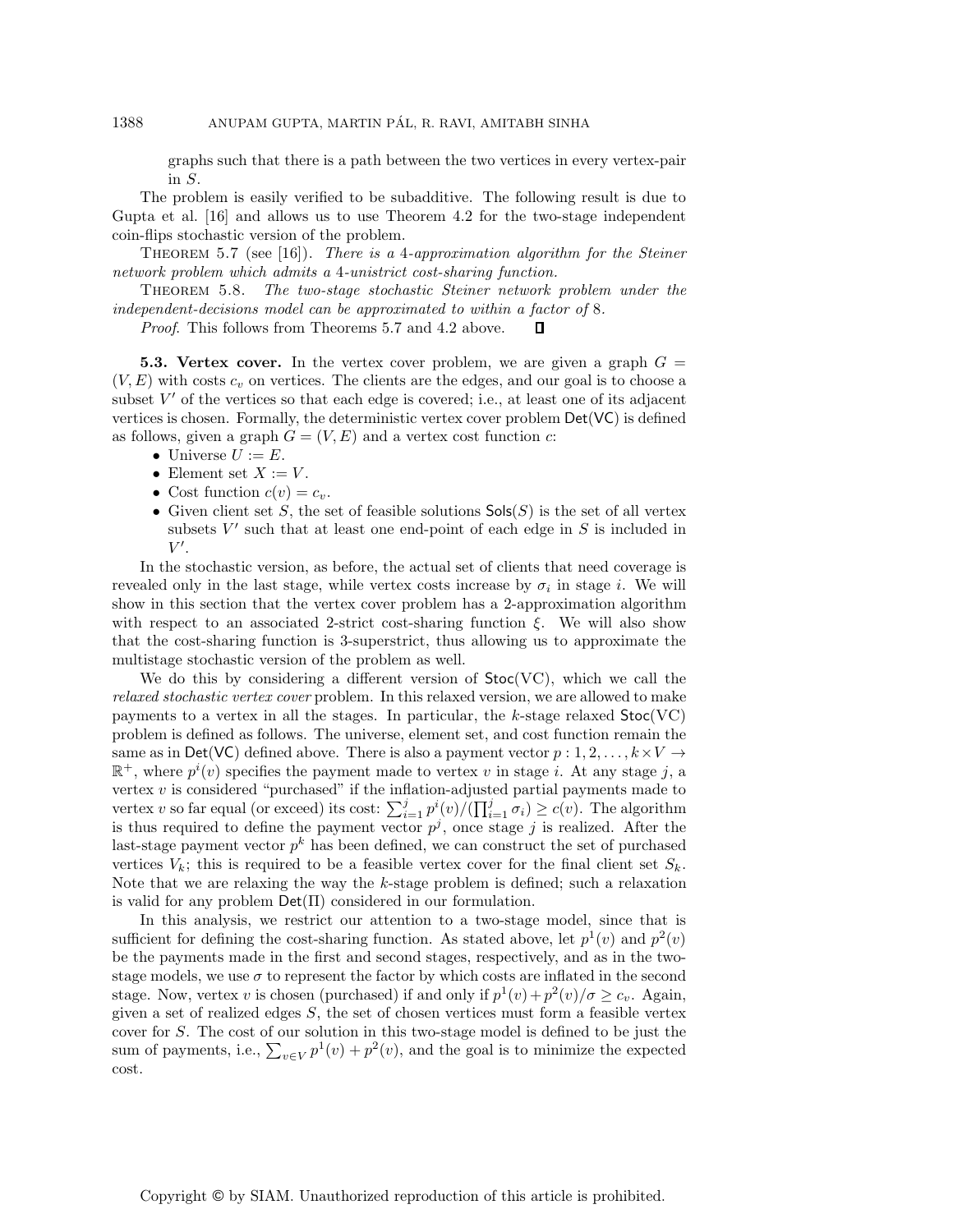graphs such that there is a path between the two vertices in every vertex-pair in $S$.

The problem is easily verified to be subadditive. The following result is due to Gupta et al. [16] and allows us to use Theorem 4.2 for the two-stage independent coin-flips stochastic version of the problem.

THEOREM 5.7 (see [16]). *There is a 4-approximation algorithm for the Steiner network problem which admits a 4-unistrict cost-sharing function.*

THEOREM 5.8. *The two-stage stochastic Steiner network problem under the independent-decisions model can be approximated to within a factor of 8.*

*Proof.* This follows from Theorems 5.7 and 4.2 above. ∎

**5.3. Vertex cover.** In the vertex cover problem, we are given a graph $G = (V, E)$ with costs $c_v$ on vertices. The clients are the edges, and our goal is to choose a subset $V'$ of the vertices so that each edge is covered; i.e., at least one of its adjacent vertices is chosen. Formally, the deterministic vertex cover problem $\mathsf{Det}(\mathsf{VC})$ is defined as follows, given a graph $G = (V, E)$ and a vertex cost function $c$:

- Universe $U := E$.
- Element set $X := V$.
- Cost function $c(v) = c_v$.
- Given client set $S$, the set of feasible solutions $\mathsf{Sols}(S)$ is the set of all vertex subsets $V'$ such that at least one end-point of each edge in $S$ is included in $V'$.

In the stochastic version, as before, the actual set of clients that need coverage is revealed only in the last stage, while vertex costs increase by $\sigma_i$ in stage $i$. We will show in this section that the vertex cover problem has a 2-approximation algorithm with respect to an associated 2-strict cost-sharing function $\xi$. We will also show that the cost-sharing function is 3-superstrict, thus allowing us to approximate the multistage stochastic version of the problem as well.

We do this by considering a different version of $\mathsf{Stoc}(\mathrm{VC})$, which we call the *relaxed stochastic vertex cover* problem. In this relaxed version, we are allowed to make payments to a vertex in all the stages. In particular, the $k$-stage relaxed $\mathsf{Stoc}(\mathrm{VC})$ problem is defined as follows. The universe, element set, and cost function remain the same as in $\mathsf{Det}(\mathsf{VC})$ defined above. There is also a payment vector $p : 1, 2, \ldots, k \times V \to \mathbb{R}^+$, where $p^i(v)$ specifies the payment made to vertex $v$ in stage $i$. At any stage $j$, a vertex $v$ is considered "purchased" if the inflation-adjusted partial payments made to vertex $v$ so far equal (or exceed) its cost: $\sum_{i=1}^{j} p^i(v)/(\prod_{i=1}^{j} \sigma_i) \geq c(v)$. The algorithm is thus required to define the payment vector $p^j$, once stage $j$ is realized. After the last-stage payment vector $p^k$ has been defined, we can construct the set of purchased vertices $V_k$; this is required to be a feasible vertex cover for the final client set $S_k$. Note that we are relaxing the way the $k$-stage problem is defined; such a relaxation is valid for any problem $\mathsf{Det}(\Pi)$ considered in our formulation.

In this analysis, we restrict our attention to a two-stage model, since that is sufficient for defining the cost-sharing function. As stated above, let $p^1(v)$ and $p^2(v)$ be the payments made in the first and second stages, respectively, and as in the two-stage models, we use $\sigma$ to represent the factor by which costs are inflated in the second stage. Now, vertex $v$ is chosen (purchased) if and only if $p^1(v) + p^2(v)/\sigma \geq c_v$. Again, given a set of realized edges $S$, the set of chosen vertices must form a feasible vertex cover for $S$. The cost of our solution in this two-stage model is defined to be just the sum of payments, i.e., $\sum_{v \in V} p^1(v) + p^2(v)$, and the goal is to minimize the expected cost.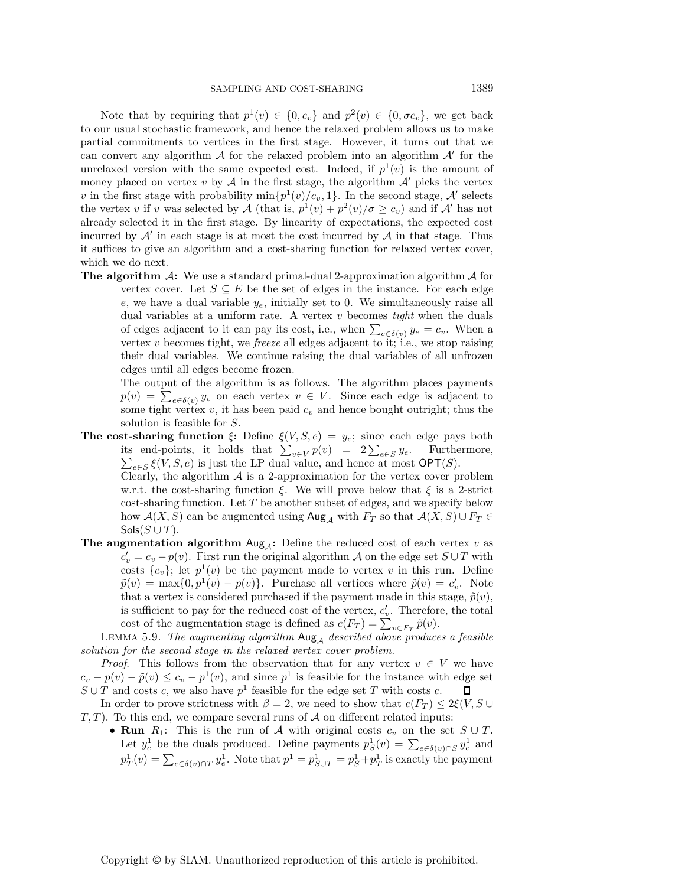Note that by requiring that $p^1(v) \in \{0, c_v\}$ and $p^2(v) \in \{0, \sigma c_v\}$, we get back to our usual stochastic framework, and hence the relaxed problem allows us to make partial commitments to vertices in the first stage. However, it turns out that we can convert any algorithm $\mathcal{A}$ for the relaxed problem into an algorithm $\mathcal{A}'$ for the unrelaxed version with the same expected cost. Indeed, if $p^1(v)$ is the amount of money placed on vertex $v$ by $\mathcal{A}$ in the first stage, the algorithm $\mathcal{A}'$ picks the vertex $v$ in the first stage with probability $\min\{p^1(v)/c_v, 1\}$. In the second stage, $\mathcal{A}'$ selects the vertex $v$ if $v$ was selected by $\mathcal{A}$ (that is, $p^1(v) + p^2(v)/\sigma \geq c_v$) and if $\mathcal{A}'$ has not already selected it in the first stage. By linearity of expectations, the expected cost incurred by $\mathcal{A}'$ in each stage is at most the cost incurred by $\mathcal{A}$ in that stage. Thus it suffices to give an algorithm and a cost-sharing function for relaxed vertex cover, which we do next.

**The algorithm $\mathcal{A}$:** We use a standard primal-dual 2-approximation algorithm $\mathcal{A}$ for vertex cover. Let $S \subseteq E$ be the set of edges in the instance. For each edge $e$, we have a dual variable $y_e$, initially set to 0. We simultaneously raise all dual variables at a uniform rate. A vertex $v$ becomes *tight* when the duals of edges adjacent to it can pay its cost, i.e., when $\sum_{e \in \delta(v)} y_e = c_v$. When a vertex $v$ becomes tight, we *freeze* all edges adjacent to it; i.e., we stop raising their dual variables. We continue raising the dual variables of all unfrozen edges until all edges become frozen.

The output of the algorithm is as follows. The algorithm places payments $p(v) = \sum_{e \in \delta(v)} y_e$ on each vertex $v \in V$. Since each edge is adjacent to some tight vertex $v$, it has been paid $c_v$ and hence bought outright; thus the solution is feasible for $S$.

**The cost-sharing function $\xi$:** Define $\xi(V, S, e) = y_e$; since each edge pays both its end-points, it holds that $\sum_{v \in V} p(v) = 2 \sum_{e \in S} y_e$. Furthermore, $\sum_{e \in S} \xi(V, S, e)$ is just the LP dual value, and hence at most $\mathsf{OPT}(S)$.

Clearly, the algorithm $\mathcal{A}$ is a 2-approximation for the vertex cover problem w.r.t. the cost-sharing function $\xi$. We will prove below that $\xi$ is a 2-strict cost-sharing function. Let $T$ be another subset of edges, and we specify below how $\mathcal{A}(X, S)$ can be augmented using $\mathsf{Aug}_{\mathcal{A}}$ with $F_T$ so that $\mathcal{A}(X, S) \cup F_T \in \mathsf{Sols}(S \cup T)$.

**The augmentation algorithm $\mathsf{Aug}_{\mathcal{A}}$:** Define the reduced cost of each vertex $v$ as $c'_v = c_v - p(v)$. First run the original algorithm $\mathcal{A}$ on the edge set $S \cup T$ with costs $\{c_v\}$; let $p^1(v)$ be the payment made to vertex $v$ in this run. Define $\tilde{p}(v) = \max\{0, p^1(v) - p(v)\}$. Purchase all vertices where $\tilde{p}(v) = c'_v$. Note that a vertex is considered purchased if the payment made in this stage, $\tilde{p}(v)$, is sufficient to pay for the reduced cost of the vertex, $c'_v$. Therefore, the total cost of the augmentation stage is defined as $c(F_T) = \sum_{v \in F_T} \tilde{p}(v)$.

LEMMA 5.9. *The augmenting algorithm $\mathsf{Aug}_{\mathcal{A}}$ described above produces a feasible solution for the second stage in the relaxed vertex cover problem.*

*Proof*. This follows from the observation that for any vertex $v \in V$ we have $c_v - p(v) - \tilde{p}(v) \leq c_v - p^1(v)$, and since $p^1$ is feasible for the instance with edge set $S \cup T$ and costs $c$, we also have $p^1$ feasible for the edge set $T$ with costs $c$. ◻

In order to prove strictness with $\beta = 2$, we need to show that $c(F_T) \leq 2\xi(V, S \cup T, T)$. To this end, we compare several runs of $\mathcal{A}$ on different related inputs:

- **Run** $R_1$: This is the run of $\mathcal{A}$ with original costs $c_v$ on the set $S \cup T$. Let $y^1_e$ be the duals produced. Define payments $p^1_S(v) = \sum_{e \in \delta(v) \cap S} y^1_e$ and $p^1_T(v) = \sum_{e \in \delta(v) \cap T} y^1_e$. Note that $p^1 = p^1_{S \cup T} = p^1_S + p^1_T$ is exactly the payment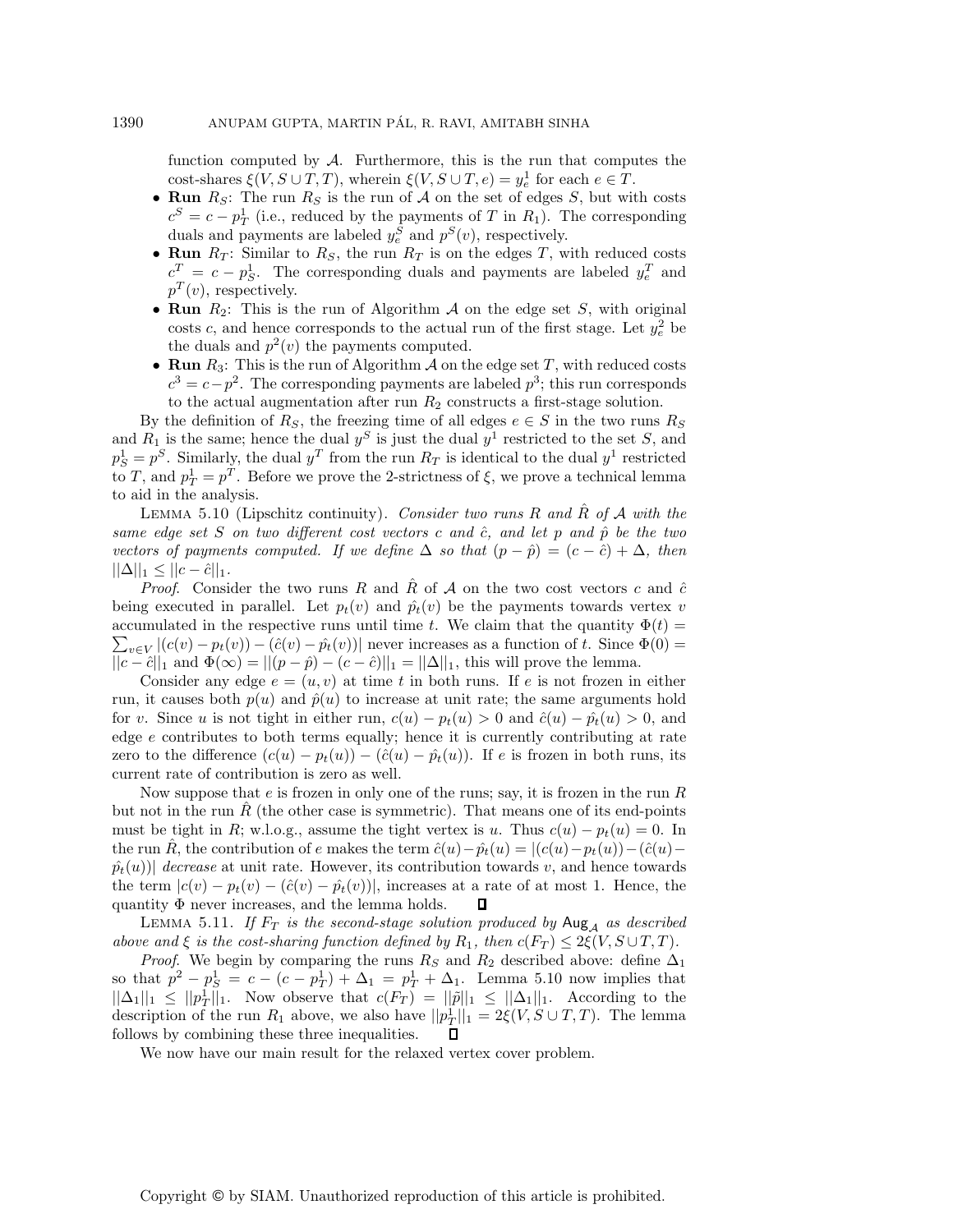function computed by $\mathcal{A}$. Furthermore, this is the run that computes the cost-shares $\xi(V, S \cup T, T)$, wherein $\xi(V, S \cup T, e) = y_e^1$ for each $e \in T$.

- **Run** $R_S$: The run $R_S$ is the run of $\mathcal{A}$ on the set of edges $S$, but with costs $c^S = c - p_T^1$ (i.e., reduced by the payments of $T$ in $R_1$). The corresponding duals and payments are labeled $y_e^S$ and $p^S(v)$, respectively.
- **Run** $R_T$: Similar to $R_S$, the run $R_T$ is on the edges $T$, with reduced costs $c^T = c - p_S^1$. The corresponding duals and payments are labeled $y_e^T$ and $p^T(v)$, respectively.
- **Run** $R_2$: This is the run of Algorithm $\mathcal{A}$ on the edge set $S$, with original costs $c$, and hence corresponds to the actual run of the first stage. Let $y_e^2$ be the duals and $p^2(v)$ the payments computed.
- **Run** $R_3$: This is the run of Algorithm $\mathcal{A}$ on the edge set $T$, with reduced costs $c^3 = c - p^2$. The corresponding payments are labeled $p^3$; this run corresponds to the actual augmentation after run $R_2$ constructs a first-stage solution.

By the definition of $R_S$, the freezing time of all edges $e \in S$ in the two runs $R_S$ and $R_1$ is the same; hence the dual $y^S$ is just the dual $y^1$ restricted to the set $S$, and $p_S^1 = p^S$. Similarly, the dual $y^T$ from the run $R_T$ is identical to the dual $y^1$ restricted to $T$, and $p_T^1 = p^T$. Before we prove the 2-strictness of $\xi$, we prove a technical lemma to aid in the analysis.

Lemma 5.10 (Lipschitz continuity). *Consider two runs $R$ and $\hat{R}$ of $\mathcal{A}$ with the same edge set $S$ on two different cost vectors $c$ and $\hat{c}$, and let $p$ and $\hat{p}$ be the two vectors of payments computed. If we define $\Delta$ so that $(p - \hat{p}) = (c - \hat{c}) + \Delta$, then $||\Delta||_1 \le ||c - \hat{c}||_1$.*

*Proof.* Consider the two runs $R$ and $\hat{R}$ of $\mathcal{A}$ on the two cost vectors $c$ and $\hat{c}$ being executed in parallel. Let $p_t(v)$ and $\hat{p}_t(v)$ be the payments towards vertex $v$ accumulated in the respective runs until time $t$. We claim that the quantity $\Phi(t) = \sum_{v \in V} |(c(v) - p_t(v)) - (\hat{c}(v) - \hat{p}_t(v))|$ never increases as a function of $t$. Since $\Phi(0) = ||c - \hat{c}||_1$ and $\Phi(\infty) = ||(p - \hat{p}) - (c - \hat{c})||_1 = ||\Delta||_1$, this will prove the lemma.

Consider any edge $e = (u, v)$ at time $t$ in both runs. If $e$ is not frozen in either run, it causes both $p(u)$ and $\hat{p}(u)$ to increase at unit rate; the same arguments hold for $v$. Since $u$ is not tight in either run, $c(u) - p_t(u) > 0$ and $\hat{c}(u) - \hat{p}_t(u) > 0$, and edge $e$ contributes to both terms equally; hence it is currently contributing at rate zero to the difference $(c(u) - p_t(u)) - (\hat{c}(u) - \hat{p}_t(u))$. If $e$ is frozen in both runs, its current rate of contribution is zero as well.

Now suppose that $e$ is frozen in only one of the runs; say, it is frozen in the run $R$ but not in the run $\hat{R}$ (the other case is symmetric). That means one of its end-points must be tight in $R$; w.l.o.g., assume the tight vertex is $u$. Thus $c(u) - p_t(u) = 0$. In the run $\hat{R}$, the contribution of $e$ makes the term $\hat{c}(u) - \hat{p}_t(u) = |(c(u) - p_t(u)) - (\hat{c}(u) - \hat{p}_t(u))|$ *decrease* at unit rate. However, its contribution towards $v$, and hence towards the term $|c(v) - p_t(v) - (\hat{c}(v) - \hat{p}_t(v))|$, increases at a rate of at most 1. Hence, the quantity $\Phi$ never increases, and the lemma holds. ∎

Lemma 5.11. *If $F_T$ is the second-stage solution produced by $\mathsf{Aug}_{\mathcal{A}}$ as described above and $\xi$ is the cost-sharing function defined by $R_1$, then $c(F_T) \le 2\xi(V, S \cup T, T)$.*

*Proof.* We begin by comparing the runs $R_S$ and $R_2$ described above: define $\Delta_1$ so that $p^2 - p_S^1 = c - (c - p_T^1) + \Delta_1 = p_T^1 + \Delta_1$. Lemma 5.10 now implies that $||\Delta_1||_1 \le ||p_T^1||_1$. Now observe that $c(F_T) = ||\tilde{p}||_1 \le ||\Delta_1||_1$. According to the description of the run $R_1$ above, we also have $||p_T^1||_1 = 2\xi(V, S \cup T, T)$. The lemma follows by combining these three inequalities. ∎

We now have our main result for the relaxed vertex cover problem.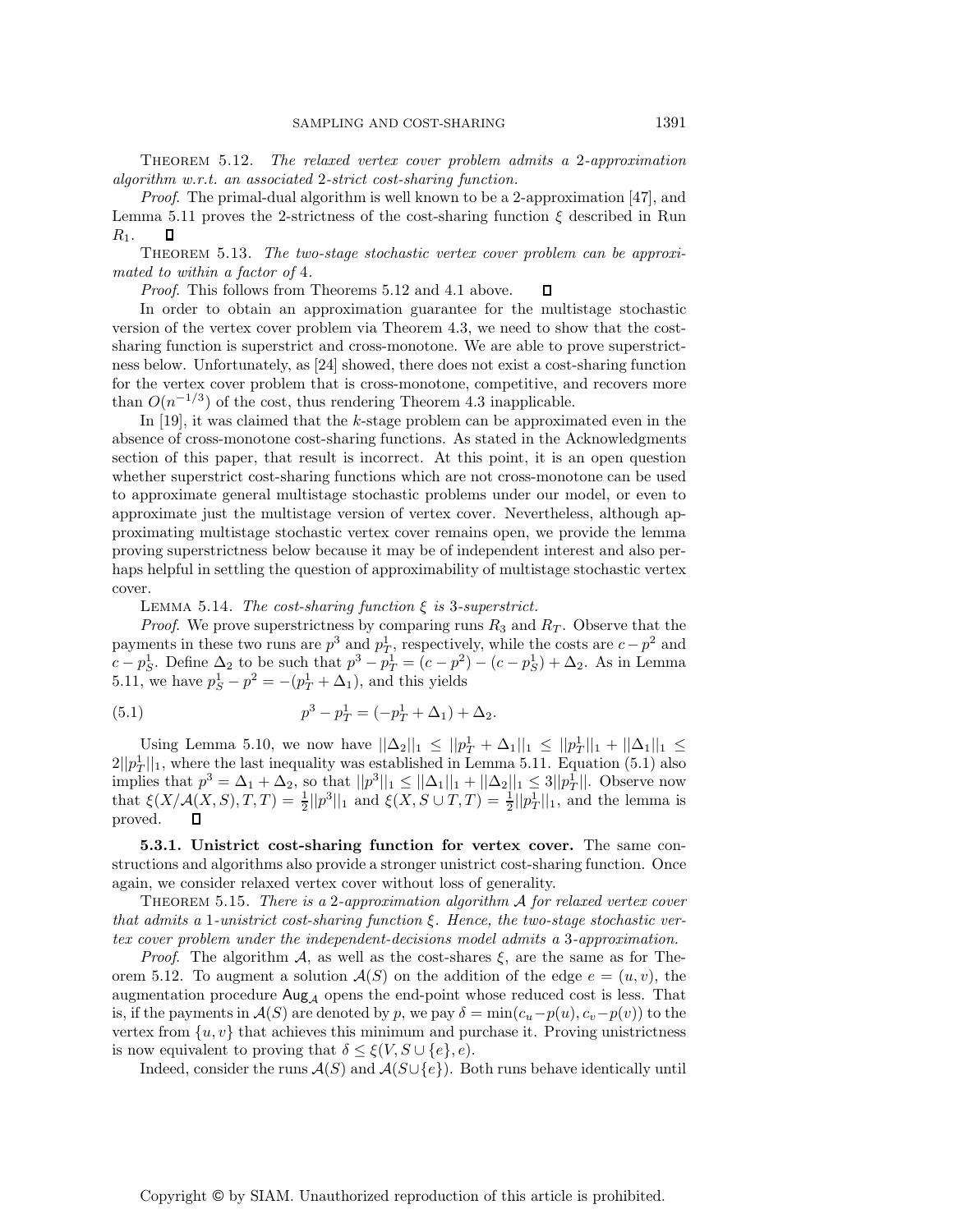Theorem 5.12. *The relaxed vertex cover problem admits a* 2*-approximation algorithm w.r.t. an associated* 2*-strict cost-sharing function.*

*Proof*. The primal-dual algorithm is well known to be a 2-approximation [47], and Lemma 5.11 proves the 2-strictness of the cost-sharing function $\xi$ described in Run $R_1$. ◻

Theorem 5.13. *The two-stage stochastic vertex cover problem can be approximated to within a factor of* 4*.*

*Proof*. This follows from Theorems 5.12 and 4.1 above. ◻

In order to obtain an approximation guarantee for the multistage stochastic version of the vertex cover problem via Theorem 4.3, we need to show that the cost-sharing function is superstrict and cross-monotone. We are able to prove superstrictness below. Unfortunately, as [24] showed, there does not exist a cost-sharing function for the vertex cover problem that is cross-monotone, competitive, and recovers more than $O(n^{-1/3})$ of the cost, thus rendering Theorem 4.3 inapplicable.

In [19], it was claimed that the $k$-stage problem can be approximated even in the absence of cross-monotone cost-sharing functions. As stated in the Acknowledgments section of this paper, that result is incorrect. At this point, it is an open question whether superstrict cost-sharing functions which are not cross-monotone can be used to approximate general multistage stochastic problems under our model, or even to approximate just the multistage version of vertex cover. Nevertheless, although approximating multistage stochastic vertex cover remains open, we provide the lemma proving superstrictness below because it may be of independent interest and also perhaps helpful in settling the question of approximability of multistage stochastic vertex cover.

Lemma 5.14. *The cost-sharing function* $\xi$ *is* 3*-superstrict.*

*Proof*. We prove superstrictness by comparing runs $R_3$ and $R_T$. Observe that the payments in these two runs are $p^3$ and $p^1_T$, respectively, while the costs are $c - p^2$ and $c - p^1_S$. Define $\Delta_2$ to be such that $p^3 - p^1_T = (c - p^2) - (c - p^1_S) + \Delta_2$. As in Lemma 5.11, we have $p^1_S - p^2 = -(p^1_T + \Delta_1)$, and this yields

$$p^3 - p^1_T = (-p^1_T + \Delta_1) + \Delta_2. \tag{5.1}$$

Using Lemma 5.10, we now have $||\Delta_2||_1 \leq ||p^1_T + \Delta_1||_1 \leq ||p^1_T||_1 + ||\Delta_1||_1 \leq 2||p^1_T||_1$, where the last inequality was established in Lemma 5.11. Equation (5.1) also implies that $p^3 = \Delta_1 + \Delta_2$, so that $||p^3||_1 \leq ||\Delta_1||_1 + ||\Delta_2||_1 \leq 3||p^1_T||$. Observe now that $\xi(X/\mathcal{A}(X,S), T, T) = \frac{1}{2}||p^3||_1$ and $\xi(X, S \cup T, T) = \frac{1}{2}||p^1_T||_1$, and the lemma is proved. ◻

**5.3.1. Unistrict cost-sharing function for vertex cover.** The same constructions and algorithms also provide a stronger unistrict cost-sharing function. Once again, we consider relaxed vertex cover without loss of generality.

Theorem 5.15. *There is a* 2*-approximation algorithm* $\mathcal{A}$ *for relaxed vertex cover that admits a* 1*-unistrict cost-sharing function* $\xi$*. Hence, the two-stage stochastic vertex cover problem under the independent-decisions model admits a* 3*-approximation.*

*Proof*. The algorithm $\mathcal{A}$, as well as the cost-shares $\xi$, are the same as for Theorem 5.12. To augment a solution $\mathcal{A}(S)$ on the addition of the edge $e = (u, v)$, the augmentation procedure $\mathsf{Aug}_{\mathcal{A}}$ opens the end-point whose reduced cost is less. That is, if the payments in $\mathcal{A}(S)$ are denoted by $p$, we pay $\delta = \min(c_u - p(u), c_v - p(v))$ to the vertex from $\{u, v\}$ that achieves this minimum and purchase it. Proving unistrictness is now equivalent to proving that $\delta \leq \xi(V, S \cup \{e\}, e)$.

Indeed, consider the runs $\mathcal{A}(S)$ and $\mathcal{A}(S \cup \{e\})$. Both runs behave identically until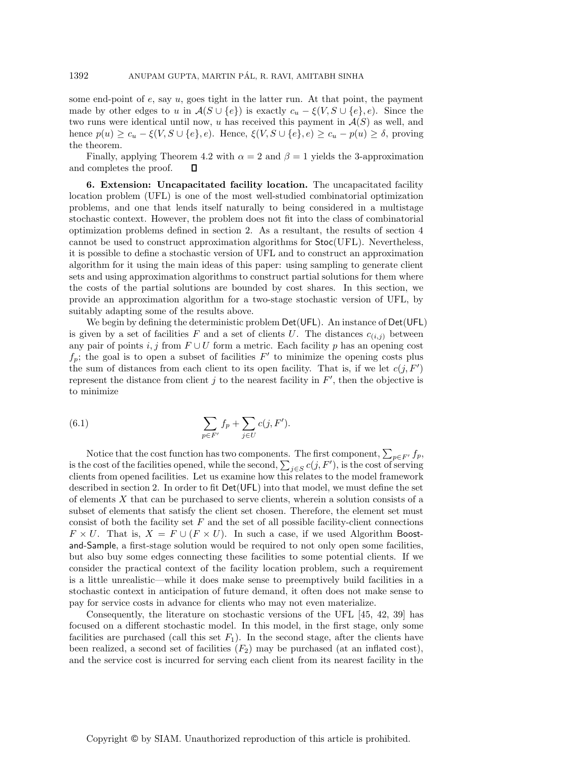some end-point of $e$, say $u$, goes tight in the latter run. At that point, the payment made by other edges to $u$ in $\mathcal{A}(S \cup \{e\})$ is exactly $c_u - \xi(V, S \cup \{e\}, e)$. Since the two runs were identical until now, $u$ has received this payment in $\mathcal{A}(S)$ as well, and hence $p(u) \geq c_u - \xi(V, S \cup \{e\}, e)$. Hence, $\xi(V, S \cup \{e\}, e) \geq c_u - p(u) \geq \delta$, proving the theorem.

Finally, applying Theorem 4.2 with $\alpha = 2$ and $\beta = 1$ yields the 3-approximation and completes the proof. □

## 6. Extension: Uncapacitated facility location.

The uncapacitated facility location problem (UFL) is one of the most well-studied combinatorial optimization problems, and one that lends itself naturally to being considered in a multistage stochastic context. However, the problem does not fit into the class of combinatorial optimization problems defined in section 2. As a resultant, the results of section 4 cannot be used to construct approximation algorithms for Stoc(UFL). Nevertheless, it is possible to define a stochastic version of UFL and to construct an approximation algorithm for it using the main ideas of this paper: using sampling to generate client sets and using approximation algorithms to construct partial solutions for them where the costs of the partial solutions are bounded by cost shares. In this section, we provide an approximation algorithm for a two-stage stochastic version of UFL, by suitably adapting some of the results above.

We begin by defining the deterministic problem Det(UFL). An instance of Det(UFL) is given by a set of facilities $F$ and a set of clients $U$. The distances $c_{(i,j)}$ between any pair of points $i, j$ from $F \cup U$ form a metric. Each facility $p$ has an opening cost $f_p$; the goal is to open a subset of facilities $F'$ to minimize the opening costs plus the sum of distances from each client to its open facility. That is, if we let $c(j, F')$ represent the distance from client $j$ to the nearest facility in $F'$, then the objective is to minimize

$$\sum_{p \in F'} f_p + \sum_{j \in U} c(j, F'). \tag{6.1}$$

Notice that the cost function has two components. The first component, $\sum_{p \in F'} f_p$, is the cost of the facilities opened, while the second, $\sum_{j \in S} c(j, F')$, is the cost of serving clients from opened facilities. Let us examine how this relates to the model framework described in section 2. In order to fit Det(UFL) into that model, we must define the set of elements $X$ that can be purchased to serve clients, wherein a solution consists of a subset of elements that satisfy the client set chosen. Therefore, the element set must consist of both the facility set $F$ and the set of all possible facility-client connections $F \times U$. That is, $X = F \cup (F \times U)$. In such a case, if we used Algorithm Boost-and-Sample, a first-stage solution would be required to not only open some facilities, but also buy some edges connecting these facilities to some potential clients. If we consider the practical context of the facility location problem, such a requirement is a little unrealistic—while it does make sense to preemptively build facilities in a stochastic context in anticipation of future demand, it often does not make sense to pay for service costs in advance for clients who may not even materialize.

Consequently, the literature on stochastic versions of the UFL [45, 42, 39] has focused on a different stochastic model. In this model, in the first stage, only some facilities are purchased (call this set $F_1$). In the second stage, after the clients have been realized, a second set of facilities ($F_2$) may be purchased (at an inflated cost), and the service cost is incurred for serving each client from its nearest facility in the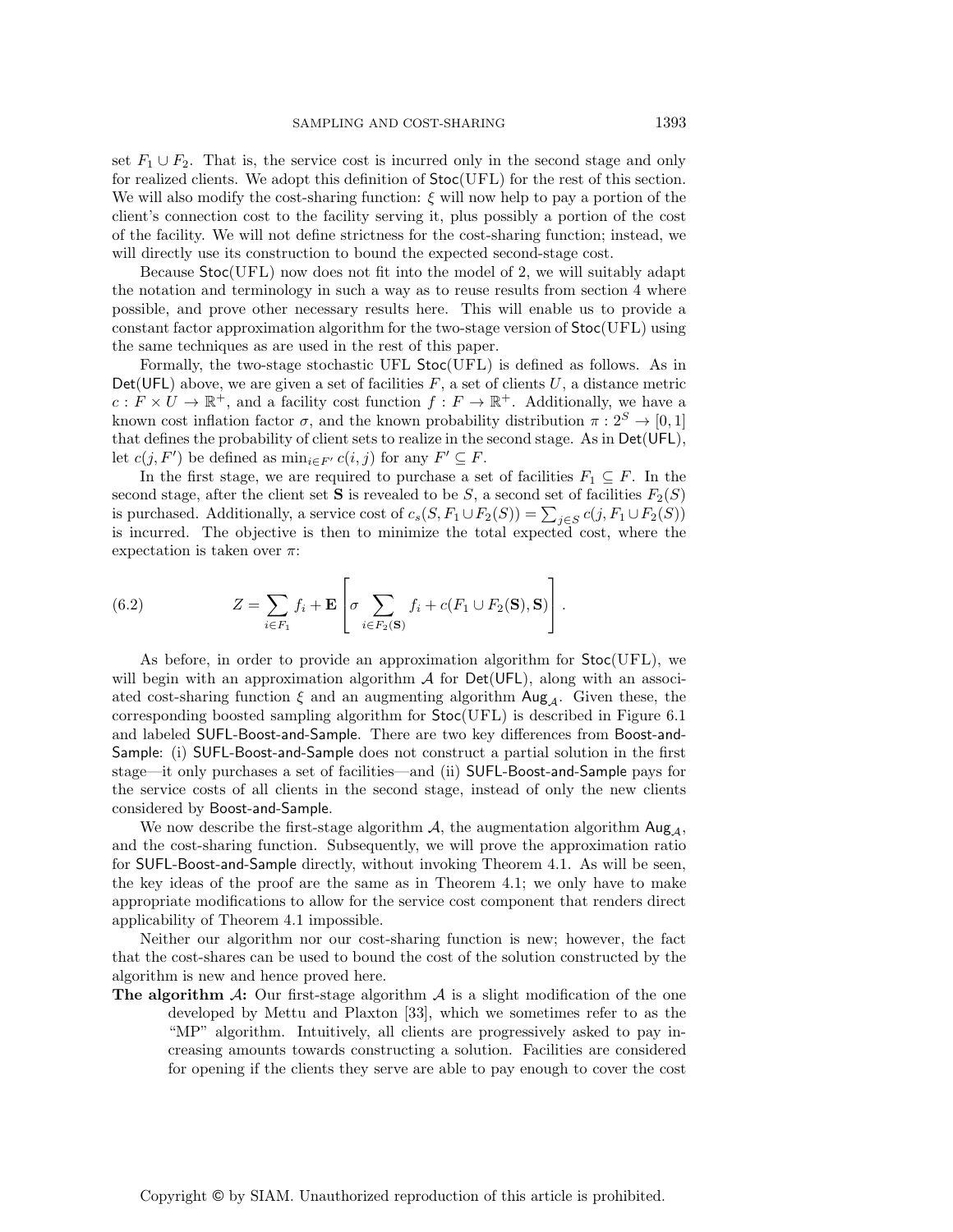set $F_1 \cup F_2$. That is, the service cost is incurred only in the second stage and only for realized clients. We adopt this definition of $\mathsf{Stoc}(\mathrm{UFL})$ for the rest of this section. We will also modify the cost-sharing function: $\xi$ will now help to pay a portion of the client's connection cost to the facility serving it, plus possibly a portion of the cost of the facility. We will not define strictness for the cost-sharing function; instead, we will directly use its construction to bound the expected second-stage cost.

Because $\mathsf{Stoc}(\mathrm{UFL})$ now does not fit into the model of 2, we will suitably adapt the notation and terminology in such a way as to reuse results from section 4 where possible, and prove other necessary results here. This will enable us to provide a constant factor approximation algorithm for the two-stage version of $\mathsf{Stoc}(\mathrm{UFL})$ using the same techniques as are used in the rest of this paper.

Formally, the two-stage stochastic UFL $\mathsf{Stoc}(\mathrm{UFL})$ is defined as follows. As in $\mathsf{Det}(\mathsf{UFL})$ above, we are given a set of facilities $F$, a set of clients $U$, a distance metric $c : F \times U \to \mathbb{R}^+$, and a facility cost function $f : F \to \mathbb{R}^+$. Additionally, we have a known cost inflation factor $\sigma$, and the known probability distribution $\pi : 2^S \to [0, 1]$ that defines the probability of client sets to realize in the second stage. As in $\mathsf{Det}(\mathsf{UFL})$, let $c(j, F')$ be defined as $\min_{i \in F'} c(i, j)$ for any $F' \subseteq F$.

In the first stage, we are required to purchase a set of facilities $F_1 \subseteq F$. In the second stage, after the client set $\mathbf{S}$ is revealed to be $S$, a second set of facilities $F_2(S)$ is purchased. Additionally, a service cost of $c_s(S, F_1 \cup F_2(S)) = \sum_{j \in S} c(j, F_1 \cup F_2(S))$ is incurred. The objective is then to minimize the total expected cost, where the expectation is taken over $\pi$:

$$Z = \sum_{i \in F_1} f_i + \mathbf{E}\left[\sigma \sum_{i \in F_2(\mathbf{S})} f_i + c(F_1 \cup F_2(\mathbf{S}), \mathbf{S})\right]. \tag{6.2}$$

As before, in order to provide an approximation algorithm for $\mathsf{Stoc}(\mathrm{UFL})$, we will begin with an approximation algorithm $\mathcal{A}$ for $\mathsf{Det}(\mathsf{UFL})$, along with an associated cost-sharing function $\xi$ and an augmenting algorithm $\mathsf{Aug}_{\mathcal{A}}$. Given these, the corresponding boosted sampling algorithm for $\mathsf{Stoc}(\mathrm{UFL})$ is described in Figure 6.1 and labeled SUFL-Boost-and-Sample. There are two key differences from Boost-and-Sample: (i) SUFL-Boost-and-Sample does not construct a partial solution in the first stage—it only purchases a set of facilities—and (ii) SUFL-Boost-and-Sample pays for the service costs of all clients in the second stage, instead of only the new clients considered by Boost-and-Sample.

We now describe the first-stage algorithm $\mathcal{A}$, the augmentation algorithm $\mathsf{Aug}_{\mathcal{A}}$, and the cost-sharing function. Subsequently, we will prove the approximation ratio for SUFL-Boost-and-Sample directly, without invoking Theorem 4.1. As will be seen, the key ideas of the proof are the same as in Theorem 4.1; we only have to make appropriate modifications to allow for the service cost component that renders direct applicability of Theorem 4.1 impossible.

Neither our algorithm nor our cost-sharing function is new; however, the fact that the cost-shares can be used to bound the cost of the solution constructed by the algorithm is new and hence proved here.

**The algorithm $\mathcal{A}$:** Our first-stage algorithm $\mathcal{A}$ is a slight modification of the one developed by Mettu and Plaxton [33], which we sometimes refer to as the "MP" algorithm. Intuitively, all clients are progressively asked to pay increasing amounts towards constructing a solution. Facilities are considered for opening if the clients they serve are able to pay enough to cover the cost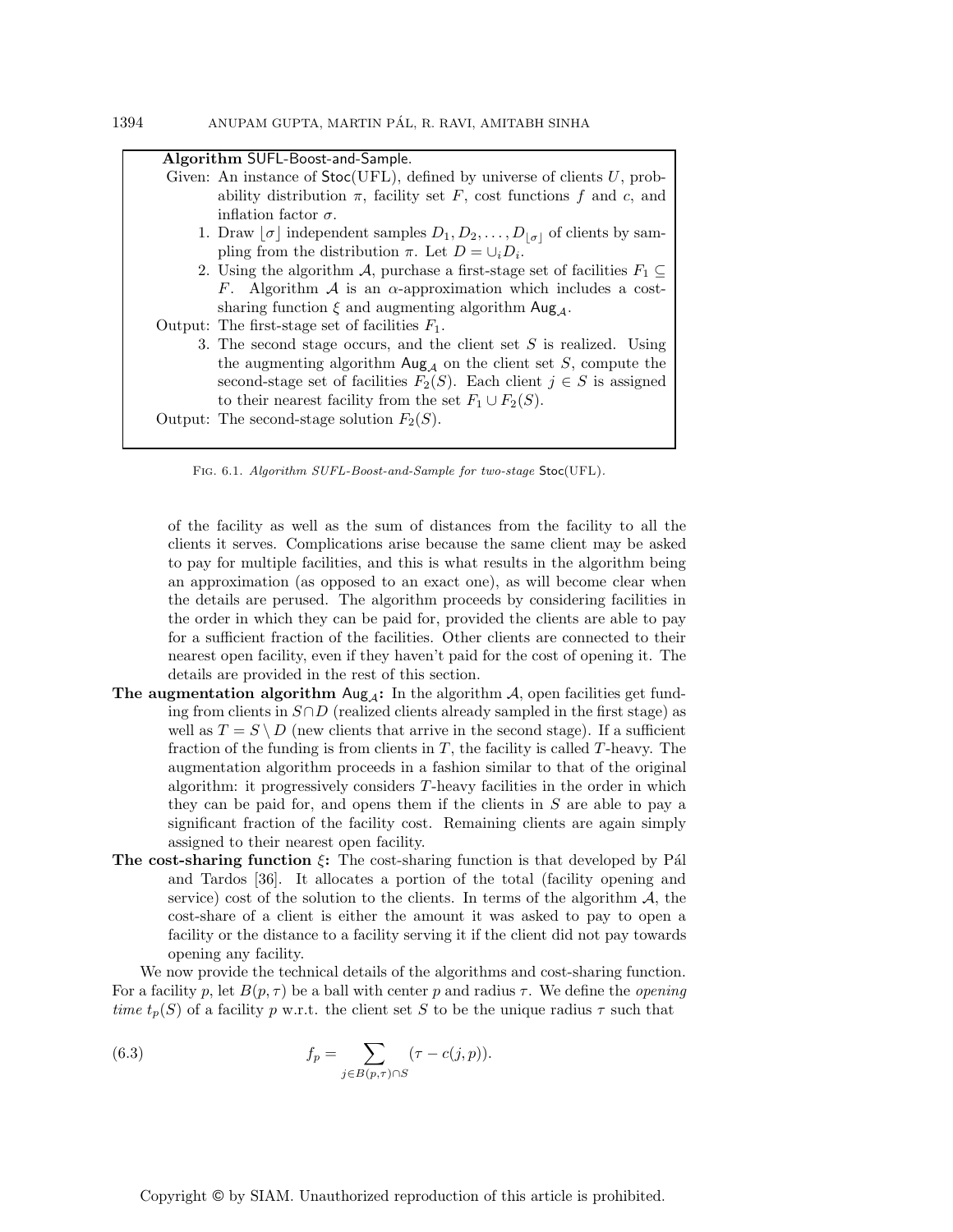**Algorithm** SUFL-Boost-and-Sample.

Given: An instance of Stoc(UFL), defined by universe of clients $U$, probability distribution $\pi$, facility set $F$, cost functions $f$ and $c$, and inflation factor $\sigma$.

1. Draw $\lfloor \sigma \rfloor$ independent samples $D_1, D_2, \ldots, D_{\lfloor \sigma \rfloor}$ of clients by sampling from the distribution $\pi$. Let $D = \cup_i D_i$.
2. Using the algorithm $\mathcal{A}$, purchase a first-stage set of facilities $F_1 \subseteq F$. Algorithm $\mathcal{A}$ is an $\alpha$-approximation which includes a cost-sharing function $\xi$ and augmenting algorithm $\mathsf{Aug}_{\mathcal{A}}$.

Output: The first-stage set of facilities $F_1$.

3. The second stage occurs, and the client set $S$ is realized. Using the augmenting algorithm $\mathsf{Aug}_{\mathcal{A}}$ on the client set $S$, compute the second-stage set of facilities $F_2(S)$. Each client $j \in S$ is assigned to their nearest facility from the set $F_1 \cup F_2(S)$.

Output: The second-stage solution $F_2(S)$.

Fig. 6.1. *Algorithm SUFL-Boost-and-Sample for two-stage* Stoc(UFL).

of the facility as well as the sum of distances from the facility to all the clients it serves. Complications arise because the same client may be asked to pay for multiple facilities, and this is what results in the algorithm being an approximation (as opposed to an exact one), as will become clear when the details are perused. The algorithm proceeds by considering facilities in the order in which they can be paid for, provided the clients are able to pay for a sufficient fraction of the facilities. Other clients are connected to their nearest open facility, even if they haven't paid for the cost of opening it. The details are provided in the rest of this section.

**The augmentation algorithm $\mathsf{Aug}_{\mathcal{A}}$:** In the algorithm $\mathcal{A}$, open facilities get funding from clients in $S \cap D$ (realized clients already sampled in the first stage) as well as $T = S \setminus D$ (new clients that arrive in the second stage). If a sufficient fraction of the funding is from clients in $T$, the facility is called $T$-heavy. The augmentation algorithm proceeds in a fashion similar to that of the original algorithm: it progressively considers $T$-heavy facilities in the order in which they can be paid for, and opens them if the clients in $S$ are able to pay a significant fraction of the facility cost. Remaining clients are again simply assigned to their nearest open facility.

**The cost-sharing function $\xi$:** The cost-sharing function is that developed by Pál and Tardos [36]. It allocates a portion of the total (facility opening and service) cost of the solution to the clients. In terms of the algorithm $\mathcal{A}$, the cost-share of a client is either the amount it was asked to pay to open a facility or the distance to a facility serving it if the client did not pay towards opening any facility.

We now provide the technical details of the algorithms and cost-sharing function. For a facility $p$, let $B(p, \tau)$ be a ball with center $p$ and radius $\tau$. We define the *opening time* $t_p(S)$ of a facility $p$ w.r.t. the client set $S$ to be the unique radius $\tau$ such that

$$f_p = \sum_{j \in B(p,\tau) \cap S} (\tau - c(j,p)). \tag{6.3}$$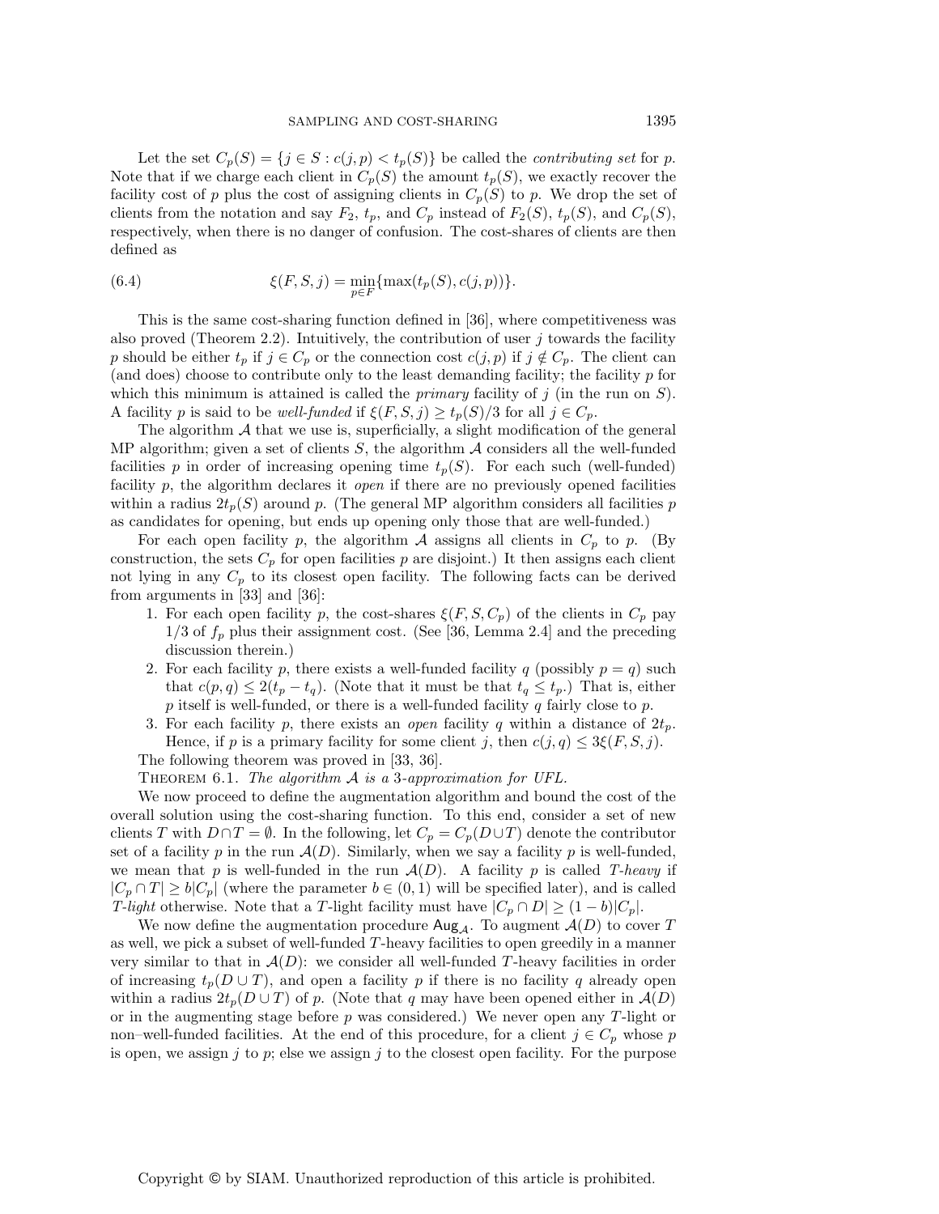Let the set $C_p(S) = \{j \in S : c(j,p) < t_p(S)\}$ be called the *contributing set* for $p$. Note that if we charge each client in $C_p(S)$ the amount $t_p(S)$, we exactly recover the facility cost of $p$ plus the cost of assigning clients in $C_p(S)$ to $p$. We drop the set of clients from the notation and say $F_2$, $t_p$, and $C_p$ instead of $F_2(S)$, $t_p(S)$, and $C_p(S)$, respectively, when there is no danger of confusion. The cost-shares of clients are then defined as

$$\xi(F, S, j) = \min_{p \in F}\{\max(t_p(S), c(j,p))\}. \tag{6.4}$$

This is the same cost-sharing function defined in [36], where competitiveness was also proved (Theorem 2.2). Intuitively, the contribution of user $j$ towards the facility $p$ should be either $t_p$ if $j \in C_p$ or the connection cost $c(j,p)$ if $j \notin C_p$. The client can (and does) choose to contribute only to the least demanding facility; the facility $p$ for which this minimum is attained is called the *primary* facility of $j$ (in the run on $S$). A facility $p$ is said to be *well-funded* if $\xi(F, S, j) \geq t_p(S)/3$ for all $j \in C_p$.

The algorithm $\mathcal{A}$ that we use is, superficially, a slight modification of the general MP algorithm; given a set of clients $S$, the algorithm $\mathcal{A}$ considers all the well-funded facilities $p$ in order of increasing opening time $t_p(S)$. For each such (well-funded) facility $p$, the algorithm declares it *open* if there are no previously opened facilities within a radius $2t_p(S)$ around $p$. (The general MP algorithm considers all facilities $p$ as candidates for opening, but ends up opening only those that are well-funded.)

For each open facility $p$, the algorithm $\mathcal{A}$ assigns all clients in $C_p$ to $p$. (By construction, the sets $C_p$ for open facilities $p$ are disjoint.) It then assigns each client not lying in any $C_p$ to its closest open facility. The following facts can be derived from arguments in [33] and [36]:

1. For each open facility $p$, the cost-shares $\xi(F, S, C_p)$ of the clients in $C_p$ pay $1/3$ of $f_p$ plus their assignment cost. (See [36, Lemma 2.4] and the preceding discussion therein.)
2. For each facility $p$, there exists a well-funded facility $q$ (possibly $p = q$) such that $c(p,q) \leq 2(t_p - t_q)$. (Note that it must be that $t_q \leq t_p$.) That is, either $p$ itself is well-funded, or there is a well-funded facility $q$ fairly close to $p$.
3. For each facility $p$, there exists an *open* facility $q$ within a distance of $2t_p$. Hence, if $p$ is a primary facility for some client $j$, then $c(j,q) \leq 3\xi(F, S, j)$.

The following theorem was proved in [33, 36].

Theorem 6.1. *The algorithm $\mathcal{A}$ is a 3-approximation for UFL.*

We now proceed to define the augmentation algorithm and bound the cost of the overall solution using the cost-sharing function. To this end, consider a set of new clients $T$ with $D \cap T = \emptyset$. In the following, let $C_p = C_p(D \cup T)$ denote the contributor set of a facility $p$ in the run $\mathcal{A}(D)$. Similarly, when we say a facility $p$ is well-funded, we mean that $p$ is well-funded in the run $\mathcal{A}(D)$. A facility $p$ is called *T-heavy* if $|C_p \cap T| \geq b|C_p|$ (where the parameter $b \in (0,1)$ will be specified later), and is called *T-light* otherwise. Note that a $T$-light facility must have $|C_p \cap D| \geq (1-b)|C_p|$.

We now define the augmentation procedure $\mathsf{Aug}_{\mathcal{A}}$. To augment $\mathcal{A}(D)$ to cover $T$ as well, we pick a subset of well-funded $T$-heavy facilities to open greedily in a manner very similar to that in $\mathcal{A}(D)$: we consider all well-funded $T$-heavy facilities in order of increasing $t_p(D \cup T)$, and open a facility $p$ if there is no facility $q$ already open within a radius $2t_p(D \cup T)$ of $p$. (Note that $q$ may have been opened either in $\mathcal{A}(D)$ or in the augmenting stage before $p$ was considered.) We never open any $T$-light or non–well-funded facilities. At the end of this procedure, for a client $j \in C_p$ whose $p$ is open, we assign $j$ to $p$; else we assign $j$ to the closest open facility. For the purpose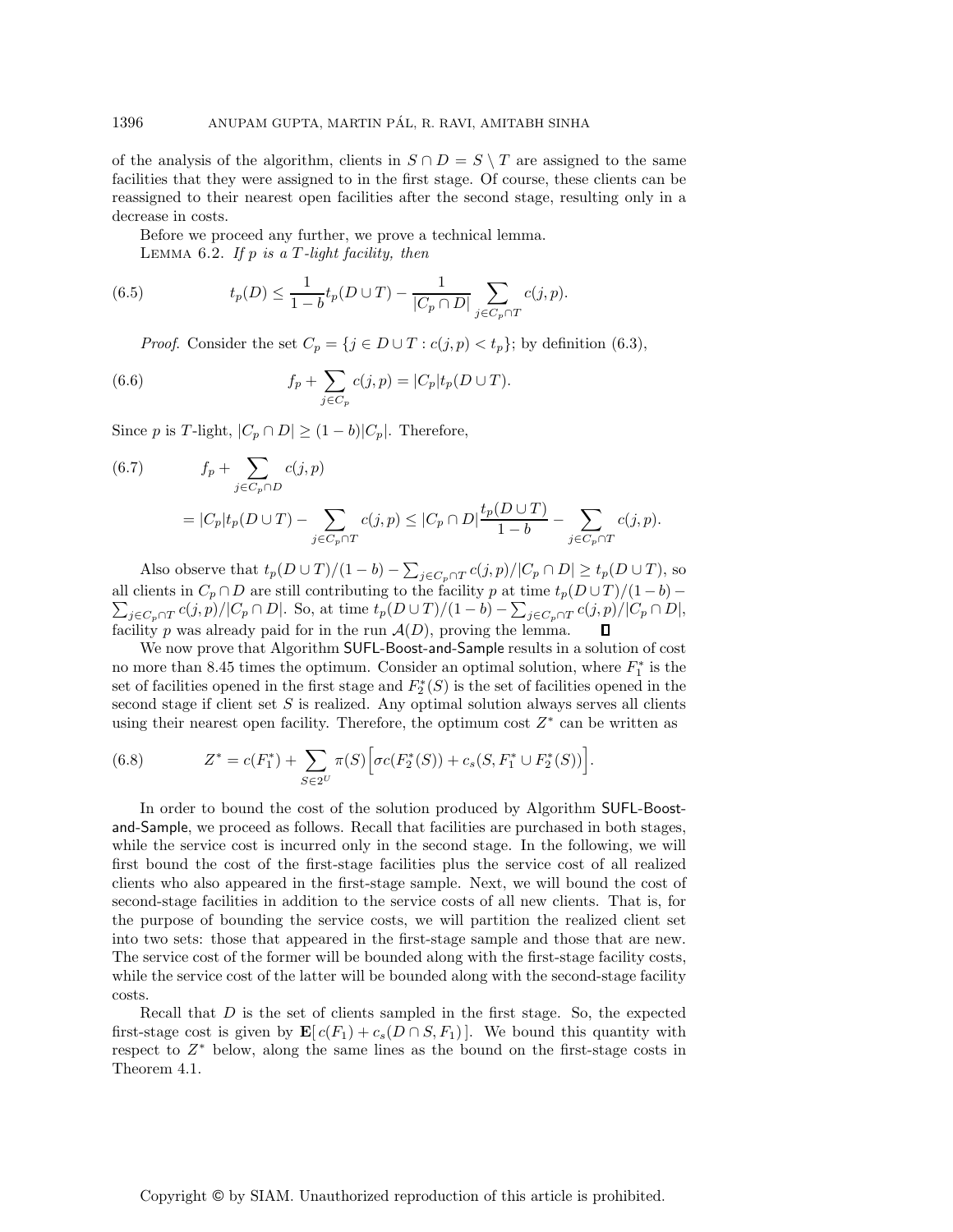of the analysis of the algorithm, clients in $S \cap D = S \setminus T$ are assigned to the same facilities that they were assigned to in the first stage. Of course, these clients can be reassigned to their nearest open facilities after the second stage, resulting only in a decrease in costs.

Before we proceed any further, we prove a technical lemma.

LEMMA 6.2. *If $p$ is a $T$-light facility, then*

$$t_p(D) \leq \frac{1}{1-b} t_p(D \cup T) - \frac{1}{|C_p \cap D|} \sum_{j \in C_p \cap T} c(j,p). \tag{6.5}$$

*Proof.* Consider the set $C_p = \{j \in D \cup T : c(j,p) < t_p\}$; by definition (6.3),

$$f_p + \sum_{j \in C_p} c(j,p) = |C_p| t_p(D \cup T). \tag{6.6}$$

Since $p$ is $T$-light, $|C_p \cap D| \geq (1-b)|C_p|$. Therefore,

$$\begin{aligned} f_p &+ \sum_{j \in C_p \cap D} c(j,p) \\ &= |C_p| t_p(D \cup T) - \sum_{j \in C_p \cap T} c(j,p) \leq |C_p \cap D| \frac{t_p(D \cup T)}{1-b} - \sum_{j \in C_p \cap T} c(j,p). \end{aligned} \tag{6.7}$$

Also observe that $t_p(D \cup T)/(1-b) - \sum_{j \in C_p \cap T} c(j,p)/|C_p \cap D| \geq t_p(D \cup T)$, so all clients in $C_p \cap D$ are still contributing to the facility $p$ at time $t_p(D \cup T)/(1-b) - \sum_{j \in C_p \cap T} c(j,p)/|C_p \cap D|$. So, at time $t_p(D \cup T)/(1-b) - \sum_{j \in C_p \cap T} c(j,p)/|C_p \cap D|$, facility $p$ was already paid for in the run $\mathcal{A}(D)$, proving the lemma. ∎

We now prove that Algorithm SUFL-Boost-and-Sample results in a solution of cost no more than 8.45 times the optimum. Consider an optimal solution, where $F_1^*$ is the set of facilities opened in the first stage and $F_2^*(S)$ is the set of facilities opened in the second stage if client set $S$ is realized. Any optimal solution always serves all clients using their nearest open facility. Therefore, the optimum cost $Z^*$ can be written as

$$Z^* = c(F_1^*) + \sum_{S \in 2^U} \pi(S) \Big[ \sigma c(F_2^*(S)) + c_s(S, F_1^* \cup F_2^*(S)) \Big]. \tag{6.8}$$

In order to bound the cost of the solution produced by Algorithm SUFL-Boost-and-Sample, we proceed as follows. Recall that facilities are purchased in both stages, while the service cost is incurred only in the second stage. In the following, we will first bound the cost of the first-stage facilities plus the service cost of all realized clients who also appeared in the first-stage sample. Next, we will bound the cost of second-stage facilities in addition to the service costs of all new clients. That is, for the purpose of bounding the service costs, we will partition the realized client set into two sets: those that appeared in the first-stage sample and those that are new. The service cost of the former will be bounded along with the first-stage facility costs, while the service cost of the latter will be bounded along with the second-stage facility costs.

Recall that $D$ is the set of clients sampled in the first stage. So, the expected first-stage cost is given by $\mathbf{E}[\, c(F_1) + c_s(D \cap S, F_1)\,]$. We bound this quantity with respect to $Z^*$ below, along the same lines as the bound on the first-stage costs in Theorem 4.1.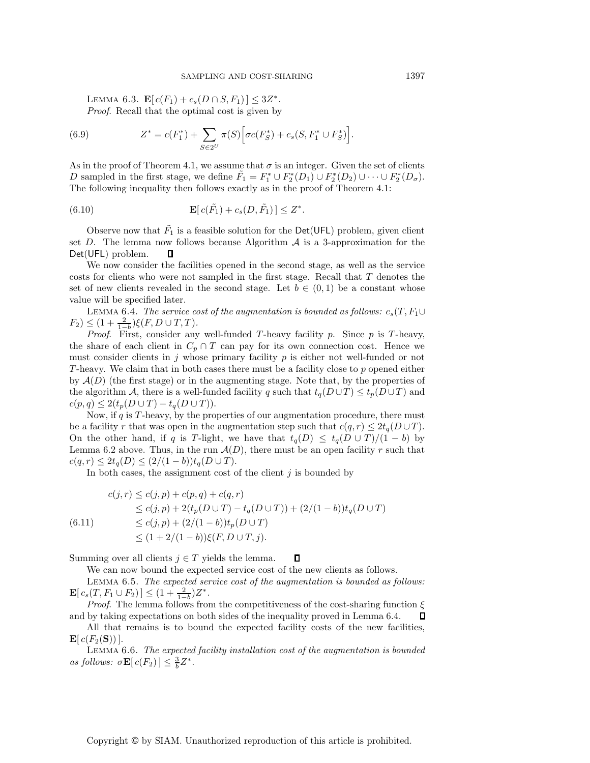Lemma 6.3. $\mathbf{E}[\,c(F_1) + c_s(D \cap S, F_1)\,] \leq 3Z^*$.

*Proof*. Recall that the optimal cost is given by

$$Z^* = c(F_1^*) + \sum_{S \in 2^U} \pi(S)\Big[\sigma c(F_S^*) + c_s(S, F_1^* \cup F_S^*)\Big]. \tag{6.9}$$

As in the proof of Theorem 4.1, we assume that $\sigma$ is an integer. Given the set of clients $D$ sampled in the first stage, we define $\tilde{F}_1 = F_1^* \cup F_2^*(D_1) \cup F_2^*(D_2) \cup \cdots \cup F_2^*(D_\sigma)$. The following inequality then follows exactly as in the proof of Theorem 4.1:

$$\mathbf{E}[\,c(\tilde{F}_1) + c_s(D, \tilde{F}_1)\,] \leq Z^*. \tag{6.10}$$

Observe now that $\tilde{F}_1$ is a feasible solution for the $\mathsf{Det}(\mathsf{UFL})$ problem, given client set $D$. The lemma now follows because Algorithm $\mathcal{A}$ is a 3-approximation for the $\mathsf{Det}(\mathsf{UFL})$ problem. ∎

We now consider the facilities opened in the second stage, as well as the service costs for clients who were not sampled in the first stage. Recall that $T$ denotes the set of new clients revealed in the second stage. Let $b \in (0, 1)$ be a constant whose value will be specified later.

Lemma 6.4. *The service cost of the augmentation is bounded as follows:* $c_s(T, F_1 \cup F_2) \leq (1 + \frac{2}{1-b})\xi(F, D \cup T, T)$.

*Proof*. First, consider any well-funded $T$-heavy facility $p$. Since $p$ is $T$-heavy, the share of each client in $C_p \cap T$ can pay for its own connection cost. Hence we must consider clients in $j$ whose primary facility $p$ is either not well-funded or not $T$-heavy. We claim that in both cases there must be a facility close to $p$ opened either by $\mathcal{A}(D)$ (the first stage) or in the augmenting stage. Note that, by the properties of the algorithm $\mathcal{A}$, there is a well-funded facility $q$ such that $t_q(D \cup T) \leq t_p(D \cup T)$ and $c(p, q) \leq 2(t_p(D \cup T) - t_q(D \cup T))$.

Now, if $q$ is $T$-heavy, by the properties of our augmentation procedure, there must be a facility $r$ that was open in the augmentation step such that $c(q, r) \leq 2t_q(D \cup T)$. On the other hand, if $q$ is $T$-light, we have that $t_q(D) \leq t_q(D \cup T)/(1 - b)$ by Lemma 6.2 above. Thus, in the run $\mathcal{A}(D)$, there must be an open facility $r$ such that $c(q, r) \leq 2t_q(D) \leq (2/(1 - b))t_q(D \cup T)$.

In both cases, the assignment cost of the client $j$ is bounded by

$$\begin{aligned}
c(j, r) &\leq c(j, p) + c(p, q) + c(q, r) \\
&\leq c(j, p) + 2(t_p(D \cup T) - t_q(D \cup T)) + (2/(1 - b))t_q(D \cup T) \\
&\leq c(j, p) + (2/(1 - b))t_p(D \cup T) \\
&\leq (1 + 2/(1 - b))\xi(F, D \cup T, j).
\end{aligned} \tag{6.11}$$

Summing over all clients $j \in T$ yields the lemma. ∎

We can now bound the expected service cost of the new clients as follows.

Lemma 6.5. *The expected service cost of the augmentation is bounded as follows:* $\mathbf{E}[\,c_s(T, F_1 \cup F_2)\,] \leq (1 + \frac{2}{1-b})Z^*$.

*Proof*. The lemma follows from the competitiveness of the cost-sharing function $\xi$ and by taking expectations on both sides of the inequality proved in Lemma 6.4. ∎

All that remains is to bound the expected facility costs of the new facilities, $\mathbf{E}[\,c(F_2(\mathbf{S}))\,]$.

Lemma 6.6. *The expected facility installation cost of the augmentation is bounded as follows:* $\sigma\mathbf{E}[\,c(F_2)\,] \leq \frac{3}{b}Z^*$.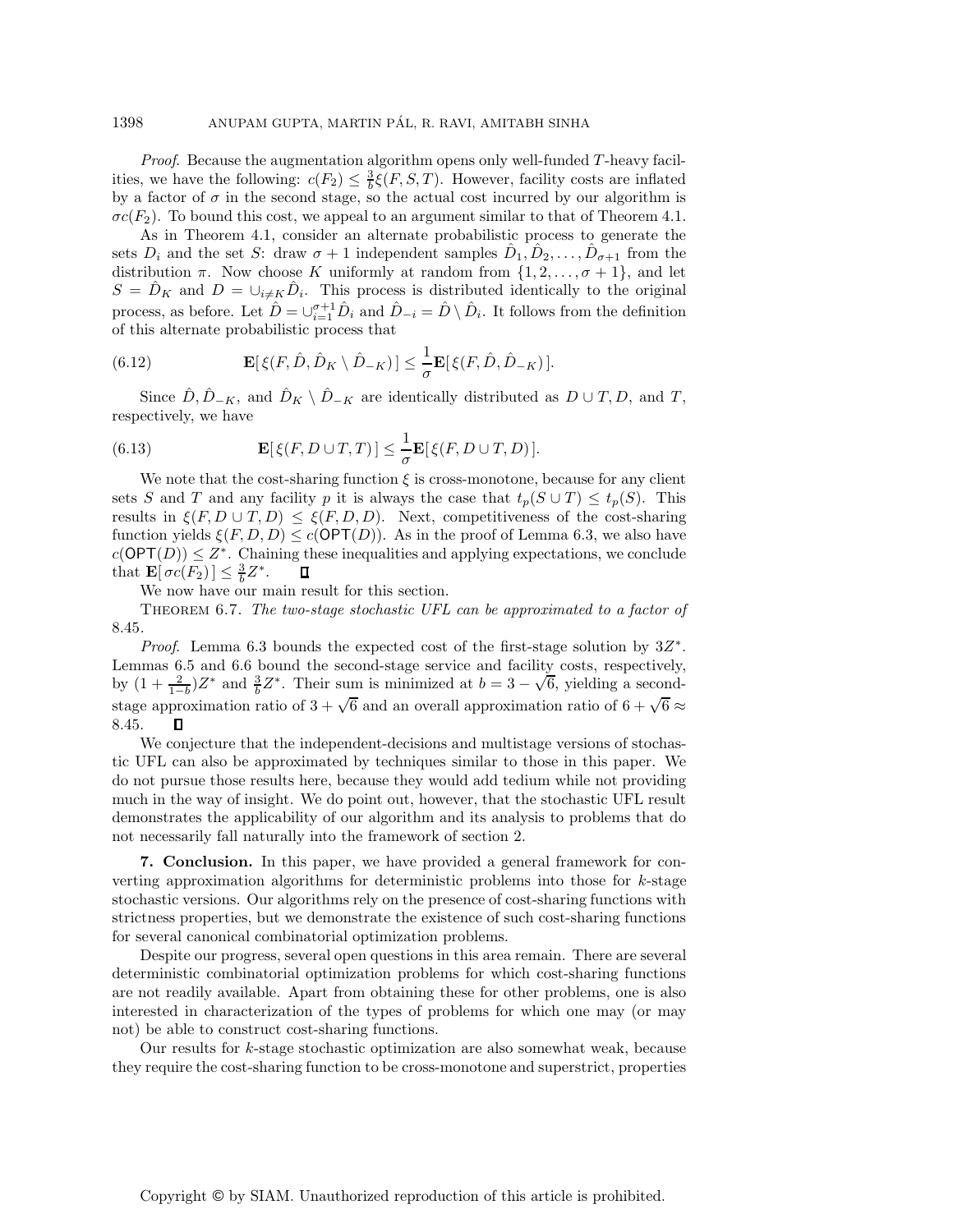*Proof.* Because the augmentation algorithm opens only well-funded $T$-heavy facilities, we have the following: $c(F_2) \leq \frac{3}{b}\xi(F, S, T)$. However, facility costs are inflated by a factor of $\sigma$ in the second stage, so the actual cost incurred by our algorithm is $\sigma c(F_2)$. To bound this cost, we appeal to an argument similar to that of Theorem 4.1.

As in Theorem 4.1, consider an alternate probabilistic process to generate the sets $D_i$ and the set $S$: draw $\sigma + 1$ independent samples $\hat{D}_1, \hat{D}_2, \ldots, \hat{D}_{\sigma+1}$ from the distribution $\pi$. Now choose $K$ uniformly at random from $\{1, 2, \ldots, \sigma + 1\}$, and let $S = \hat{D}_K$ and $D = \cup_{i \neq K} \hat{D}_i$. This process is distributed identically to the original process, as before. Let $\hat{D} = \cup_{i=1}^{\sigma+1} \hat{D}_i$ and $\hat{D}_{-i} = \hat{D} \setminus \hat{D}_i$. It follows from the definition of this alternate probabilistic process that

$$\mathbf{E}[\, \xi(F, \hat{D}, \hat{D}_K \setminus \hat{D}_{-K}) \,] \leq \frac{1}{\sigma} \mathbf{E}[\, \xi(F, \hat{D}, \hat{D}_{-K}) \,]. \tag{6.12}$$

Since $\hat{D}, \hat{D}_{-K}$, and $\hat{D}_K \setminus \hat{D}_{-K}$ are identically distributed as $D \cup T, D$, and $T$, respectively, we have

$$\mathbf{E}[\, \xi(F, D \cup T, T) \,] \leq \frac{1}{\sigma} \mathbf{E}[\, \xi(F, D \cup T, D) \,]. \tag{6.13}$$

We note that the cost-sharing function $\xi$ is cross-monotone, because for any client sets $S$ and $T$ and any facility $p$ it is always the case that $t_p(S \cup T) \leq t_p(S)$. This results in $\xi(F, D \cup T, D) \leq \xi(F, D, D)$. Next, competitiveness of the cost-sharing function yields $\xi(F, D, D) \leq c(\mathsf{OPT}(D))$. As in the proof of Lemma 6.3, we also have $c(\mathsf{OPT}(D)) \leq Z^*$. Chaining these inequalities and applying expectations, we conclude that $\mathbf{E}[\, \sigma c(F_2) \,] \leq \frac{3}{b} Z^*$. ∎

We now have our main result for this section.

**Theorem 6.7.** *The two-stage stochastic UFL can be approximated to a factor of* 8.45.

*Proof.* Lemma 6.3 bounds the expected cost of the first-stage solution by $3Z^*$. Lemmas 6.5 and 6.6 bound the second-stage service and facility costs, respectively, by $(1 + \frac{2}{1-b})Z^*$ and $\frac{3}{b}Z^*$. Their sum is minimized at $b = 3 - \sqrt{6}$, yielding a second-stage approximation ratio of $3 + \sqrt{6}$ and an overall approximation ratio of $6 + \sqrt{6} \approx 8.45$. ∎

We conjecture that the independent-decisions and multistage versions of stochastic UFL can also be approximated by techniques similar to those in this paper. We do not pursue those results here, because they would add tedium while not providing much in the way of insight. We do point out, however, that the stochastic UFL result demonstrates the applicability of our algorithm and its analysis to problems that do not necessarily fall naturally into the framework of section 2.

## 7. Conclusion.

In this paper, we have provided a general framework for converting approximation algorithms for deterministic problems into those for $k$-stage stochastic versions. Our algorithms rely on the presence of cost-sharing functions with strictness properties, but we demonstrate the existence of such cost-sharing functions for several canonical combinatorial optimization problems.

Despite our progress, several open questions in this area remain. There are several deterministic combinatorial optimization problems for which cost-sharing functions are not readily available. Apart from obtaining these for other problems, one is also interested in characterization of the types of problems for which one may (or may not) be able to construct cost-sharing functions.

Our results for $k$-stage stochastic optimization are also somewhat weak, because they require the cost-sharing function to be cross-monotone and superstrict, properties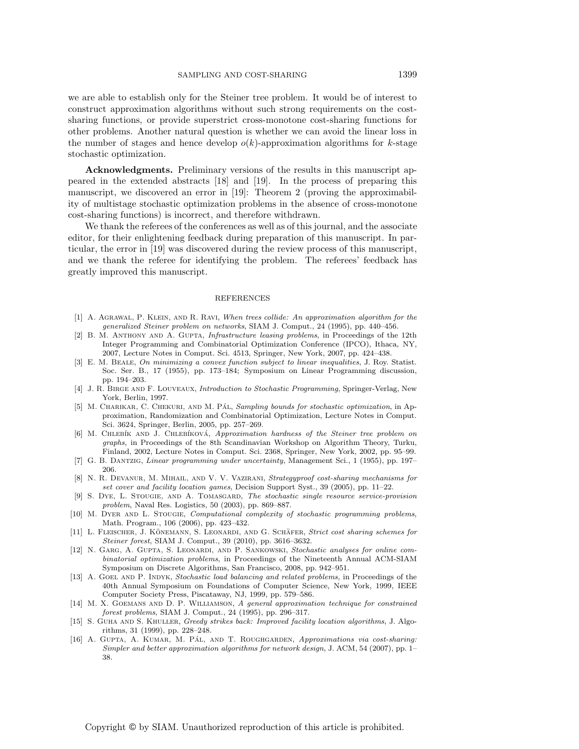we are able to establish only for the Steiner tree problem. It would be of interest to construct approximation algorithms without such strong requirements on the cost-sharing functions, or provide superstrict cross-monotone cost-sharing functions for other problems. Another natural question is whether we can avoid the linear loss in the number of stages and hence develop $o(k)$-approximation algorithms for $k$-stage stochastic optimization.

**Acknowledgments.** Preliminary versions of the results in this manuscript appeared in the extended abstracts [18] and [19]. In the process of preparing this manuscript, we discovered an error in [19]: Theorem 2 (proving the approximability of multistage stochastic optimization problems in the absence of cross-monotone cost-sharing functions) is incorrect, and therefore withdrawn.

We thank the referees of the conferences as well as of this journal, and the associate editor, for their enlightening feedback during preparation of this manuscript. In particular, the error in [19] was discovered during the review process of this manuscript, and we thank the referee for identifying the problem. The referees' feedback has greatly improved this manuscript.

## REFERENCES

[1] A. Agrawal, P. Klein, and R. Ravi, *When trees collide: An approximation algorithm for the generalized Steiner problem on networks*, SIAM J. Comput., 24 (1995), pp. 440–456.

[2] B. M. Anthony and A. Gupta, *Infrastructure leasing problems*, in Proceedings of the 12th Integer Programming and Combinatorial Optimization Conference (IPCO), Ithaca, NY, 2007, Lecture Notes in Comput. Sci. 4513, Springer, New York, 2007, pp. 424–438.

[3] E. M. Beale, *On minimizing a convex function subject to linear inequalities*, J. Roy. Statist. Soc. Ser. B., 17 (1955), pp. 173–184; Symposium on Linear Programming discussion, pp. 194–203.

[4] J. R. Birge and F. Louveaux, *Introduction to Stochastic Programming*, Springer-Verlag, New York, Berlin, 1997.

[5] M. Charikar, C. Chekuri, and M. Pál, *Sampling bounds for stochastic optimization*, in Approximation, Randomization and Combinatorial Optimization, Lecture Notes in Comput. Sci. 3624, Springer, Berlin, 2005, pp. 257–269.

[6] M. Chlebík and J. Chlebíková, *Approximation hardness of the Steiner tree problem on graphs*, in Proceedings of the 8th Scandinavian Workshop on Algorithm Theory, Turku, Finland, 2002, Lecture Notes in Comput. Sci. 2368, Springer, New York, 2002, pp. 95–99.

[7] G. B. Dantzig, *Linear programming under uncertainty*, Management Sci., 1 (1955), pp. 197–206.

[8] N. R. Devanur, M. Mihail, and V. V. Vazirani, *Strategyproof cost-sharing mechanisms for set cover and facility location games*, Decision Support Syst., 39 (2005), pp. 11–22.

[9] S. Dye, L. Stougie, and A. Tomasgard, *The stochastic single resource service-provision problem*, Naval Res. Logistics, 50 (2003), pp. 869–887.

[10] M. Dyer and L. Stougie, *Computational complexity of stochastic programming problems*, Math. Program., 106 (2006), pp. 423–432.

[11] L. Fleischer, J. Könemann, S. Leonardi, and G. Schäfer, *Strict cost sharing schemes for Steiner forest*, SIAM J. Comput., 39 (2010), pp. 3616–3632.

[12] N. Garg, A. Gupta, S. Leonardi, and P. Sankowski, *Stochastic analyses for online combinatorial optimization problems*, in Proceedings of the Nineteenth Annual ACM-SIAM Symposium on Discrete Algorithms, San Francisco, 2008, pp. 942–951.

[13] A. Goel and P. Indyk, *Stochastic load balancing and related problems*, in Proceedings of the 40th Annual Symposium on Foundations of Computer Science, New York, 1999, IEEE Computer Society Press, Piscataway, NJ, 1999, pp. 579–586.

[14] M. X. Goemans and D. P. Williamson, *A general approximation technique for constrained forest problems*, SIAM J. Comput., 24 (1995), pp. 296–317.

[15] S. Guha and S. Khuller, *Greedy strikes back: Improved facility location algorithms*, J. Algorithms, 31 (1999), pp. 228–248.

[16] A. Gupta, A. Kumar, M. Pál, and T. Roughgarden, *Approximations via cost-sharing: Simpler and better approximation algorithms for network design*, J. ACM, 54 (2007), pp. 1–38.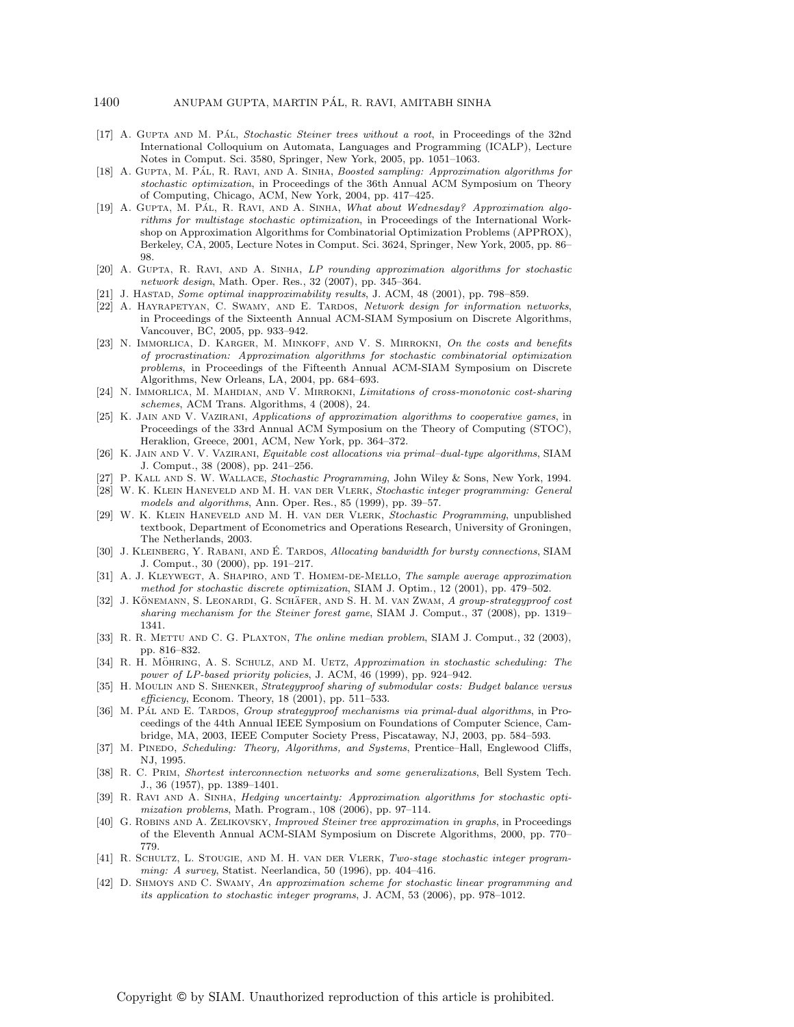[17] A. Gupta and M. Pál, *Stochastic Steiner trees without a root*, in Proceedings of the 32nd International Colloquium on Automata, Languages and Programming (ICALP), Lecture Notes in Comput. Sci. 3580, Springer, New York, 2005, pp. 1051–1063.

[18] A. Gupta, M. Pál, R. Ravi, and A. Sinha, *Boosted sampling: Approximation algorithms for stochastic optimization*, in Proceedings of the 36th Annual ACM Symposium on Theory of Computing, Chicago, ACM, New York, 2004, pp. 417–425.

[19] A. Gupta, M. Pál, R. Ravi, and A. Sinha, *What about Wednesday? Approximation algorithms for multistage stochastic optimization*, in Proceedings of the International Workshop on Approximation Algorithms for Combinatorial Optimization Problems (APPROX), Berkeley, CA, 2005, Lecture Notes in Comput. Sci. 3624, Springer, New York, 2005, pp. 86–98.

[20] A. Gupta, R. Ravi, and A. Sinha, *LP rounding approximation algorithms for stochastic network design*, Math. Oper. Res., 32 (2007), pp. 345–364.

[21] J. Hastad, *Some optimal inapproximability results*, J. ACM, 48 (2001), pp. 798–859.

[22] A. Hayrapetyan, C. Swamy, and E. Tardos, *Network design for information networks*, in Proceedings of the Sixteenth Annual ACM-SIAM Symposium on Discrete Algorithms, Vancouver, BC, 2005, pp. 933–942.

[23] N. Immorlica, D. Karger, M. Minkoff, and V. S. Mirrokni, *On the costs and benefits of procrastination: Approximation algorithms for stochastic combinatorial optimization problems*, in Proceedings of the Fifteenth Annual ACM-SIAM Symposium on Discrete Algorithms, New Orleans, LA, 2004, pp. 684–693.

[24] N. Immorlica, M. Mahdian, and V. Mirrokni, *Limitations of cross-monotonic cost-sharing schemes*, ACM Trans. Algorithms, 4 (2008), 24.

[25] K. Jain and V. Vazirani, *Applications of approximation algorithms to cooperative games*, in Proceedings of the 33rd Annual ACM Symposium on the Theory of Computing (STOC), Heraklion, Greece, 2001, ACM, New York, pp. 364–372.

[26] K. Jain and V. V. Vazirani, *Equitable cost allocations via primal–dual-type algorithms*, SIAM J. Comput., 38 (2008), pp. 241–256.

[27] P. Kall and S. W. Wallace, *Stochastic Programming*, John Wiley & Sons, New York, 1994.

[28] W. K. Klein Haneveld and M. H. van der Vlerk, *Stochastic integer programming: General models and algorithms*, Ann. Oper. Res., 85 (1999), pp. 39–57.

[29] W. K. Klein Haneveld and M. H. van der Vlerk, *Stochastic Programming*, unpublished textbook, Department of Econometrics and Operations Research, University of Groningen, The Netherlands, 2003.

[30] J. Kleinberg, Y. Rabani, and É. Tardos, *Allocating bandwidth for bursty connections*, SIAM J. Comput., 30 (2000), pp. 191–217.

[31] A. J. Kleywegt, A. Shapiro, and T. Homem-de-Mello, *The sample average approximation method for stochastic discrete optimization*, SIAM J. Optim., 12 (2001), pp. 479–502.

[32] J. Könemann, S. Leonardi, G. Schäfer, and S. H. M. van Zwam, *A group-strategyproof cost sharing mechanism for the Steiner forest game*, SIAM J. Comput., 37 (2008), pp. 1319–1341.

[33] R. R. Mettu and C. G. Plaxton, *The online median problem*, SIAM J. Comput., 32 (2003), pp. 816–832.

[34] R. H. Möhring, A. S. Schulz, and M. Uetz, *Approximation in stochastic scheduling: The power of LP-based priority policies*, J. ACM, 46 (1999), pp. 924–942.

[35] H. Moulin and S. Shenker, *Strategyproof sharing of submodular costs: Budget balance versus efficiency*, Econom. Theory, 18 (2001), pp. 511–533.

[36] M. Pál and E. Tardos, *Group strategyproof mechanisms via primal-dual algorithms*, in Proceedings of the 44th Annual IEEE Symposium on Foundations of Computer Science, Cambridge, MA, 2003, IEEE Computer Society Press, Piscataway, NJ, 2003, pp. 584–593.

[37] M. Pinedo, *Scheduling: Theory, Algorithms, and Systems*, Prentice–Hall, Englewood Cliffs, NJ, 1995.

[38] R. C. Prim, *Shortest interconnection networks and some generalizations*, Bell System Tech. J., 36 (1957), pp. 1389–1401.

[39] R. Ravi and A. Sinha, *Hedging uncertainty: Approximation algorithms for stochastic optimization problems*, Math. Program., 108 (2006), pp. 97–114.

[40] G. Robins and A. Zelikovsky, *Improved Steiner tree approximation in graphs*, in Proceedings of the Eleventh Annual ACM-SIAM Symposium on Discrete Algorithms, 2000, pp. 770–779.

[41] R. Schultz, L. Stougie, and M. H. van der Vlerk, *Two-stage stochastic integer programming: A survey*, Statist. Neerlandica, 50 (1996), pp. 404–416.

[42] D. Shmoys and C. Swamy, *An approximation scheme for stochastic linear programming and its application to stochastic integer programs*, J. ACM, 53 (2006), pp. 978–1012.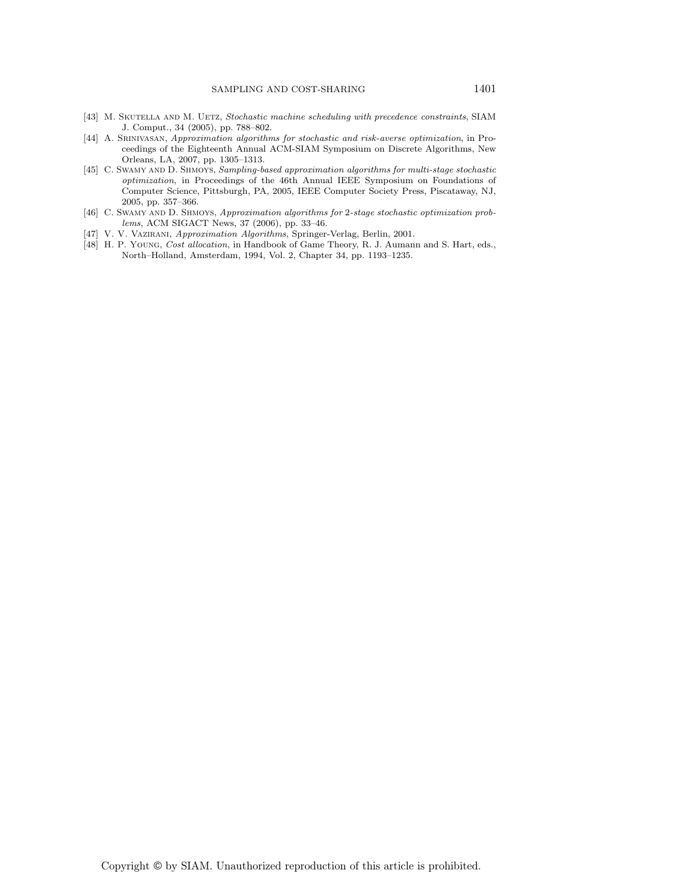[43] M. Skutella and M. Uetz, *Stochastic machine scheduling with precedence constraints*, SIAM J. Comput., 34 (2005), pp. 788–802.

[44] A. Srinivasan, *Approximation algorithms for stochastic and risk-averse optimization*, in Proceedings of the Eighteenth Annual ACM-SIAM Symposium on Discrete Algorithms, New Orleans, LA, 2007, pp. 1305–1313.

[45] C. Swamy and D. Shmoys, *Sampling-based approximation algorithms for multi-stage stochastic optimization*, in Proceedings of the 46th Annual IEEE Symposium on Foundations of Computer Science, Pittsburgh, PA, 2005, IEEE Computer Society Press, Piscataway, NJ, 2005, pp. 357–366.

[46] C. Swamy and D. Shmoys, *Approximation algorithms for* 2*-stage stochastic optimization problems*, ACM SIGACT News, 37 (2006), pp. 33–46.

[47] V. V. Vazirani, *Approximation Algorithms*, Springer-Verlag, Berlin, 2001.

[48] H. P. Young, *Cost allocation*, in Handbook of Game Theory, R. J. Aumann and S. Hart, eds., North–Holland, Amsterdam, 1994, Vol. 2, Chapter 34, pp. 1193–1235.